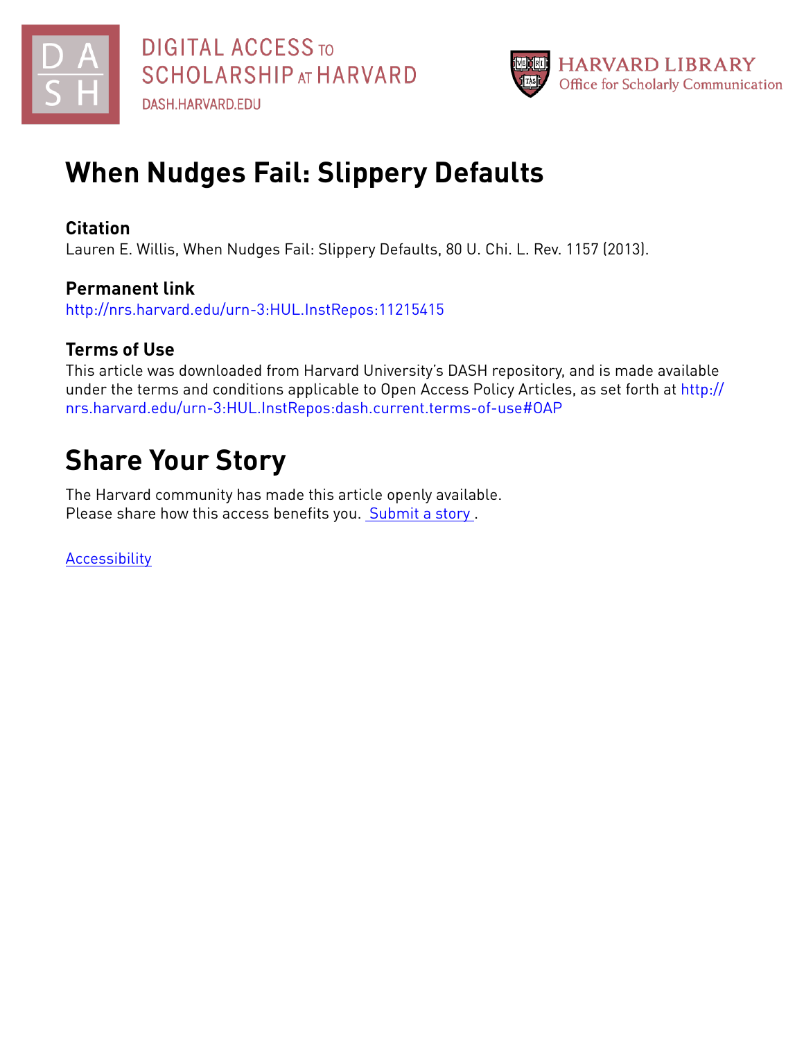DIGITAL ACCESS TO SCHOLARSHIP AT HARVARD

DASH.HARVARD.EDU

HARVARD LIBRARY
Office for Scholarly Communication

# When Nudges Fail: Slippery Defaults

## Citation

Lauren E. Willis, When Nudges Fail: Slippery Defaults, 80 U. Chi. L. Rev. 1157 (2013).

## Permanent link

http://nrs.harvard.edu/urn-3:HUL.InstRepos:11215415

## Terms of Use

This article was downloaded from Harvard University's DASH repository, and is made available under the terms and conditions applicable to Open Access Policy Articles, as set forth at http://nrs.harvard.edu/urn-3:HUL.InstRepos:dash.current.terms-of-use#OAP

# Share Your Story

The Harvard community has made this article openly available.
Please share how this access benefits you. Submit a story .

Accessibility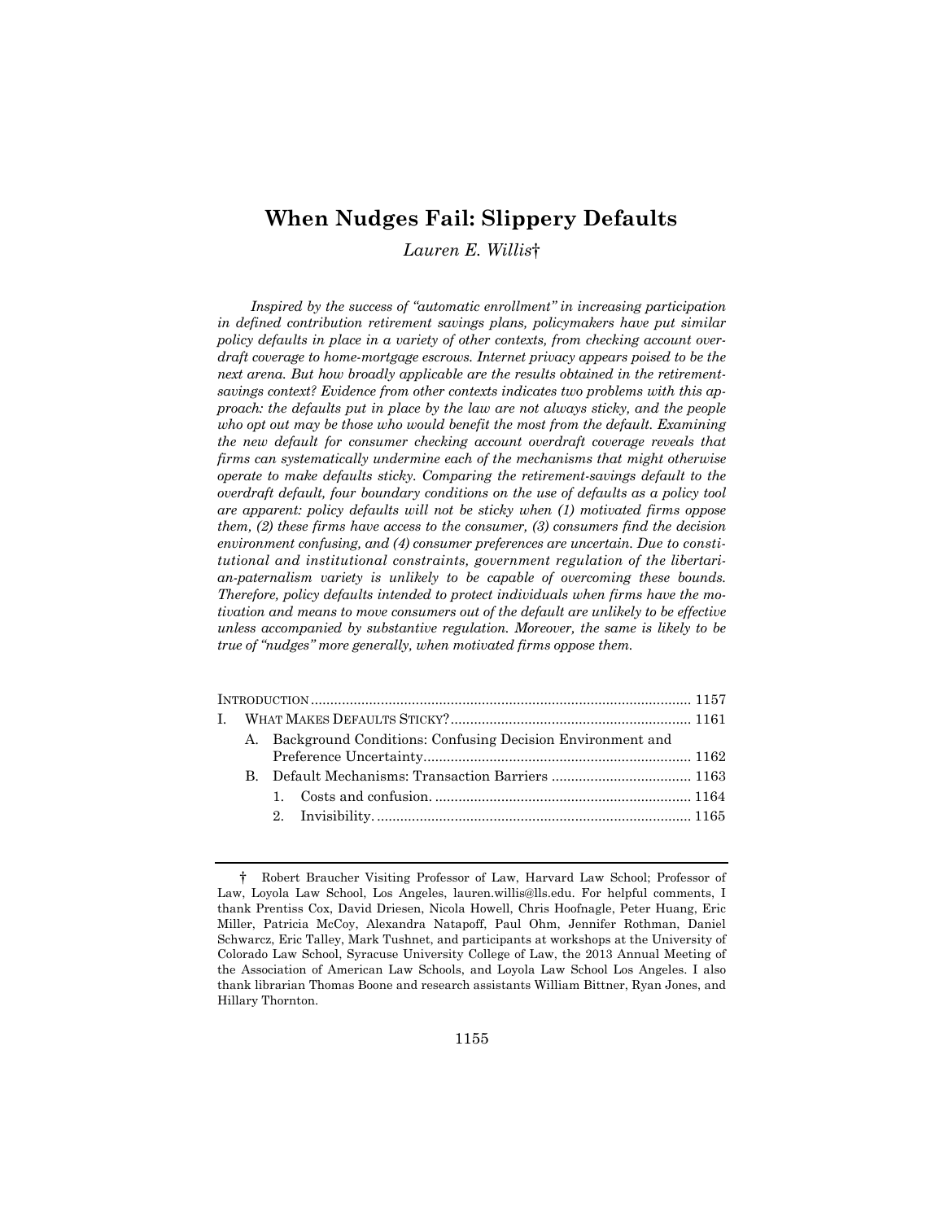# When Nudges Fail: Slippery Defaults

*Lauren E. Willis*†

*Inspired by the success of "automatic enrollment" in increasing participation in defined contribution retirement savings plans, policymakers have put similar policy defaults in place in a variety of other contexts, from checking account overdraft coverage to home-mortgage escrows. Internet privacy appears poised to be the next arena. But how broadly applicable are the results obtained in the retirement-savings context? Evidence from other contexts indicates two problems with this approach: the defaults put in place by the law are not always sticky, and the people who opt out may be those who would benefit the most from the default. Examining the new default for consumer checking account overdraft coverage reveals that firms can systematically undermine each of the mechanisms that might otherwise operate to make defaults sticky. Comparing the retirement-savings default to the overdraft default, four boundary conditions on the use of defaults as a policy tool are apparent: policy defaults will not be sticky when (1) motivated firms oppose them, (2) these firms have access to the consumer, (3) consumers find the decision environment confusing, and (4) consumer preferences are uncertain. Due to constitutional and institutional constraints, government regulation of the libertarian-paternalism variety is unlikely to be capable of overcoming these bounds. Therefore, policy defaults intended to protect individuals when firms have the motivation and means to move consumers out of the default are unlikely to be effective unless accompanied by substantive regulation. Moreover, the same is likely to be true of "nudges" more generally, when motivated firms oppose them.*

INTRODUCTION ........................................................................................ 1157

I. WHAT MAKES DEFAULTS STICKY? ..................................................... 1161

  A. Background Conditions: Confusing Decision Environment and Preference Uncertainty ........................................................... 1162

  B. Default Mechanisms: Transaction Barriers ................................... 1163

    1. Costs and confusion. ................................................................ 1164

    2. Invisibility. .............................................................................. 1165

---

† Robert Braucher Visiting Professor of Law, Harvard Law School; Professor of Law, Loyola Law School, Los Angeles, lauren.willis@lls.edu. For helpful comments, I thank Prentiss Cox, David Driesen, Nicola Howell, Chris Hoofnagle, Peter Huang, Eric Miller, Patricia McCoy, Alexandra Natapoff, Paul Ohm, Jennifer Rothman, Daniel Schwarcz, Eric Talley, Mark Tushnet, and participants at workshops at the University of Colorado Law School, Syracuse University College of Law, the 2013 Annual Meeting of the Association of American Law Schools, and Loyola Law School Los Angeles. I also thank librarian Thomas Boone and research assistants William Bittner, Ryan Jones, and Hillary Thornton.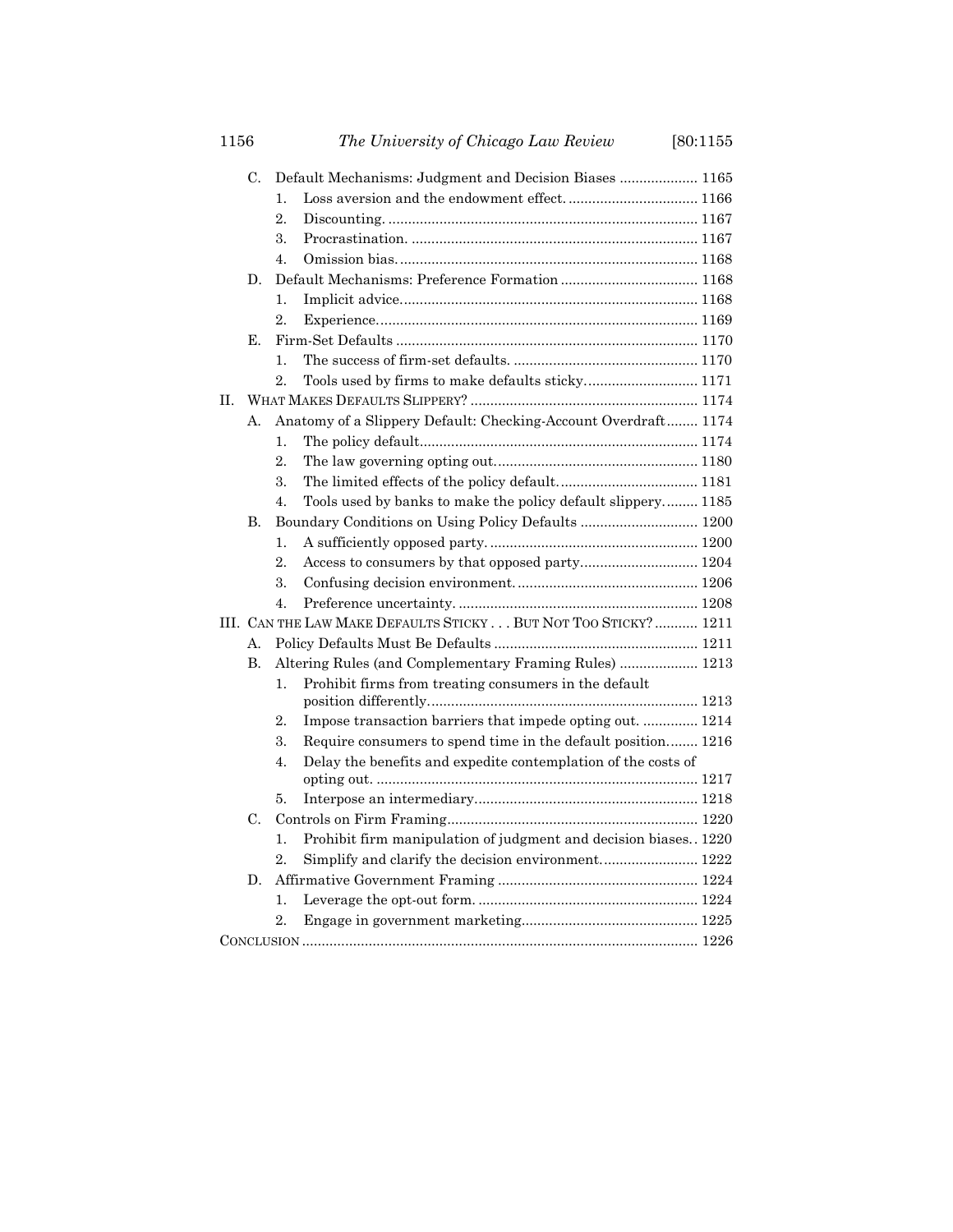- C. Default Mechanisms: Judgment and Decision Biases .................... 1165
  - 1. Loss aversion and the endowment effect. ................................ 1166
  - 2. Discounting. ........................................................................ 1167
  - 3. Procrastination. ................................................................... 1167
  - 4. Omission bias. ...................................................................... 1168
- D. Default Mechanisms: Preference Formation .................................. 1168
  - 1. Implicit advice. ...................................................................... 1168
  - 2. Experience. ............................................................................ 1169
- E. Firm-Set Defaults ........................................................................ 1170
  - 1. The success of firm-set defaults. ............................................ 1170
  - 2. Tools used by firms to make defaults sticky. ............................ 1171

II. WHAT MAKES DEFAULTS SLIPPERY? ........................................................ 1174

- A. Anatomy of a Slippery Default: Checking-Account Overdraft ........ 1174
  - 1. The policy default. ................................................................... 1174
  - 2. The law governing opting out. .................................................. 1180
  - 3. The limited effects of the policy default. .................................. 1181
  - 4. Tools used by banks to make the policy default slippery. ......... 1185
- B. Boundary Conditions on Using Policy Defaults ............................. 1200
  - 1. A sufficiently opposed party. .................................................... 1200
  - 2. Access to consumers by that opposed party. ............................. 1204
  - 3. Confusing decision environment. ............................................. 1206
  - 4. Preference uncertainty. ............................................................ 1208

III. CAN THE LAW MAKE DEFAULTS STICKY . . . BUT NOT TOO STICKY? ........... 1211

- A. Policy Defaults Must Be Defaults .................................................. 1211
- B. Altering Rules (and Complementary Framing Rules) .................... 1213
  - 1. Prohibit firms from treating consumers in the default position differently. ..................................................................... 1213
  - 2. Impose transaction barriers that impede opting out. .............. 1214
  - 3. Require consumers to spend time in the default position. ....... 1216
  - 4. Delay the benefits and expedite contemplation of the costs of opting out. ................................................................................ 1217
  - 5. Interpose an intermediary. ........................................................ 1218
- C. Controls on Firm Framing ............................................................... 1220
  - 1. Prohibit firm manipulation of judgment and decision biases. . 1220
  - 2. Simplify and clarify the decision environment. ........................ 1222
- D. Affirmative Government Framing .................................................. 1224
  - 1. Leverage the opt-out form. ....................................................... 1224
  - 2. Engage in government marketing. ............................................ 1225

CONCLUSION ................................................................................................... 1226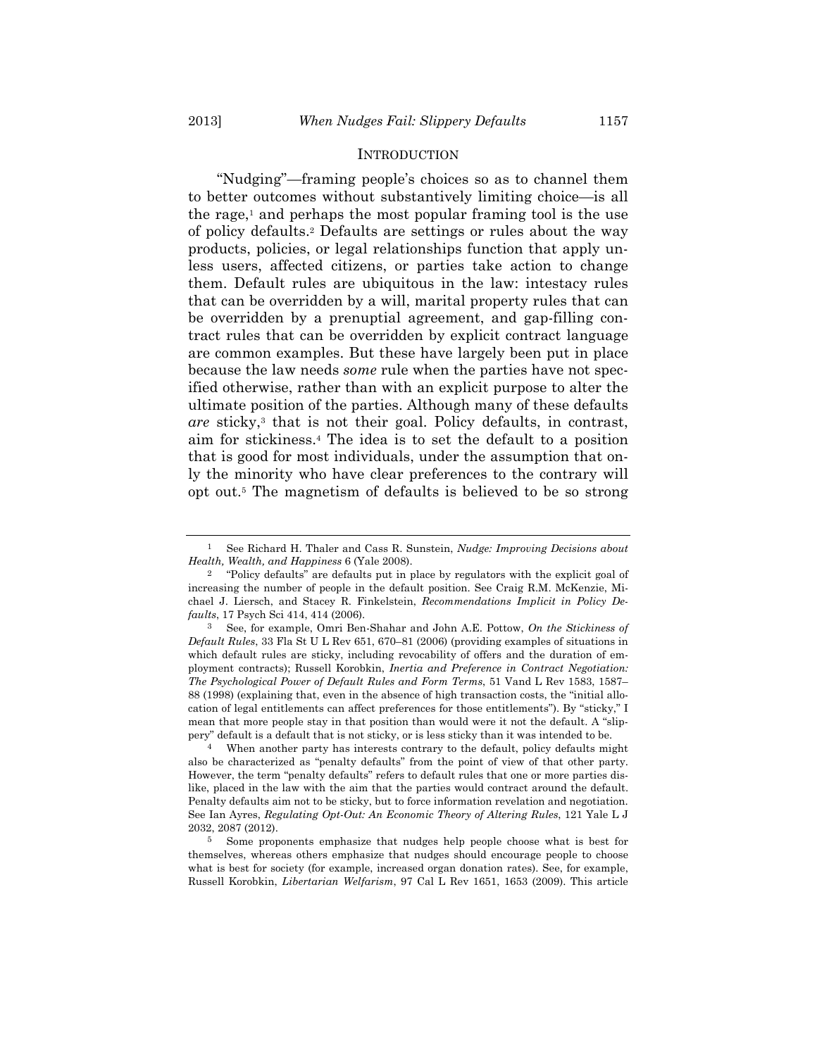## INTRODUCTION

"Nudging"—framing people's choices so as to channel them to better outcomes without substantively limiting choice—is all the rage,[1] and perhaps the most popular framing tool is the use of policy defaults.[2] Defaults are settings or rules about the way products, policies, or legal relationships function that apply unless users, affected citizens, or parties take action to change them. Default rules are ubiquitous in the law: intestacy rules that can be overridden by a will, marital property rules that can be overridden by a prenuptial agreement, and gap-filling contract rules that can be overridden by explicit contract language are common examples. But these have largely been put in place because the law needs *some* rule when the parties have not specified otherwise, rather than with an explicit purpose to alter the ultimate position of the parties. Although many of these defaults *are* sticky,[3] that is not their goal. Policy defaults, in contrast, aim for stickiness.[4] The idea is to set the default to a position that is good for most individuals, under the assumption that only the minority who have clear preferences to the contrary will opt out.[5] The magnetism of defaults is believed to be so strong

---

[1] See Richard H. Thaler and Cass R. Sunstein, *Nudge: Improving Decisions about Health, Wealth, and Happiness* 6 (Yale 2008).

[2] "Policy defaults" are defaults put in place by regulators with the explicit goal of increasing the number of people in the default position. See Craig R.M. McKenzie, Michael J. Liersch, and Stacey R. Finkelstein, *Recommendations Implicit in Policy Defaults*, 17 Psych Sci 414, 414 (2006).

[3] See, for example, Omri Ben-Shahar and John A.E. Pottow, *On the Stickiness of Default Rules*, 33 Fla St U L Rev 651, 670–81 (2006) (providing examples of situations in which default rules are sticky, including revocability of offers and the duration of employment contracts); Russell Korobkin, *Inertia and Preference in Contract Negotiation: The Psychological Power of Default Rules and Form Terms*, 51 Vand L Rev 1583, 1587–88 (1998) (explaining that, even in the absence of high transaction costs, the "initial allocation of legal entitlements can affect preferences for those entitlements"). By "sticky," I mean that more people stay in that position than would were it not the default. A "slippery" default is a default that is not sticky, or is less sticky than it was intended to be.

[4] When another party has interests contrary to the default, policy defaults might also be characterized as "penalty defaults" from the point of view of that other party. However, the term "penalty defaults" refers to default rules that one or more parties dislike, placed in the law with the aim that the parties would contract around the default. Penalty defaults aim not to be sticky, but to force information revelation and negotiation. See Ian Ayres, *Regulating Opt-Out: An Economic Theory of Altering Rules*, 121 Yale L J 2032, 2087 (2012).

[5] Some proponents emphasize that nudges help people choose what is best for themselves, whereas others emphasize that nudges should encourage people to choose what is best for society (for example, increased organ donation rates). See, for example, Russell Korobkin, *Libertarian Welfarism*, 97 Cal L Rev 1651, 1653 (2009). This article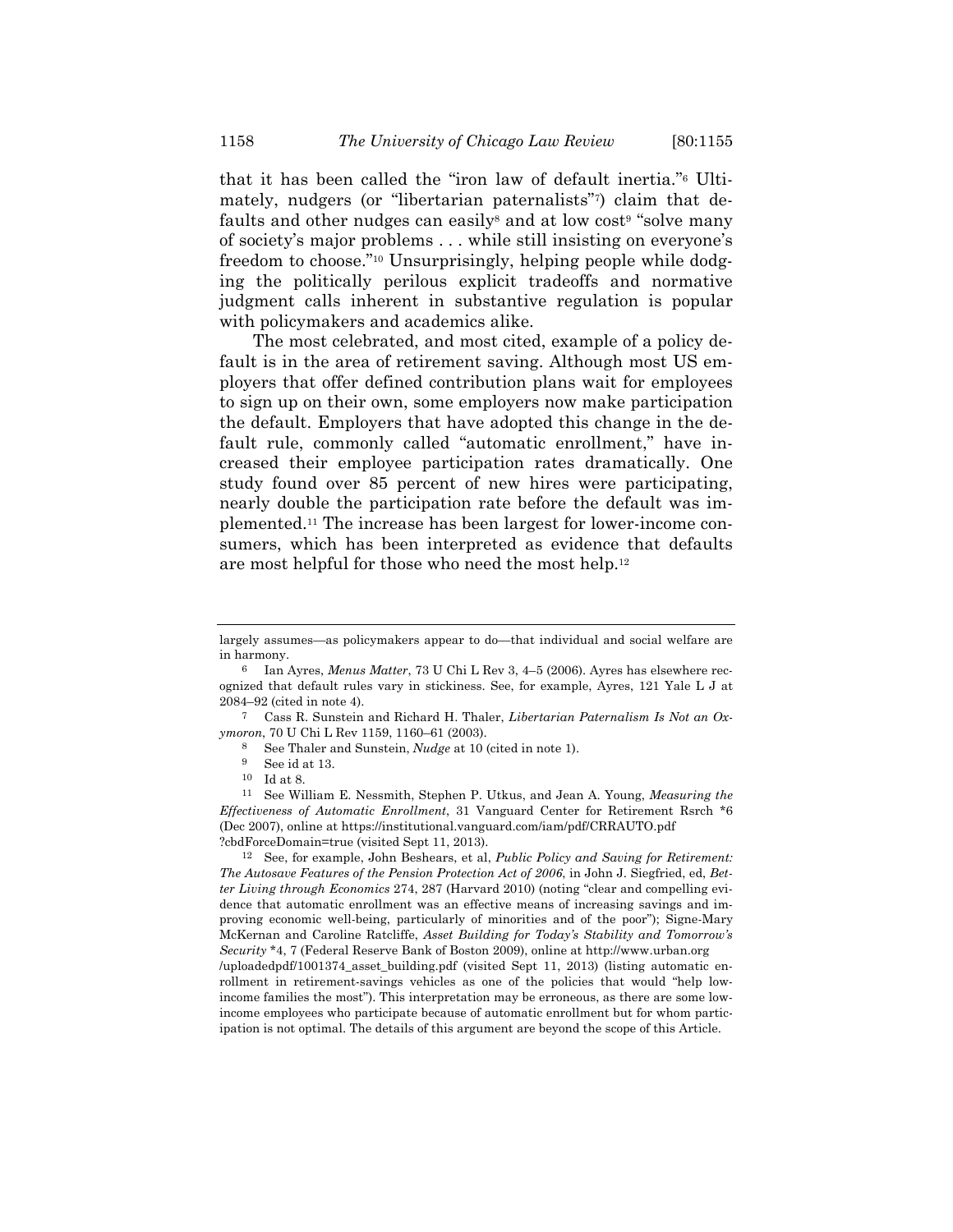that it has been called the "iron law of default inertia."[6] Ultimately, nudgers (or "libertarian paternalists"[7]) claim that defaults and other nudges can easily[8] and at low cost[9] "solve many of society's major problems . . . while still insisting on everyone's freedom to choose."[10] Unsurprisingly, helping people while dodging the politically perilous explicit tradeoffs and normative judgment calls inherent in substantive regulation is popular with policymakers and academics alike.

The most celebrated, and most cited, example of a policy default is in the area of retirement saving. Although most US employers that offer defined contribution plans wait for employees to sign up on their own, some employers now make participation the default. Employers that have adopted this change in the default rule, commonly called "automatic enrollment," have increased their employee participation rates dramatically. One study found over 85 percent of new hires were participating, nearly double the participation rate before the default was implemented.[11] The increase has been largest for lower-income consumers, which has been interpreted as evidence that defaults are most helpful for those who need the most help.[12]

---

largely assumes—as policymakers appear to do—that individual and social welfare are in harmony.

6 Ian Ayres, *Menus Matter*, 73 U Chi L Rev 3, 4–5 (2006). Ayres has elsewhere recognized that default rules vary in stickiness. See, for example, Ayres, 121 Yale L J at 2084–92 (cited in note 4).

7 Cass R. Sunstein and Richard H. Thaler, *Libertarian Paternalism Is Not an Oxymoron*, 70 U Chi L Rev 1159, 1160–61 (2003).

8 See Thaler and Sunstein, *Nudge* at 10 (cited in note 1).

9 See id at 13.

10 Id at 8.

11 See William E. Nessmith, Stephen P. Utkus, and Jean A. Young, *Measuring the Effectiveness of Automatic Enrollment*, 31 Vanguard Center for Retirement Rsrch *6 (Dec 2007), online at https://institutional.vanguard.com/iam/pdf/CRRAUTO.pdf?cbdForceDomain=true (visited Sept 11, 2013).

12 See, for example, John Beshears, et al, *Public Policy and Saving for Retirement: The Autosave Features of the Pension Protection Act of 2006*, in John J. Siegfried, ed, *Better Living through Economics* 274, 287 (Harvard 2010) (noting "clear and compelling evidence that automatic enrollment was an effective means of increasing savings and improving economic well-being, particularly of minorities and of the poor"); Signe-Mary McKernan and Caroline Ratcliffe, *Asset Building for Today's Stability and Tomorrow's Security* *4, 7 (Federal Reserve Bank of Boston 2009), online at http://www.urban.org/uploadedpdf/1001374_asset_building.pdf (visited Sept 11, 2013) (listing automatic enrollment in retirement-savings vehicles as one of the policies that would "help low-income families the most"). This interpretation may be erroneous, as there are some low-income employees who participate because of automatic enrollment but for whom participation is not optimal. The details of this argument are beyond the scope of this Article.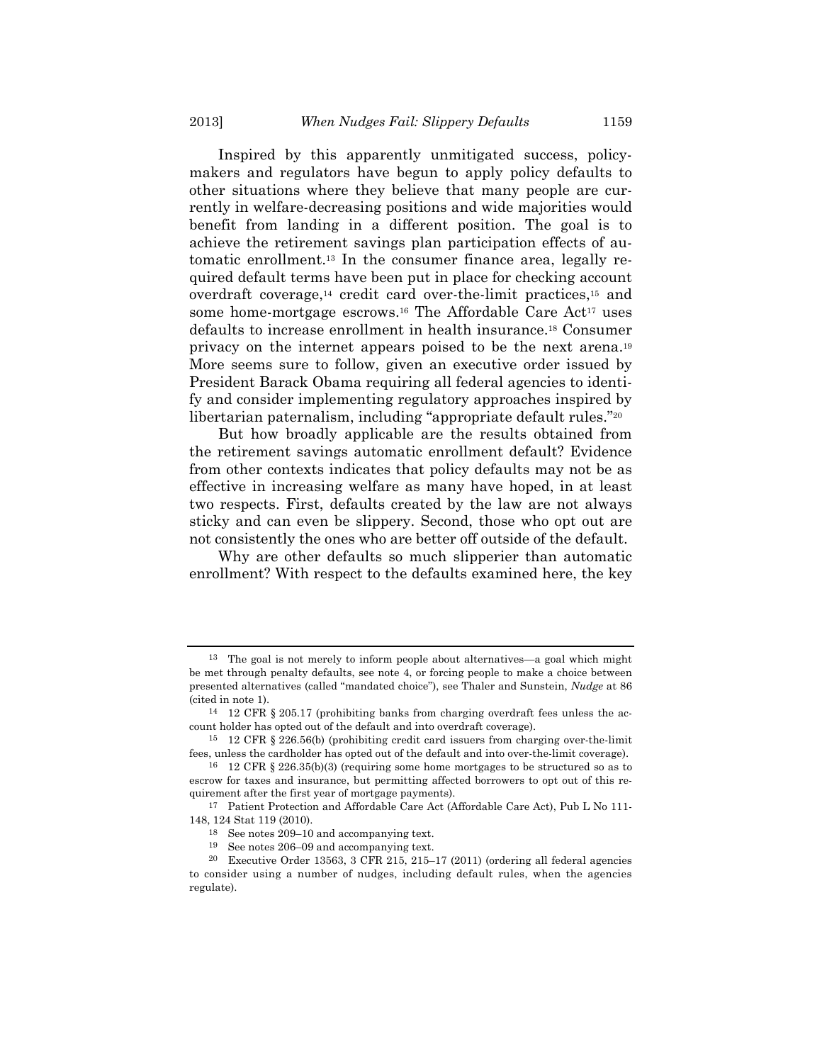Inspired by this apparently unmitigated success, policymakers and regulators have begun to apply policy defaults to other situations where they believe that many people are currently in welfare-decreasing positions and wide majorities would benefit from landing in a different position. The goal is to achieve the retirement savings plan participation effects of automatic enrollment.[13] In the consumer finance area, legally required default terms have been put in place for checking account overdraft coverage,[14] credit card over-the-limit practices,[15] and some home-mortgage escrows.[16] The Affordable Care Act[17] uses defaults to increase enrollment in health insurance.[18] Consumer privacy on the internet appears poised to be the next arena.[19] More seems sure to follow, given an executive order issued by President Barack Obama requiring all federal agencies to identify and consider implementing regulatory approaches inspired by libertarian paternalism, including "appropriate default rules."[20]

But how broadly applicable are the results obtained from the retirement savings automatic enrollment default? Evidence from other contexts indicates that policy defaults may not be as effective in increasing welfare as many have hoped, in at least two respects. First, defaults created by the law are not always sticky and can even be slippery. Second, those who opt out are not consistently the ones who are better off outside of the default.

Why are other defaults so much slipperier than automatic enrollment? With respect to the defaults examined here, the key

---

[13] The goal is not merely to inform people about alternatives—a goal which might be met through penalty defaults, see note 4, or forcing people to make a choice between presented alternatives (called "mandated choice"), see Thaler and Sunstein, *Nudge* at 86 (cited in note 1).

[14] 12 CFR § 205.17 (prohibiting banks from charging overdraft fees unless the account holder has opted out of the default and into overdraft coverage).

[15] 12 CFR § 226.56(b) (prohibiting credit card issuers from charging over-the-limit fees, unless the cardholder has opted out of the default and into over-the-limit coverage).

[16] 12 CFR § 226.35(b)(3) (requiring some home mortgages to be structured so as to escrow for taxes and insurance, but permitting affected borrowers to opt out of this requirement after the first year of mortgage payments).

[17] Patient Protection and Affordable Care Act (Affordable Care Act), Pub L No 111-148, 124 Stat 119 (2010).

[18] See notes 209–10 and accompanying text.

[19] See notes 206–09 and accompanying text.

[20] Executive Order 13563, 3 CFR 215, 215–17 (2011) (ordering all federal agencies to consider using a number of nudges, including default rules, when the agencies regulate).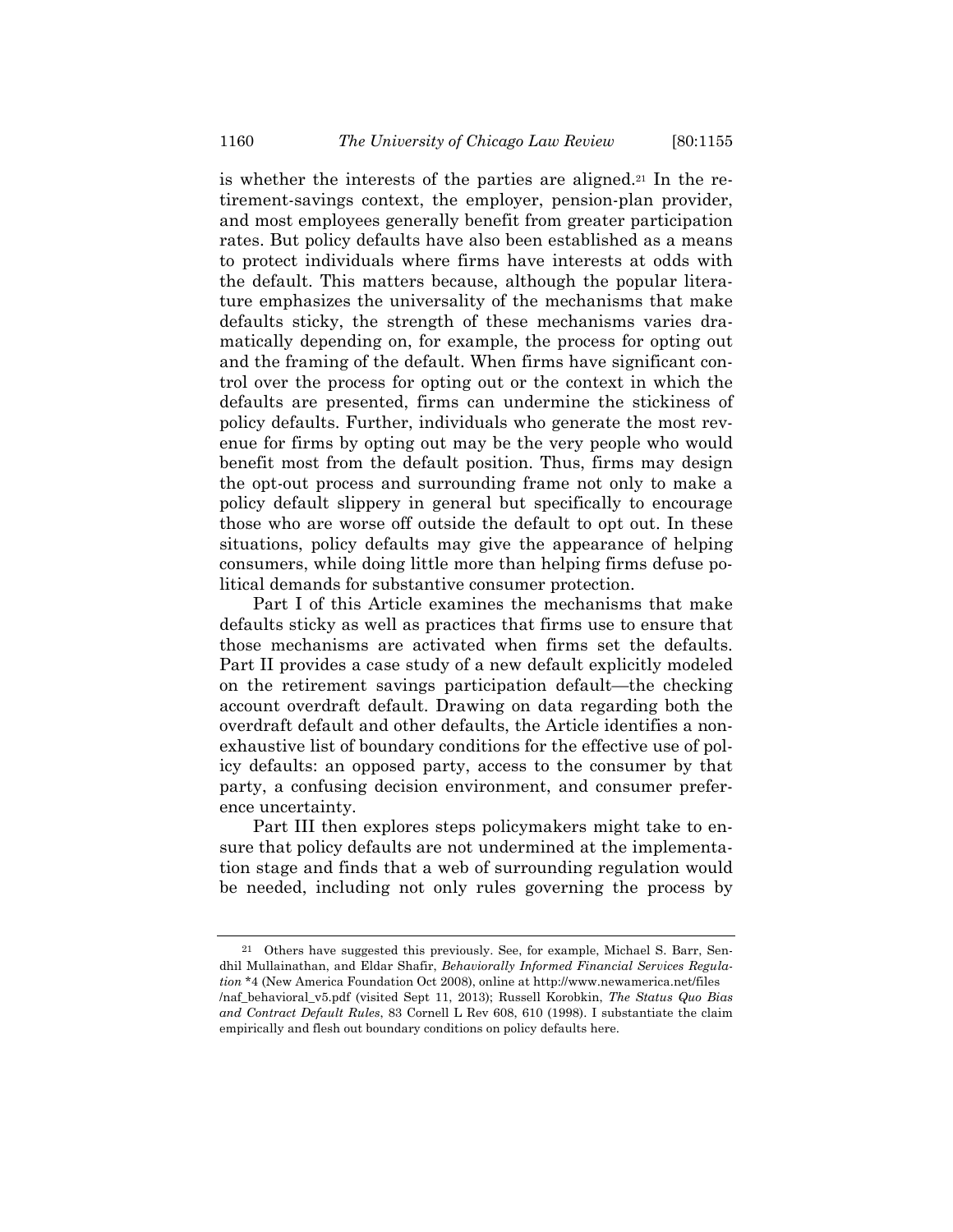is whether the interests of the parties are aligned.[21] In the retirement-savings context, the employer, pension-plan provider, and most employees generally benefit from greater participation rates. But policy defaults have also been established as a means to protect individuals where firms have interests at odds with the default. This matters because, although the popular literature emphasizes the universality of the mechanisms that make defaults sticky, the strength of these mechanisms varies dramatically depending on, for example, the process for opting out and the framing of the default. When firms have significant control over the process for opting out or the context in which the defaults are presented, firms can undermine the stickiness of policy defaults. Further, individuals who generate the most revenue for firms by opting out may be the very people who would benefit most from the default position. Thus, firms may design the opt-out process and surrounding frame not only to make a policy default slippery in general but specifically to encourage those who are worse off outside the default to opt out. In these situations, policy defaults may give the appearance of helping consumers, while doing little more than helping firms defuse political demands for substantive consumer protection.

Part I of this Article examines the mechanisms that make defaults sticky as well as practices that firms use to ensure that those mechanisms are activated when firms set the defaults. Part II provides a case study of a new default explicitly modeled on the retirement savings participation default—the checking account overdraft default. Drawing on data regarding both the overdraft default and other defaults, the Article identifies a nonexhaustive list of boundary conditions for the effective use of policy defaults: an opposed party, access to the consumer by that party, a confusing decision environment, and consumer preference uncertainty.

Part III then explores steps policymakers might take to ensure that policy defaults are not undermined at the implementation stage and finds that a web of surrounding regulation would be needed, including not only rules governing the process by

---

[21] Others have suggested this previously. See, for example, Michael S. Barr, Sendhil Mullainathan, and Eldar Shafir, *Behaviorally Informed Financial Services Regulation* *4 (New America Foundation Oct 2008), online at http://www.newamerica.net/files/naf_behavioral_v5.pdf (visited Sept 11, 2013); Russell Korobkin, *The Status Quo Bias and Contract Default Rules*, 83 Cornell L Rev 608, 610 (1998). I substantiate the claim empirically and flesh out boundary conditions on policy defaults here.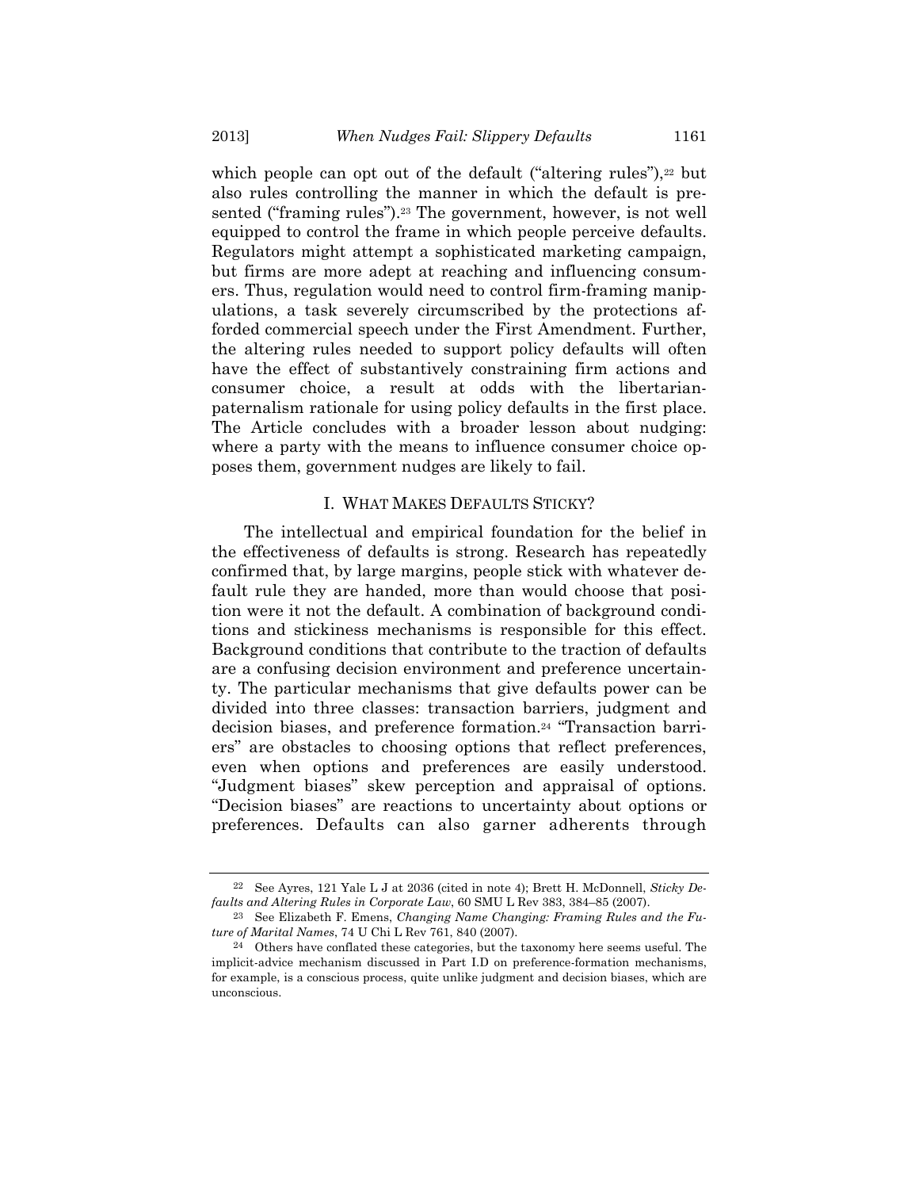which people can opt out of the default ("altering rules"),[22] but also rules controlling the manner in which the default is presented ("framing rules").[23] The government, however, is not well equipped to control the frame in which people perceive defaults. Regulators might attempt a sophisticated marketing campaign, but firms are more adept at reaching and influencing consumers. Thus, regulation would need to control firm-framing manipulations, a task severely circumscribed by the protections afforded commercial speech under the First Amendment. Further, the altering rules needed to support policy defaults will often have the effect of substantively constraining firm actions and consumer choice, a result at odds with the libertarian-paternalism rationale for using policy defaults in the first place. The Article concludes with a broader lesson about nudging: where a party with the means to influence consumer choice opposes them, government nudges are likely to fail.

## I. WHAT MAKES DEFAULTS STICKY?

The intellectual and empirical foundation for the belief in the effectiveness of defaults is strong. Research has repeatedly confirmed that, by large margins, people stick with whatever default rule they are handed, more than would choose that position were it not the default. A combination of background conditions and stickiness mechanisms is responsible for this effect. Background conditions that contribute to the traction of defaults are a confusing decision environment and preference uncertainty. The particular mechanisms that give defaults power can be divided into three classes: transaction barriers, judgment and decision biases, and preference formation.[24] "Transaction barriers" are obstacles to choosing options that reflect preferences, even when options and preferences are easily understood. "Judgment biases" skew perception and appraisal of options. "Decision biases" are reactions to uncertainty about options or preferences. Defaults can also garner adherents through

---

[22] See Ayres, 121 Yale L J at 2036 (cited in note 4); Brett H. McDonnell, *Sticky Defaults and Altering Rules in Corporate Law*, 60 SMU L Rev 383, 384–85 (2007).

[23] See Elizabeth F. Emens, *Changing Name Changing: Framing Rules and the Future of Marital Names*, 74 U Chi L Rev 761, 840 (2007).

[24] Others have conflated these categories, but the taxonomy here seems useful. The implicit-advice mechanism discussed in Part I.D on preference-formation mechanisms, for example, is a conscious process, quite unlike judgment and decision biases, which are unconscious.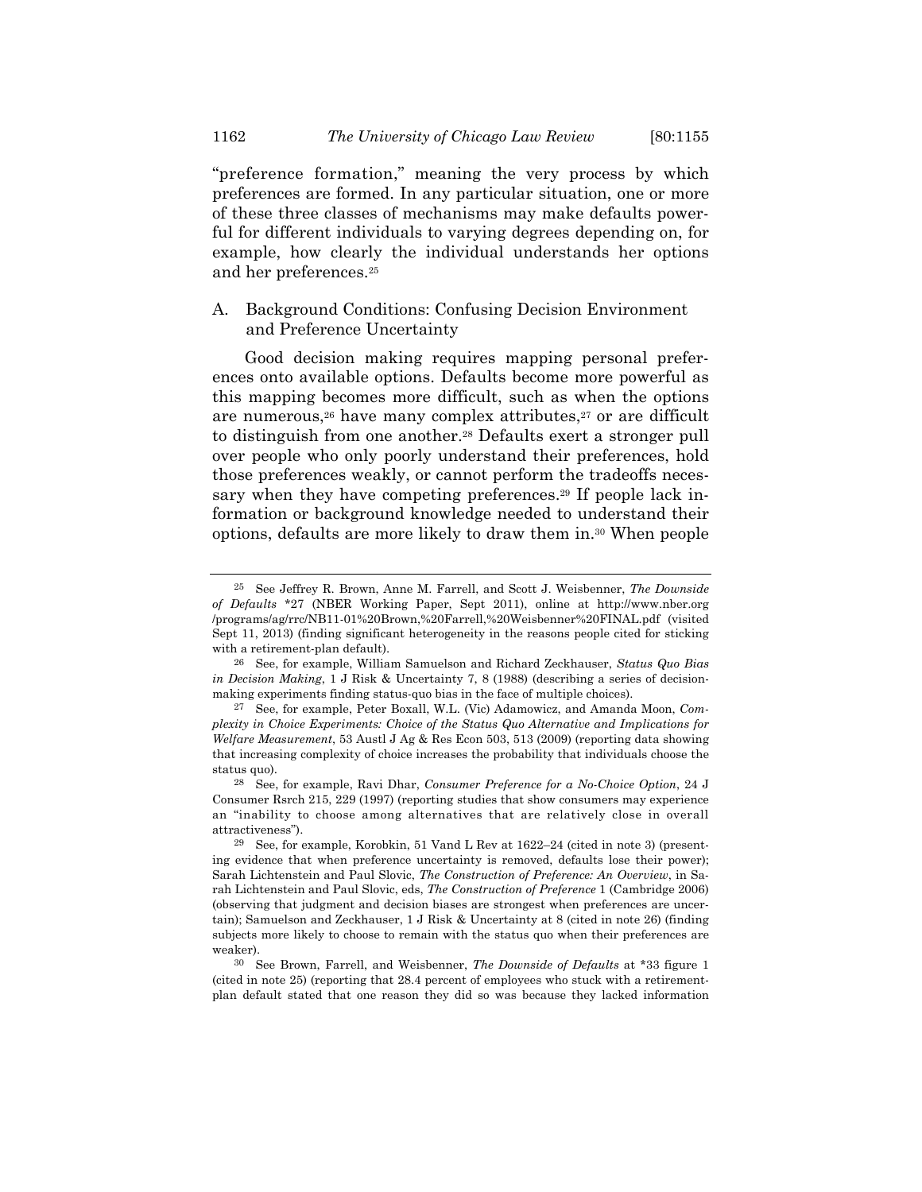"preference formation," meaning the very process by which preferences are formed. In any particular situation, one or more of these three classes of mechanisms may make defaults powerful for different individuals to varying degrees depending on, for example, how clearly the individual understands her options and her preferences.[25]

### A. Background Conditions: Confusing Decision Environment and Preference Uncertainty

Good decision making requires mapping personal preferences onto available options. Defaults become more powerful as this mapping becomes more difficult, such as when the options are numerous,[26] have many complex attributes,[27] or are difficult to distinguish from one another.[28] Defaults exert a stronger pull over people who only poorly understand their preferences, hold those preferences weakly, or cannot perform the tradeoffs necessary when they have competing preferences.[29] If people lack information or background knowledge needed to understand their options, defaults are more likely to draw them in.[30] When people

---

[25] See Jeffrey R. Brown, Anne M. Farrell, and Scott J. Weisbenner, *The Downside of Defaults* *27 (NBER Working Paper, Sept 2011), online at http://www.nber.org/programs/ag/rrc/NB11-01%20Brown,%20Farrell,%20Weisbenner%20FINAL.pdf (visited Sept 11, 2013) (finding significant heterogeneity in the reasons people cited for sticking with a retirement-plan default).

[26] See, for example, William Samuelson and Richard Zeckhauser, *Status Quo Bias in Decision Making*, 1 J Risk & Uncertainty 7, 8 (1988) (describing a series of decision-making experiments finding status-quo bias in the face of multiple choices).

[27] See, for example, Peter Boxall, W.L. (Vic) Adamowicz, and Amanda Moon, *Complexity in Choice Experiments: Choice of the Status Quo Alternative and Implications for Welfare Measurement*, 53 Austl J Ag & Res Econ 503, 513 (2009) (reporting data showing that increasing complexity of choice increases the probability that individuals choose the status quo).

[28] See, for example, Ravi Dhar, *Consumer Preference for a No-Choice Option*, 24 J Consumer Rsrch 215, 229 (1997) (reporting studies that show consumers may experience an "inability to choose among alternatives that are relatively close in overall attractiveness").

[29] See, for example, Korobkin, 51 Vand L Rev at 1622–24 (cited in note 3) (presenting evidence that when preference uncertainty is removed, defaults lose their power); Sarah Lichtenstein and Paul Slovic, *The Construction of Preference: An Overview*, in Sarah Lichtenstein and Paul Slovic, eds, *The Construction of Preference* 1 (Cambridge 2006) (observing that judgment and decision biases are strongest when preferences are uncertain); Samuelson and Zeckhauser, 1 J Risk & Uncertainty at 8 (cited in note 26) (finding subjects more likely to choose to remain with the status quo when their preferences are weaker).

[30] See Brown, Farrell, and Weisbenner, *The Downside of Defaults* at *33 figure 1 (cited in note 25) (reporting that 28.4 percent of employees who stuck with a retirement-plan default stated that one reason they did so was because they lacked information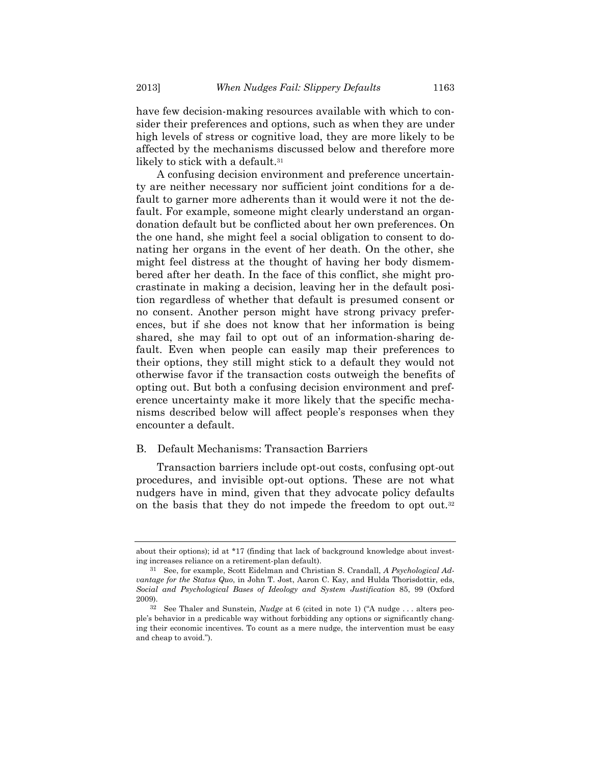have few decision-making resources available with which to consider their preferences and options, such as when they are under high levels of stress or cognitive load, they are more likely to be affected by the mechanisms discussed below and therefore more likely to stick with a default.[31]

A confusing decision environment and preference uncertainty are neither necessary nor sufficient joint conditions for a default to garner more adherents than it would were it not the default. For example, someone might clearly understand an organ-donation default but be conflicted about her own preferences. On the one hand, she might feel a social obligation to consent to donating her organs in the event of her death. On the other, she might feel distress at the thought of having her body dismembered after her death. In the face of this conflict, she might procrastinate in making a decision, leaving her in the default position regardless of whether that default is presumed consent or no consent. Another person might have strong privacy preferences, but if she does not know that her information is being shared, she may fail to opt out of an information-sharing default. Even when people can easily map their preferences to their options, they still might stick to a default they would not otherwise favor if the transaction costs outweigh the benefits of opting out. But both a confusing decision environment and preference uncertainty make it more likely that the specific mechanisms described below will affect people's responses when they encounter a default.

## B. Default Mechanisms: Transaction Barriers

Transaction barriers include opt-out costs, confusing opt-out procedures, and invisible opt-out options. These are not what nudgers have in mind, given that they advocate policy defaults on the basis that they do not impede the freedom to opt out.[32]

---

about their options); id at *17 (finding that lack of background knowledge about investing increases reliance on a retirement-plan default).

[31] See, for example, Scott Eidelman and Christian S. Crandall, *A Psychological Advantage for the Status Quo*, in John T. Jost, Aaron C. Kay, and Hulda Thorisdottir, eds, *Social and Psychological Bases of Ideology and System Justification* 85, 99 (Oxford 2009).

[32] See Thaler and Sunstein, *Nudge* at 6 (cited in note 1) ("A nudge . . . alters people's behavior in a predicable way without forbidding any options or significantly changing their economic incentives. To count as a mere nudge, the intervention must be easy and cheap to avoid.").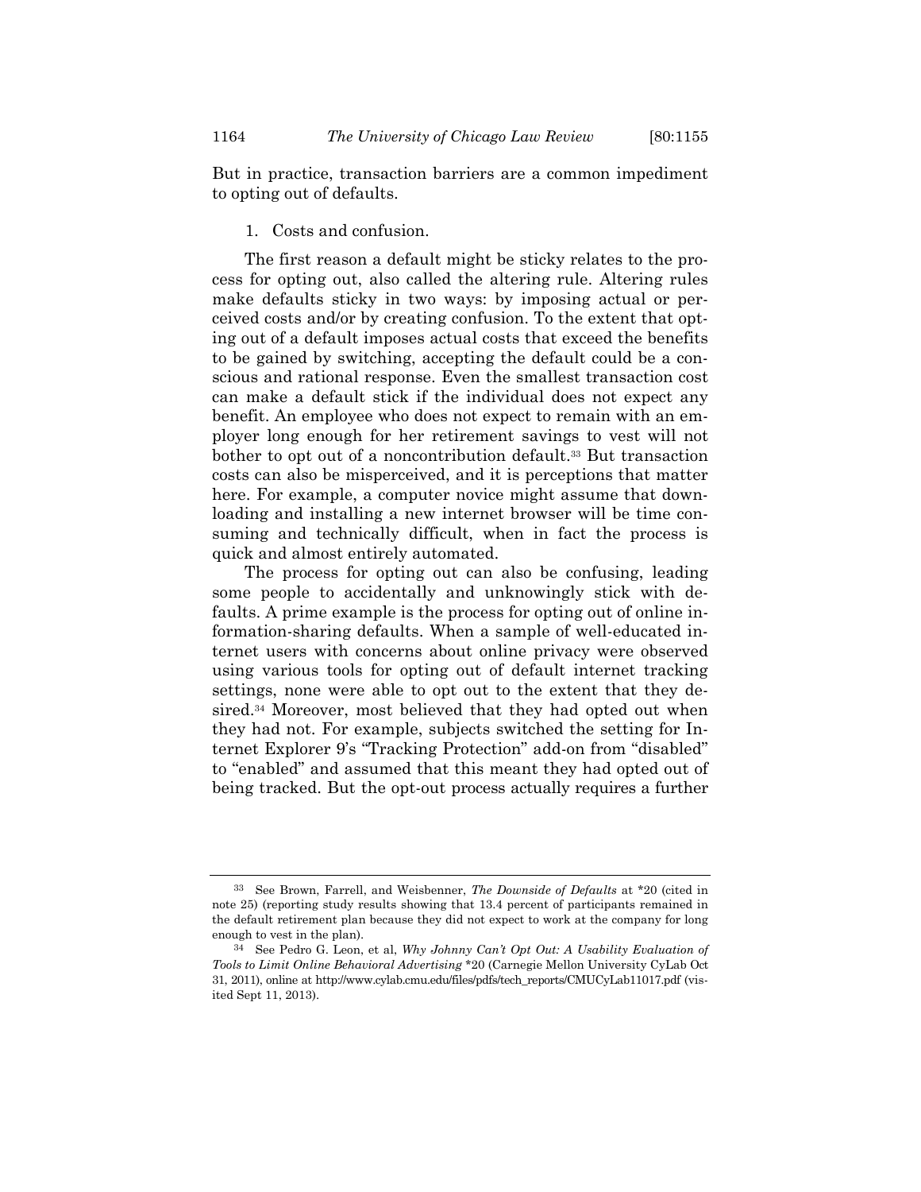But in practice, transaction barriers are a common impediment to opting out of defaults.

1. Costs and confusion.

The first reason a default might be sticky relates to the process for opting out, also called the altering rule. Altering rules make defaults sticky in two ways: by imposing actual or perceived costs and/or by creating confusion. To the extent that opting out of a default imposes actual costs that exceed the benefits to be gained by switching, accepting the default could be a conscious and rational response. Even the smallest transaction cost can make a default stick if the individual does not expect any benefit. An employee who does not expect to remain with an employer long enough for her retirement savings to vest will not bother to opt out of a noncontribution default.[33] But transaction costs can also be misperceived, and it is perceptions that matter here. For example, a computer novice might assume that downloading and installing a new internet browser will be time consuming and technically difficult, when in fact the process is quick and almost entirely automated.

The process for opting out can also be confusing, leading some people to accidentally and unknowingly stick with defaults. A prime example is the process for opting out of online information-sharing defaults. When a sample of well-educated internet users with concerns about online privacy were observed using various tools for opting out of default internet tracking settings, none were able to opt out to the extent that they desired.[34] Moreover, most believed that they had opted out when they had not. For example, subjects switched the setting for Internet Explorer 9's "Tracking Protection" add-on from "disabled" to "enabled" and assumed that this meant they had opted out of being tracked. But the opt-out process actually requires a further

---

33 See Brown, Farrell, and Weisbenner, *The Downside of Defaults* at *20 (cited in note 25) (reporting study results showing that 13.4 percent of participants remained in the default retirement plan because they did not expect to work at the company for long enough to vest in the plan).

34 See Pedro G. Leon, et al, *Why Johnny Can't Opt Out: A Usability Evaluation of Tools to Limit Online Behavioral Advertising* *20 (Carnegie Mellon University CyLab Oct 31, 2011), online at http://www.cylab.cmu.edu/files/pdfs/tech_reports/CMUCyLab11017.pdf (visited Sept 11, 2013).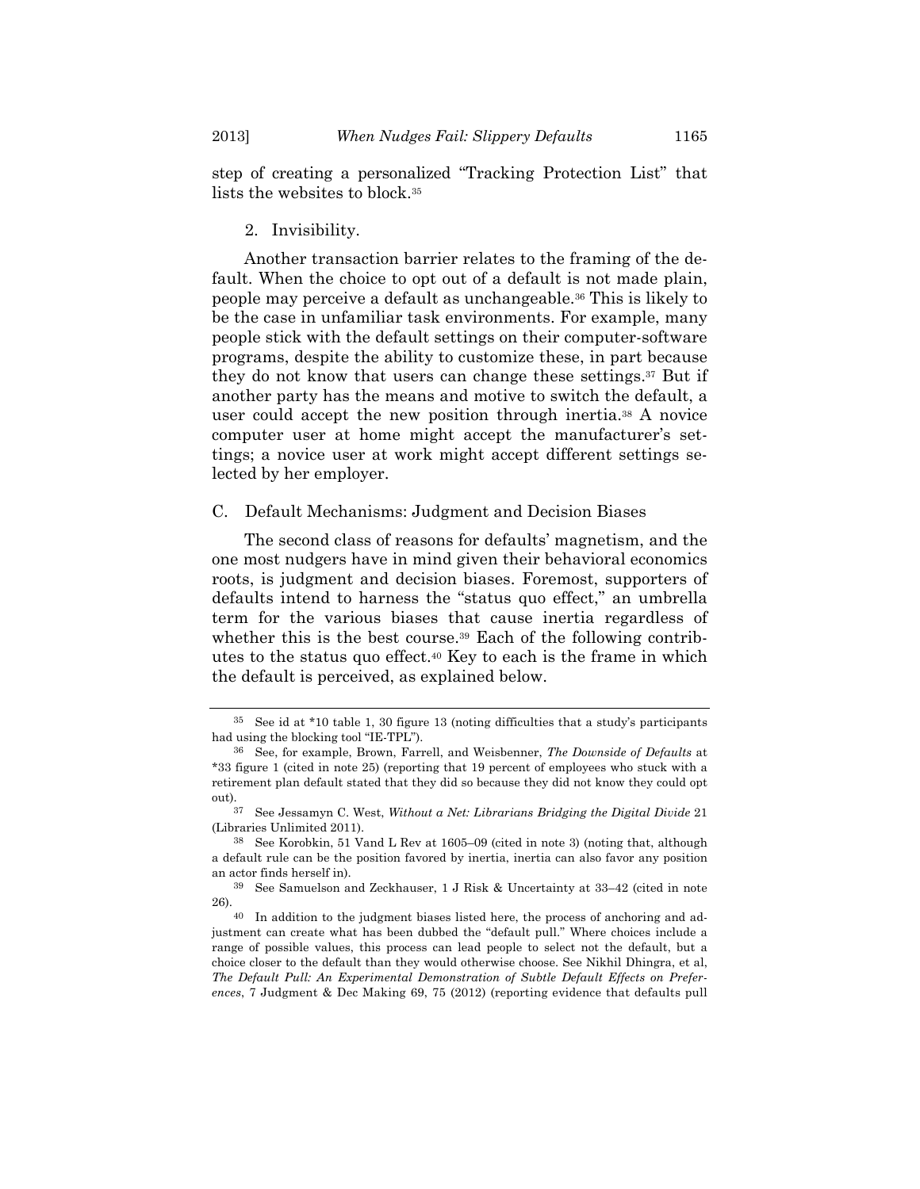step of creating a personalized "Tracking Protection List" that lists the websites to block.[35]

2. Invisibility.

Another transaction barrier relates to the framing of the default. When the choice to opt out of a default is not made plain, people may perceive a default as unchangeable.[36] This is likely to be the case in unfamiliar task environments. For example, many people stick with the default settings on their computer-software programs, despite the ability to customize these, in part because they do not know that users can change these settings.[37] But if another party has the means and motive to switch the default, a user could accept the new position through inertia.[38] A novice computer user at home might accept the manufacturer's settings; a novice user at work might accept different settings selected by her employer.

### C. Default Mechanisms: Judgment and Decision Biases

The second class of reasons for defaults' magnetism, and the one most nudgers have in mind given their behavioral economics roots, is judgment and decision biases. Foremost, supporters of defaults intend to harness the "status quo effect," an umbrella term for the various biases that cause inertia regardless of whether this is the best course.[39] Each of the following contributes to the status quo effect.[40] Key to each is the frame in which the default is perceived, as explained below.

---

[35] See id at *10 table 1, 30 figure 13 (noting difficulties that a study's participants had using the blocking tool "IE-TPL").

[36] See, for example, Brown, Farrell, and Weisbenner, *The Downside of Defaults* at *33 figure 1 (cited in note 25) (reporting that 19 percent of employees who stuck with a retirement plan default stated that they did so because they did not know they could opt out).

[37] See Jessamyn C. West, *Without a Net: Librarians Bridging the Digital Divide* 21 (Libraries Unlimited 2011).

[38] See Korobkin, 51 Vand L Rev at 1605–09 (cited in note 3) (noting that, although a default rule can be the position favored by inertia, inertia can also favor any position an actor finds herself in).

[39] See Samuelson and Zeckhauser, 1 J Risk & Uncertainty at 33–42 (cited in note 26).

[40] In addition to the judgment biases listed here, the process of anchoring and adjustment can create what has been dubbed the "default pull." Where choices include a range of possible values, this process can lead people to select not the default, but a choice closer to the default than they would otherwise choose. See Nikhil Dhingra, et al, *The Default Pull: An Experimental Demonstration of Subtle Default Effects on Preferences*, 7 Judgment & Dec Making 69, 75 (2012) (reporting evidence that defaults pull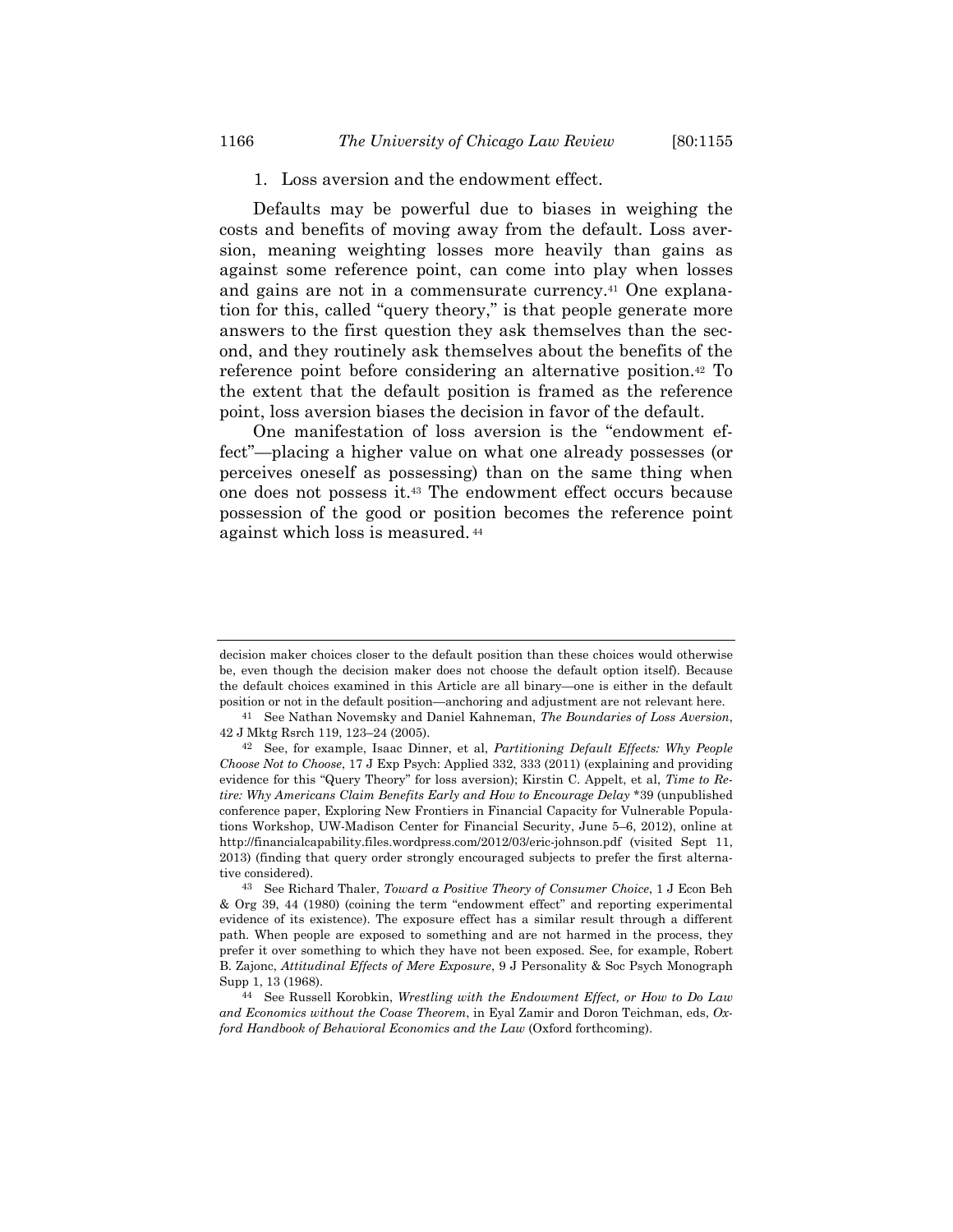### 1. Loss aversion and the endowment effect.

Defaults may be powerful due to biases in weighing the costs and benefits of moving away from the default. Loss aversion, meaning weighting losses more heavily than gains as against some reference point, can come into play when losses and gains are not in a commensurate currency.[41] One explanation for this, called "query theory," is that people generate more answers to the first question they ask themselves than the second, and they routinely ask themselves about the benefits of the reference point before considering an alternative position.[42] To the extent that the default position is framed as the reference point, loss aversion biases the decision in favor of the default.

One manifestation of loss aversion is the "endowment effect"—placing a higher value on what one already possesses (or perceives oneself as possessing) than on the same thing when one does not possess it.[43] The endowment effect occurs because possession of the good or position becomes the reference point against which loss is measured.[44]

---

decision maker choices closer to the default position than these choices would otherwise be, even though the decision maker does not choose the default option itself). Because the default choices examined in this Article are all binary—one is either in the default position or not in the default position—anchoring and adjustment are not relevant here.

[41] See Nathan Novemsky and Daniel Kahneman, *The Boundaries of Loss Aversion*, 42 J Mktg Rsrch 119, 123–24 (2005).

[42] See, for example, Isaac Dinner, et al, *Partitioning Default Effects: Why People Choose Not to Choose*, 17 J Exp Psych: Applied 332, 333 (2011) (explaining and providing evidence for this "Query Theory" for loss aversion); Kirstin C. Appelt, et al, *Time to Retire: Why Americans Claim Benefits Early and How to Encourage Delay* *39 (unpublished conference paper, Exploring New Frontiers in Financial Capacity for Vulnerable Populations Workshop, UW-Madison Center for Financial Security, June 5–6, 2012), online at http://financialcapability.files.wordpress.com/2012/03/eric-johnson.pdf (visited Sept 11, 2013) (finding that query order strongly encouraged subjects to prefer the first alternative considered).

[43] See Richard Thaler, *Toward a Positive Theory of Consumer Choice*, 1 J Econ Beh & Org 39, 44 (1980) (coining the term "endowment effect" and reporting experimental evidence of its existence). The exposure effect has a similar result through a different path. When people are exposed to something and are not harmed in the process, they prefer it over something to which they have not been exposed. See, for example, Robert B. Zajonc, *Attitudinal Effects of Mere Exposure*, 9 J Personality & Soc Psych Monograph Supp 1, 13 (1968).

[44] See Russell Korobkin, *Wrestling with the Endowment Effect, or How to Do Law and Economics without the Coase Theorem*, in Eyal Zamir and Doron Teichman, eds, *Oxford Handbook of Behavioral Economics and the Law* (Oxford forthcoming).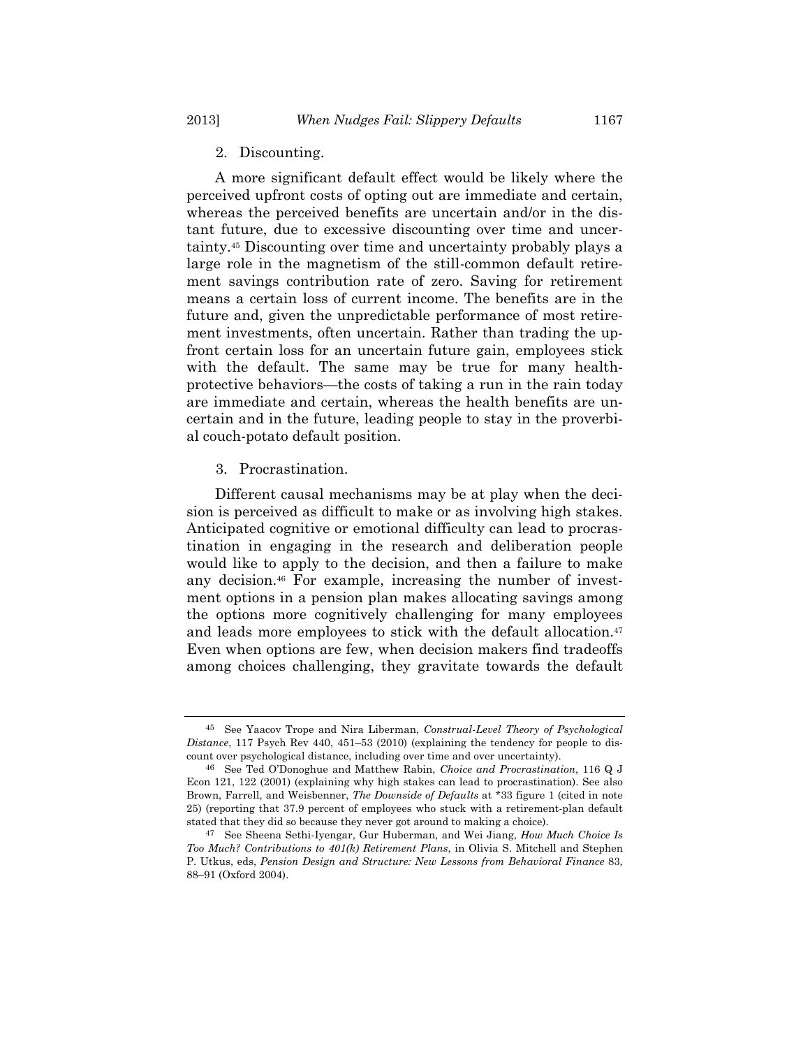### 2. Discounting.

A more significant default effect would be likely where the perceived upfront costs of opting out are immediate and certain, whereas the perceived benefits are uncertain and/or in the distant future, due to excessive discounting over time and uncertainty.[45] Discounting over time and uncertainty probably plays a large role in the magnetism of the still-common default retirement savings contribution rate of zero. Saving for retirement means a certain loss of current income. The benefits are in the future and, given the unpredictable performance of most retirement investments, often uncertain. Rather than trading the upfront certain loss for an uncertain future gain, employees stick with the default. The same may be true for many health-protective behaviors—the costs of taking a run in the rain today are immediate and certain, whereas the health benefits are uncertain and in the future, leading people to stay in the proverbial couch-potato default position.

### 3. Procrastination.

Different causal mechanisms may be at play when the decision is perceived as difficult to make or as involving high stakes. Anticipated cognitive or emotional difficulty can lead to procrastination in engaging in the research and deliberation people would like to apply to the decision, and then a failure to make any decision.[46] For example, increasing the number of investment options in a pension plan makes allocating savings among the options more cognitively challenging for many employees and leads more employees to stick with the default allocation.[47] Even when options are few, when decision makers find tradeoffs among choices challenging, they gravitate towards the default

---

[45] See Yaacov Trope and Nira Liberman, *Construal-Level Theory of Psychological Distance*, 117 Psych Rev 440, 451–53 (2010) (explaining the tendency for people to discount over psychological distance, including over time and over uncertainty).

[46] See Ted O'Donoghue and Matthew Rabin, *Choice and Procrastination*, 116 Q J Econ 121, 122 (2001) (explaining why high stakes can lead to procrastination). See also Brown, Farrell, and Weisbenner, *The Downside of Defaults* at *33 figure 1 (cited in note 25) (reporting that 37.9 percent of employees who stuck with a retirement-plan default stated that they did so because they never got around to making a choice).

[47] See Sheena Sethi-Iyengar, Gur Huberman, and Wei Jiang, *How Much Choice Is Too Much? Contributions to 401(k) Retirement Plans*, in Olivia S. Mitchell and Stephen P. Utkus, eds, *Pension Design and Structure: New Lessons from Behavioral Finance* 83, 88–91 (Oxford 2004).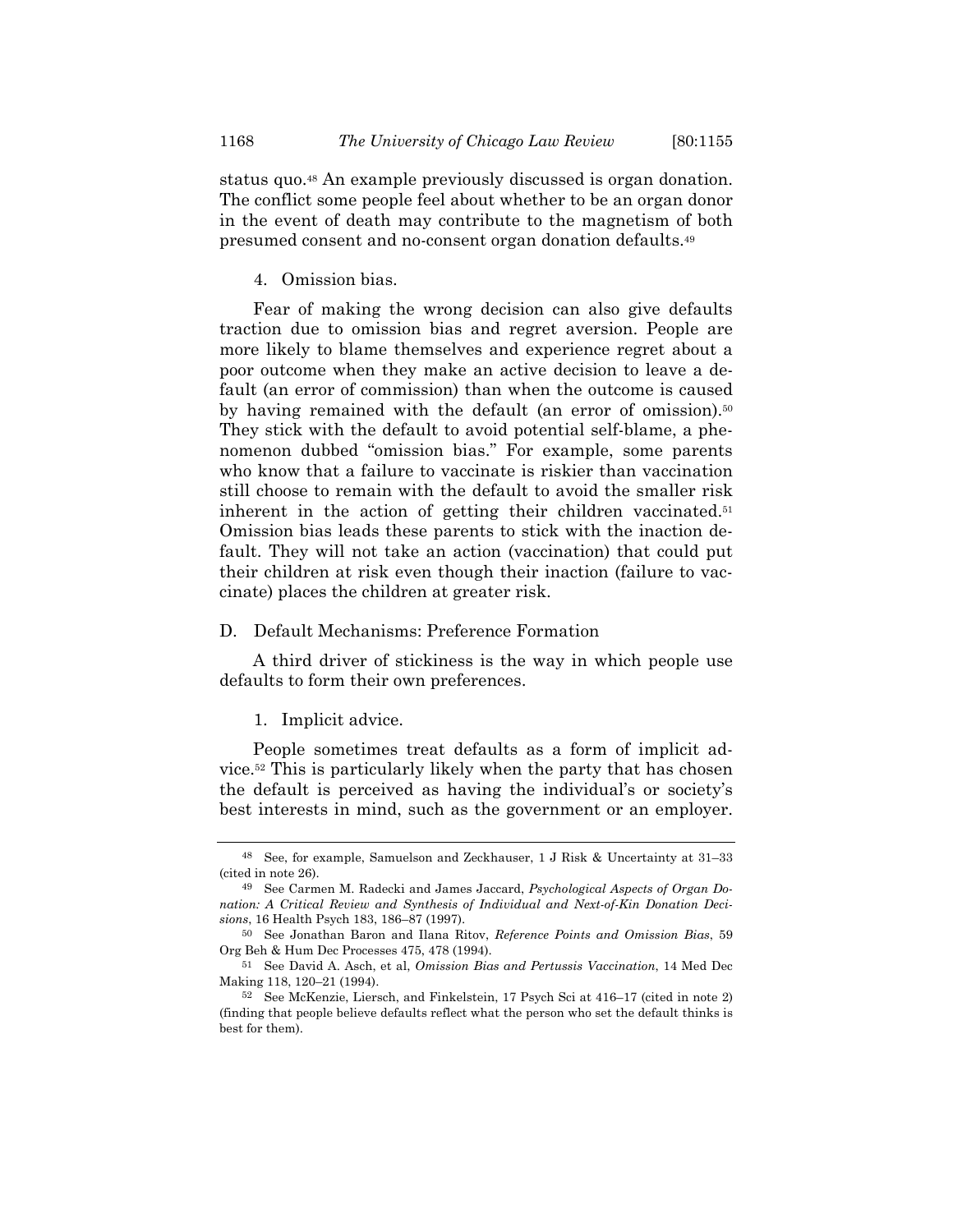status quo.[48] An example previously discussed is organ donation. The conflict some people feel about whether to be an organ donor in the event of death may contribute to the magnetism of both presumed consent and no-consent organ donation defaults.[49]

#### 4. Omission bias.

Fear of making the wrong decision can also give defaults traction due to omission bias and regret aversion. People are more likely to blame themselves and experience regret about a poor outcome when they make an active decision to leave a default (an error of commission) than when the outcome is caused by having remained with the default (an error of omission).[50] They stick with the default to avoid potential self-blame, a phenomenon dubbed "omission bias." For example, some parents who know that a failure to vaccinate is riskier than vaccination still choose to remain with the default to avoid the smaller risk inherent in the action of getting their children vaccinated.[51] Omission bias leads these parents to stick with the inaction default. They will not take an action (vaccination) that could put their children at risk even though their inaction (failure to vaccinate) places the children at greater risk.

### D. Default Mechanisms: Preference Formation

A third driver of stickiness is the way in which people use defaults to form their own preferences.

#### 1. Implicit advice.

People sometimes treat defaults as a form of implicit advice.[52] This is particularly likely when the party that has chosen the default is perceived as having the individual's or society's best interests in mind, such as the government or an employer.

---

[48] See, for example, Samuelson and Zeckhauser, 1 J Risk & Uncertainty at 31–33 (cited in note 26).

[49] See Carmen M. Radecki and James Jaccard, *Psychological Aspects of Organ Donation: A Critical Review and Synthesis of Individual and Next-of-Kin Donation Decisions*, 16 Health Psych 183, 186–87 (1997).

[50] See Jonathan Baron and Ilana Ritov, *Reference Points and Omission Bias*, 59 Org Beh & Hum Dec Processes 475, 478 (1994).

[51] See David A. Asch, et al, *Omission Bias and Pertussis Vaccination*, 14 Med Dec Making 118, 120–21 (1994).

[52] See McKenzie, Liersch, and Finkelstein, 17 Psych Sci at 416–17 (cited in note 2) (finding that people believe defaults reflect what the person who set the default thinks is best for them).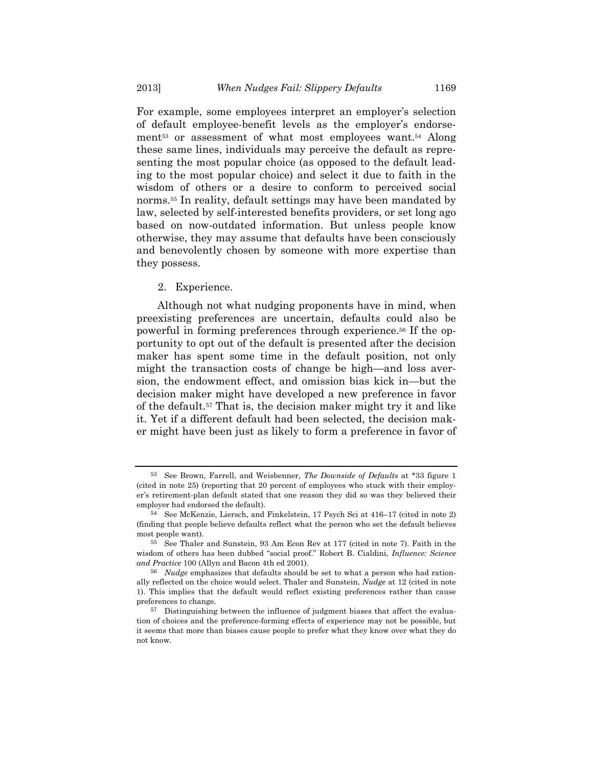For example, some employees interpret an employer's selection of default employee-benefit levels as the employer's endorsement[53] or assessment of what most employees want.[54] Along these same lines, individuals may perceive the default as representing the most popular choice (as opposed to the default leading to the most popular choice) and select it due to faith in the wisdom of others or a desire to conform to perceived social norms.[55] In reality, default settings may have been mandated by law, selected by self-interested benefits providers, or set long ago based on now-outdated information. But unless people know otherwise, they may assume that defaults have been consciously and benevolently chosen by someone with more expertise than they possess.

2. Experience.

Although not what nudging proponents have in mind, when preexisting preferences are uncertain, defaults could also be powerful in forming preferences through experience.[56] If the opportunity to opt out of the default is presented after the decision maker has spent some time in the default position, not only might the transaction costs of change be high—and loss aversion, the endowment effect, and omission bias kick in—but the decision maker might have developed a new preference in favor of the default.[57] That is, the decision maker might try it and like it. Yet if a different default had been selected, the decision maker might have been just as likely to form a preference in favor of

---

[53] See Brown, Farrell, and Weisbenner, *The Downside of Defaults* at *33 figure 1 (cited in note 25) (reporting that 20 percent of employees who stuck with their employer's retirement-plan default stated that one reason they did so was they believed their employer had endorsed the default).

[54] See McKenzie, Liersch, and Finkelstein, 17 Psych Sci at 416–17 (cited in note 2) (finding that people believe defaults reflect what the person who set the default believes most people want).

[55] See Thaler and Sunstein, 93 Am Econ Rev at 177 (cited in note 7). Faith in the wisdom of others has been dubbed "social proof." Robert B. Cialdini, *Influence: Science and Practice* 100 (Allyn and Bacon 4th ed 2001).

[56] *Nudge* emphasizes that defaults should be set to what a person who had rationally reflected on the choice would select. Thaler and Sunstein, *Nudge* at 12 (cited in note 1). This implies that the default would reflect existing preferences rather than cause preferences to change.

[57] Distinguishing between the influence of judgment biases that affect the evaluation of choices and the preference-forming effects of experience may not be possible, but it seems that more than biases cause people to prefer what they know over what they do not know.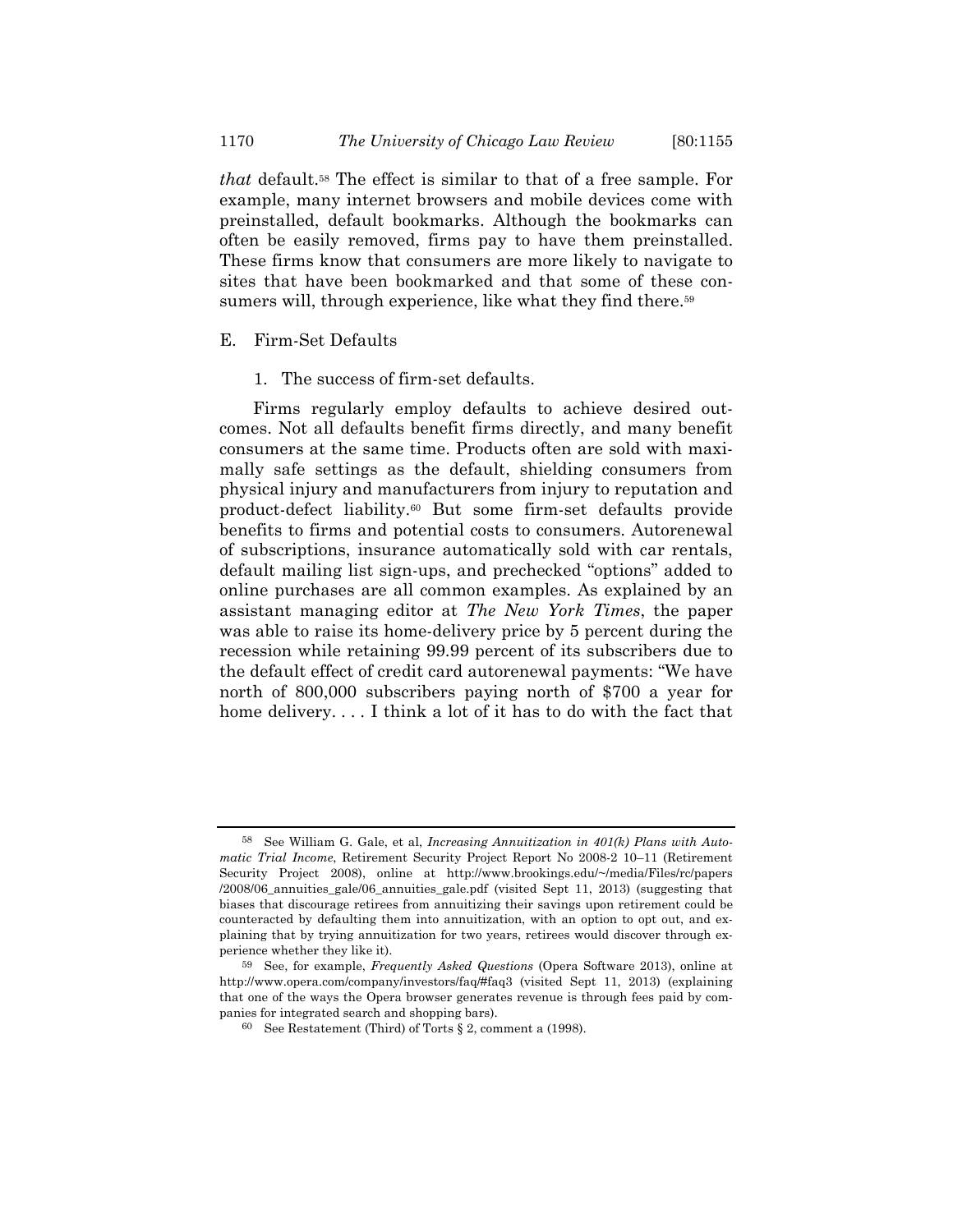*that* default.[58] The effect is similar to that of a free sample. For example, many internet browsers and mobile devices come with preinstalled, default bookmarks. Although the bookmarks can often be easily removed, firms pay to have them preinstalled. These firms know that consumers are more likely to navigate to sites that have been bookmarked and that some of these consumers will, through experience, like what they find there.[59]

## E. Firm-Set Defaults

### 1. The success of firm-set defaults.

Firms regularly employ defaults to achieve desired outcomes. Not all defaults benefit firms directly, and many benefit consumers at the same time. Products often are sold with maximally safe settings as the default, shielding consumers from physical injury and manufacturers from injury to reputation and product-defect liability.[60] But some firm-set defaults provide benefits to firms and potential costs to consumers. Autorenewal of subscriptions, insurance automatically sold with car rentals, default mailing list sign-ups, and prechecked "options" added to online purchases are all common examples. As explained by an assistant managing editor at *The New York Times*, the paper was able to raise its home-delivery price by 5 percent during the recession while retaining 99.99 percent of its subscribers due to the default effect of credit card autorenewal payments: "We have north of 800,000 subscribers paying north of $700 a year for home delivery. . . . I think a lot of it has to do with the fact that

---

[58] See William G. Gale, et al, *Increasing Annuitization in 401(k) Plans with Automatic Trial Income*, Retirement Security Project Report No 2008-2 10–11 (Retirement Security Project 2008), online at http://www.brookings.edu/~/media/Files/rc/papers/2008/06_annuities_gale/06_annuities_gale.pdf (visited Sept 11, 2013) (suggesting that biases that discourage retirees from annuitizing their savings upon retirement could be counteracted by defaulting them into annuitization, with an option to opt out, and explaining that by trying annuitization for two years, retirees would discover through experience whether they like it).

[59] See, for example, *Frequently Asked Questions* (Opera Software 2013), online at http://www.opera.com/company/investors/faq/#faq3 (visited Sept 11, 2013) (explaining that one of the ways the Opera browser generates revenue is through fees paid by companies for integrated search and shopping bars).

[60] See Restatement (Third) of Torts § 2, comment a (1998).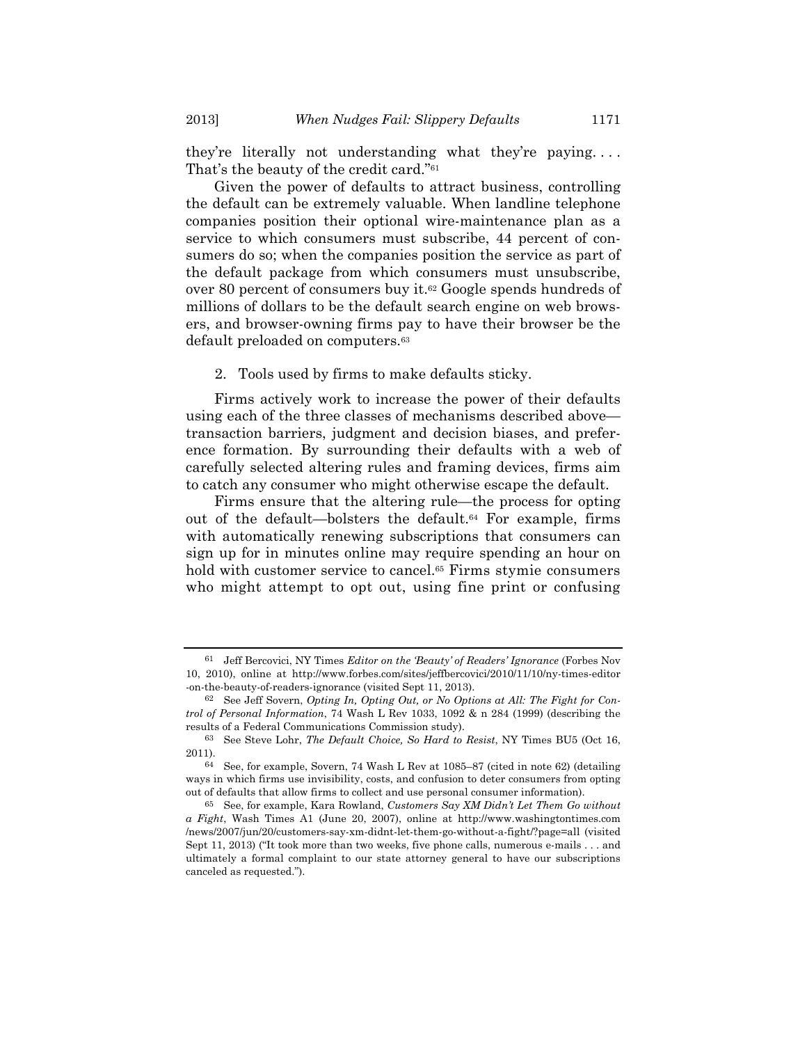they're literally not understanding what they're paying. . . . That's the beauty of the credit card."[61]

Given the power of defaults to attract business, controlling the default can be extremely valuable. When landline telephone companies position their optional wire-maintenance plan as a service to which consumers must subscribe, 44 percent of consumers do so; when the companies position the service as part of the default package from which consumers must unsubscribe, over 80 percent of consumers buy it.[62] Google spends hundreds of millions of dollars to be the default search engine on web browsers, and browser-owning firms pay to have their browser be the default preloaded on computers.[63]

2. Tools used by firms to make defaults sticky.

Firms actively work to increase the power of their defaults using each of the three classes of mechanisms described above—transaction barriers, judgment and decision biases, and preference formation. By surrounding their defaults with a web of carefully selected altering rules and framing devices, firms aim to catch any consumer who might otherwise escape the default.

Firms ensure that the altering rule—the process for opting out of the default—bolsters the default.[64] For example, firms with automatically renewing subscriptions that consumers can sign up for in minutes online may require spending an hour on hold with customer service to cancel.[65] Firms stymie consumers who might attempt to opt out, using fine print or confusing

---

[61] Jeff Bercovici, NY Times *Editor on the 'Beauty' of Readers' Ignorance* (Forbes Nov 10, 2010), online at http://www.forbes.com/sites/jeffbercovici/2010/11/10/ny-times-editor-on-the-beauty-of-readers-ignorance (visited Sept 11, 2013).

[62] See Jeff Sovern, *Opting In, Opting Out, or No Options at All: The Fight for Control of Personal Information*, 74 Wash L Rev 1033, 1092 & n 284 (1999) (describing the results of a Federal Communications Commission study).

[63] See Steve Lohr, *The Default Choice, So Hard to Resist*, NY Times BU5 (Oct 16, 2011).

[64] See, for example, Sovern, 74 Wash L Rev at 1085–87 (cited in note 62) (detailing ways in which firms use invisibility, costs, and confusion to deter consumers from opting out of defaults that allow firms to collect and use personal consumer information).

[65] See, for example, Kara Rowland, *Customers Say XM Didn't Let Them Go without a Fight*, Wash Times A1 (June 20, 2007), online at http://www.washingtontimes.com/news/2007/jun/20/customers-say-xm-didnt-let-them-go-without-a-fight/?page=all (visited Sept 11, 2013) ("It took more than two weeks, five phone calls, numerous e-mails . . . and ultimately a formal complaint to our state attorney general to have our subscriptions canceled as requested.").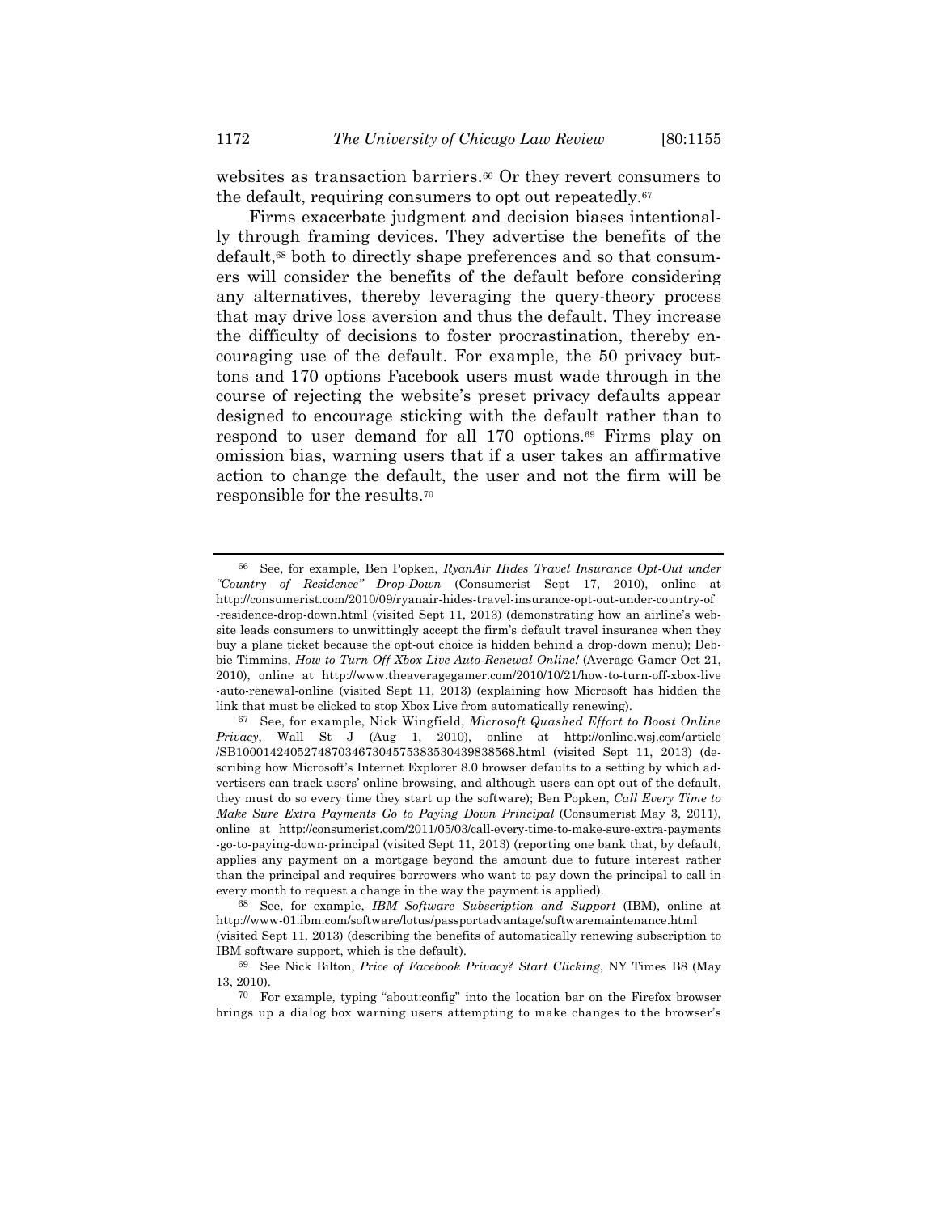websites as transaction barriers.[66] Or they revert consumers to the default, requiring consumers to opt out repeatedly.[67]

Firms exacerbate judgment and decision biases intentionally through framing devices. They advertise the benefits of the default,[68] both to directly shape preferences and so that consumers will consider the benefits of the default before considering any alternatives, thereby leveraging the query-theory process that may drive loss aversion and thus the default. They increase the difficulty of decisions to foster procrastination, thereby encouraging use of the default. For example, the 50 privacy buttons and 170 options Facebook users must wade through in the course of rejecting the website's preset privacy defaults appear designed to encourage sticking with the default rather than to respond to user demand for all 170 options.[69] Firms play on omission bias, warning users that if a user takes an affirmative action to change the default, the user and not the firm will be responsible for the results.[70]

---

[66] See, for example, Ben Popken, *RyanAir Hides Travel Insurance Opt-Out under "Country of Residence" Drop-Down* (Consumerist Sept 17, 2010), online at http://consumerist.com/2010/09/ryanair-hides-travel-insurance-opt-out-under-country-of-residence-drop-down.html (visited Sept 11, 2013) (demonstrating how an airline's website leads consumers to unwittingly accept the firm's default travel insurance when they buy a plane ticket because the opt-out choice is hidden behind a drop-down menu); Debbie Timmins, *How to Turn Off Xbox Live Auto-Renewal Online!* (Average Gamer Oct 21, 2010), online at http://www.theaveragegamer.com/2010/10/21/how-to-turn-off-xbox-live-auto-renewal-online (visited Sept 11, 2013) (explaining how Microsoft has hidden the link that must be clicked to stop Xbox Live from automatically renewing).

[67] See, for example, Nick Wingfield, *Microsoft Quashed Effort to Boost Online Privacy*, Wall St J (Aug 1, 2010), online at http://online.wsj.com/article/SB10001424052748703467304575383530439838568.html (visited Sept 11, 2013) (describing how Microsoft's Internet Explorer 8.0 browser defaults to a setting by which advertisers can track users' online browsing, and although users can opt out of the default, they must do so every time they start up the software); Ben Popken, *Call Every Time to Make Sure Extra Payments Go to Paying Down Principal* (Consumerist May 3, 2011), online at http://consumerist.com/2011/05/03/call-every-time-to-make-sure-extra-payments-go-to-paying-down-principal (visited Sept 11, 2013) (reporting one bank that, by default, applies any payment on a mortgage beyond the amount due to future interest rather than the principal and requires borrowers who want to pay down the principal to call in every month to request a change in the way the payment is applied).

[68] See, for example, *IBM Software Subscription and Support* (IBM), online at http://www-01.ibm.com/software/lotus/passportadvantage/softwaremaintenance.html (visited Sept 11, 2013) (describing the benefits of automatically renewing subscription to IBM software support, which is the default).

[69] See Nick Bilton, *Price of Facebook Privacy? Start Clicking*, NY Times B8 (May 13, 2010).

[70] For example, typing "about:config" into the location bar on the Firefox browser brings up a dialog box warning users attempting to make changes to the browser's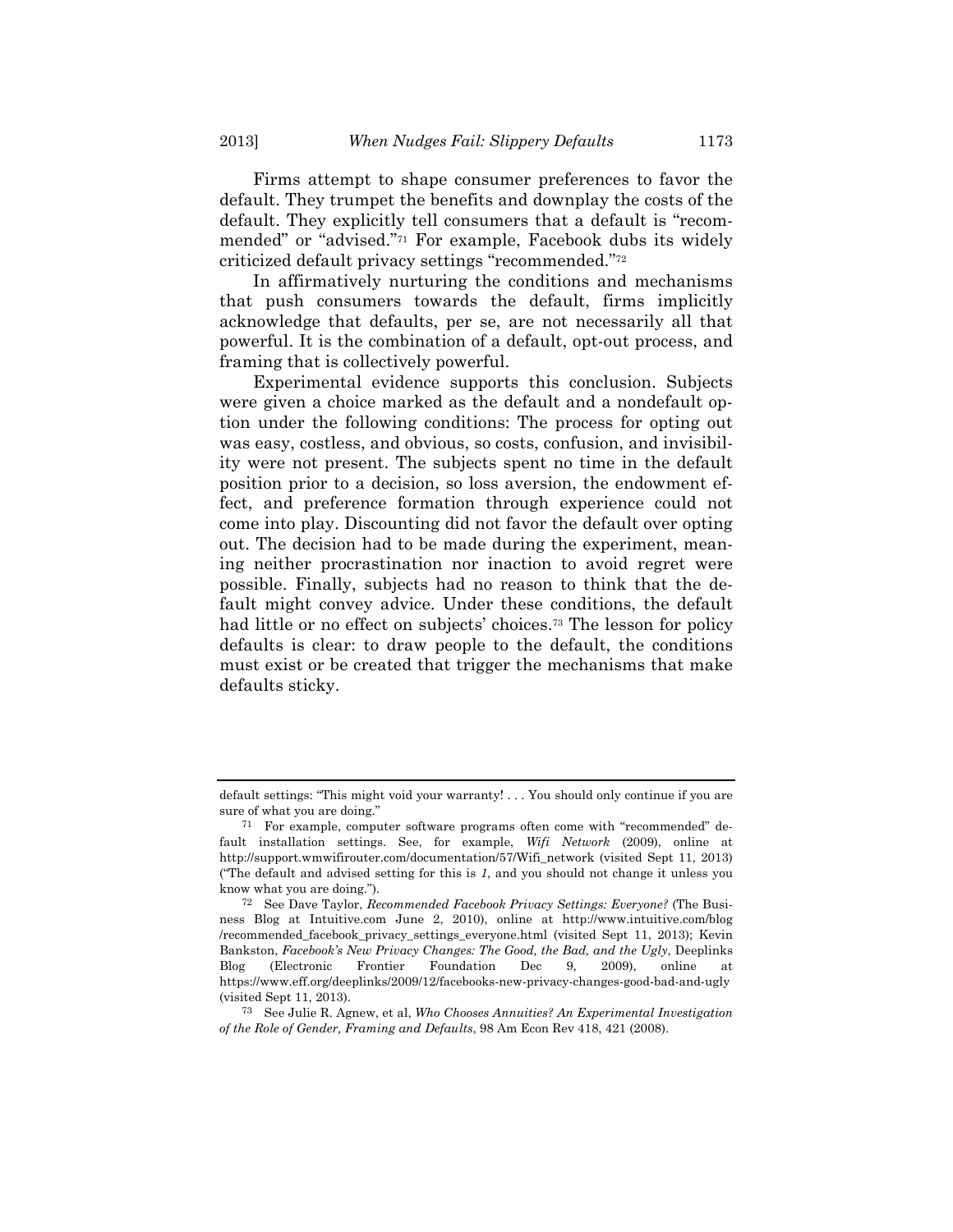Firms attempt to shape consumer preferences to favor the default. They trumpet the benefits and downplay the costs of the default. They explicitly tell consumers that a default is "recommended" or "advised."[71] For example, Facebook dubs its widely criticized default privacy settings "recommended."[72]

In affirmatively nurturing the conditions and mechanisms that push consumers towards the default, firms implicitly acknowledge that defaults, per se, are not necessarily all that powerful. It is the combination of a default, opt-out process, and framing that is collectively powerful.

Experimental evidence supports this conclusion. Subjects were given a choice marked as the default and a nondefault option under the following conditions: The process for opting out was easy, costless, and obvious, so costs, confusion, and invisibility were not present. The subjects spent no time in the default position prior to a decision, so loss aversion, the endowment effect, and preference formation through experience could not come into play. Discounting did not favor the default over opting out. The decision had to be made during the experiment, meaning neither procrastination nor inaction to avoid regret were possible. Finally, subjects had no reason to think that the default might convey advice. Under these conditions, the default had little or no effect on subjects' choices.[73] The lesson for policy defaults is clear: to draw people to the default, the conditions must exist or be created that trigger the mechanisms that make defaults sticky.

---

default settings: "This might void your warranty! . . . You should only continue if you are sure of what you are doing."

[71] For example, computer software programs often come with "recommended" default installation settings. See, for example, *Wifi Network* (2009), online at http://support.wmwifirouter.com/documentation/57/Wifi_network (visited Sept 11, 2013) ("The default and advised setting for this is *1*, and you should not change it unless you know what you are doing.").

[72] See Dave Taylor, *Recommended Facebook Privacy Settings: Everyone?* (The Business Blog at Intuitive.com June 2, 2010), online at http://www.intuitive.com/blog/recommended_facebook_privacy_settings_everyone.html (visited Sept 11, 2013); Kevin Bankston, *Facebook's New Privacy Changes: The Good, the Bad, and the Ugly*, Deeplinks Blog (Electronic Frontier Foundation Dec 9, 2009), online at https://www.eff.org/deeplinks/2009/12/facebooks-new-privacy-changes-good-bad-and-ugly (visited Sept 11, 2013).

[73] See Julie R. Agnew, et al, *Who Chooses Annuities? An Experimental Investigation of the Role of Gender, Framing and Defaults*, 98 Am Econ Rev 418, 421 (2008).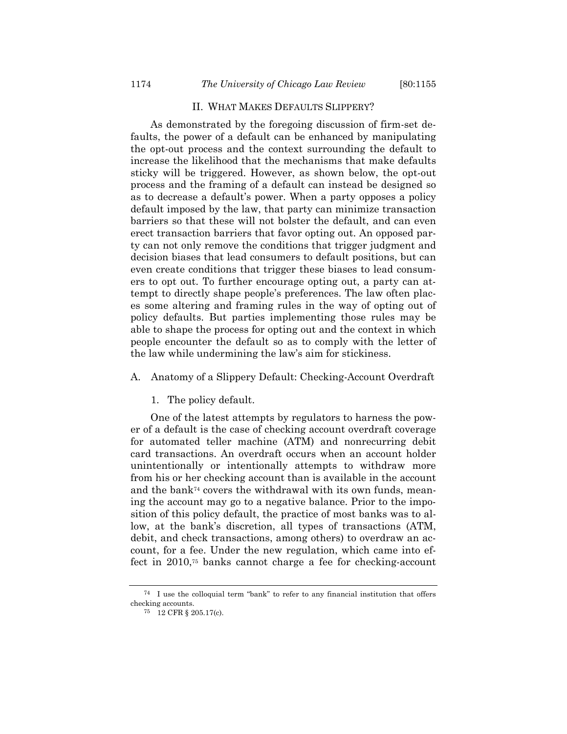## II. WHAT MAKES DEFAULTS SLIPPERY?

As demonstrated by the foregoing discussion of firm-set defaults, the power of a default can be enhanced by manipulating the opt-out process and the context surrounding the default to increase the likelihood that the mechanisms that make defaults sticky will be triggered. However, as shown below, the opt-out process and the framing of a default can instead be designed so as to decrease a default's power. When a party opposes a policy default imposed by the law, that party can minimize transaction barriers so that these will not bolster the default, and can even erect transaction barriers that favor opting out. An opposed party can not only remove the conditions that trigger judgment and decision biases that lead consumers to default positions, but can even create conditions that trigger these biases to lead consumers to opt out. To further encourage opting out, a party can attempt to directly shape people's preferences. The law often places some altering and framing rules in the way of opting out of policy defaults. But parties implementing those rules may be able to shape the process for opting out and the context in which people encounter the default so as to comply with the letter of the law while undermining the law's aim for stickiness.

### A. Anatomy of a Slippery Default: Checking-Account Overdraft

#### 1. The policy default.

One of the latest attempts by regulators to harness the power of a default is the case of checking account overdraft coverage for automated teller machine (ATM) and nonrecurring debit card transactions. An overdraft occurs when an account holder unintentionally or intentionally attempts to withdraw more from his or her checking account than is available in the account and the bank[74] covers the withdrawal with its own funds, meaning the account may go to a negative balance. Prior to the imposition of this policy default, the practice of most banks was to allow, at the bank's discretion, all types of transactions (ATM, debit, and check transactions, among others) to overdraw an account, for a fee. Under the new regulation, which came into effect in 2010,[75] banks cannot charge a fee for checking-account

---

[74] I use the colloquial term "bank" to refer to any financial institution that offers checking accounts.

[75] 12 CFR § 205.17(c).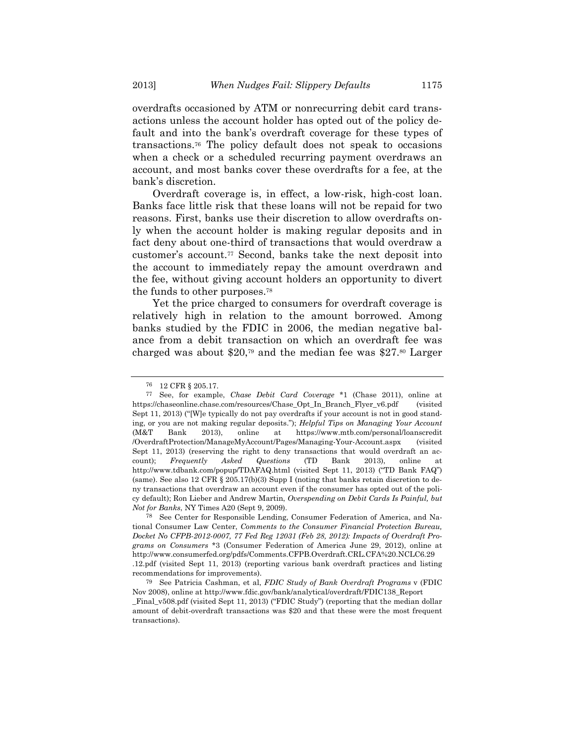overdrafts occasioned by ATM or nonrecurring debit card transactions unless the account holder has opted out of the policy default and into the bank's overdraft coverage for these types of transactions.[76] The policy default does not speak to occasions when a check or a scheduled recurring payment overdraws an account, and most banks cover these overdrafts for a fee, at the bank's discretion.

Overdraft coverage is, in effect, a low-risk, high-cost loan. Banks face little risk that these loans will not be repaid for two reasons. First, banks use their discretion to allow overdrafts only when the account holder is making regular deposits and in fact deny about one-third of transactions that would overdraw a customer's account.[77] Second, banks take the next deposit into the account to immediately repay the amount overdrawn and the fee, without giving account holders an opportunity to divert the funds to other purposes.[78]

Yet the price charged to consumers for overdraft coverage is relatively high in relation to the amount borrowed. Among banks studied by the FDIC in 2006, the median negative balance from a debit transaction on which an overdraft fee was charged was about $20,[79] and the median fee was $27.[80] Larger

---

[76] 12 CFR § 205.17.

[77] See, for example, *Chase Debit Card Coverage* *1 (Chase 2011), online at https://chaseonline.chase.com/resources/Chase_Opt_In_Branch_Flyer_v6.pdf (visited Sept 11, 2013) ("[W]e typically do not pay overdrafts if your account is not in good standing, or you are not making regular deposits."); *Helpful Tips on Managing Your Account* (M&T Bank 2013), online at https://www.mtb.com/personal/loanscredit /OverdraftProtection/ManageMyAccount/Pages/Managing-Your-Account.aspx (visited Sept 11, 2013) (reserving the right to deny transactions that would overdraft an account); *Frequently Asked Questions* (TD Bank 2013), online at http://www.tdbank.com/popup/TDAFAQ.html (visited Sept 11, 2013) ("TD Bank FAQ") (same). See also 12 CFR § 205.17(b)(3) Supp I (noting that banks retain discretion to deny transactions that overdraw an account even if the consumer has opted out of the policy default); Ron Lieber and Andrew Martin, *Overspending on Debit Cards Is Painful, but Not for Banks*, NY Times A20 (Sept 9, 2009).

[78] See Center for Responsible Lending, Consumer Federation of America, and National Consumer Law Center, *Comments to the Consumer Financial Protection Bureau, Docket No CFPB-2012-0007, 77 Fed Reg 12031 (Feb 28, 2012): Impacts of Overdraft Programs on Consumers* *3 (Consumer Federation of America June 29, 2012), online at http://www.consumerfed.org/pdfs/Comments.CFPB.Overdraft.CRL.CFA%20.NCLC6.29 .12.pdf (visited Sept 11, 2013) (reporting various bank overdraft practices and listing recommendations for improvements).

[79] See Patricia Cashman, et al, *FDIC Study of Bank Overdraft Programs* v (FDIC Nov 2008), online at http://www.fdic.gov/bank/analytical/overdraft/FDIC138_Report _Final_v508.pdf (visited Sept 11, 2013) ("FDIC Study") (reporting that the median dollar amount of debit-overdraft transactions was $20 and that these were the most frequent transactions).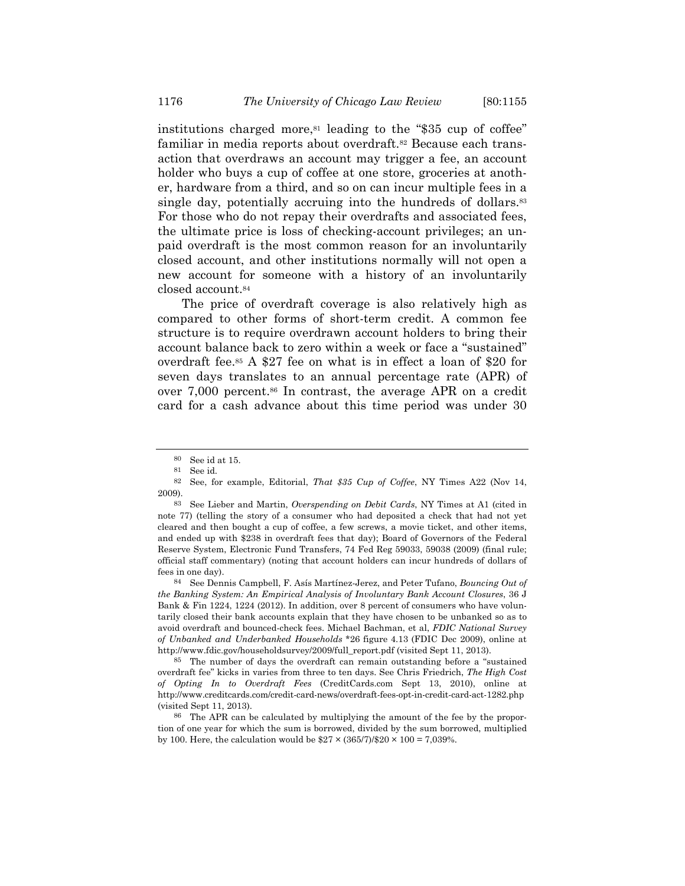institutions charged more,[81] leading to the "$35 cup of coffee" familiar in media reports about overdraft.[82] Because each transaction that overdraws an account may trigger a fee, an account holder who buys a cup of coffee at one store, groceries at another, hardware from a third, and so on can incur multiple fees in a single day, potentially accruing into the hundreds of dollars.[83] For those who do not repay their overdrafts and associated fees, the ultimate price is loss of checking-account privileges; an unpaid overdraft is the most common reason for an involuntarily closed account, and other institutions normally will not open a new account for someone with a history of an involuntarily closed account.[84]

The price of overdraft coverage is also relatively high as compared to other forms of short-term credit. A common fee structure is to require overdrawn account holders to bring their account balance back to zero within a week or face a "sustained" overdraft fee.[85] A $27 fee on what is in effect a loan of $20 for seven days translates to an annual percentage rate (APR) of over 7,000 percent.[86] In contrast, the average APR on a credit card for a cash advance about this time period was under 30

---

80 See id at 15.

81 See id.

82 See, for example, Editorial, *That $35 Cup of Coffee*, NY Times A22 (Nov 14, 2009).

83 See Lieber and Martin, *Overspending on Debit Cards*, NY Times at A1 (cited in note 77) (telling the story of a consumer who had deposited a check that had not yet cleared and then bought a cup of coffee, a few screws, a movie ticket, and other items, and ended up with $238 in overdraft fees that day); Board of Governors of the Federal Reserve System, Electronic Fund Transfers, 74 Fed Reg 59033, 59038 (2009) (final rule; official staff commentary) (noting that account holders can incur hundreds of dollars of fees in one day).

84 See Dennis Campbell, F. Asís Martínez-Jerez, and Peter Tufano, *Bouncing Out of the Banking System: An Empirical Analysis of Involuntary Bank Account Closures*, 36 J Bank & Fin 1224, 1224 (2012). In addition, over 8 percent of consumers who have voluntarily closed their bank accounts explain that they have chosen to be unbanked so as to avoid overdraft and bounced-check fees. Michael Bachman, et al, *FDIC National Survey of Unbanked and Underbanked Households* *26 figure 4.13 (FDIC Dec 2009), online at http://www.fdic.gov/householdsurvey/2009/full_report.pdf (visited Sept 11, 2013).

85 The number of days the overdraft can remain outstanding before a "sustained overdraft fee" kicks in varies from three to ten days. See Chris Friedrich, *The High Cost of Opting In to Overdraft Fees* (CreditCards.com Sept 13, 2010), online at http://www.creditcards.com/credit-card-news/overdraft-fees-opt-in-credit-card-act-1282.php (visited Sept 11, 2013).

86 The APR can be calculated by multiplying the amount of the fee by the proportion of one year for which the sum is borrowed, divided by the sum borrowed, multiplied by 100. Here, the calculation would be $\$27 \times (365/7)/\$20 \times 100 = 7{,}039\%$.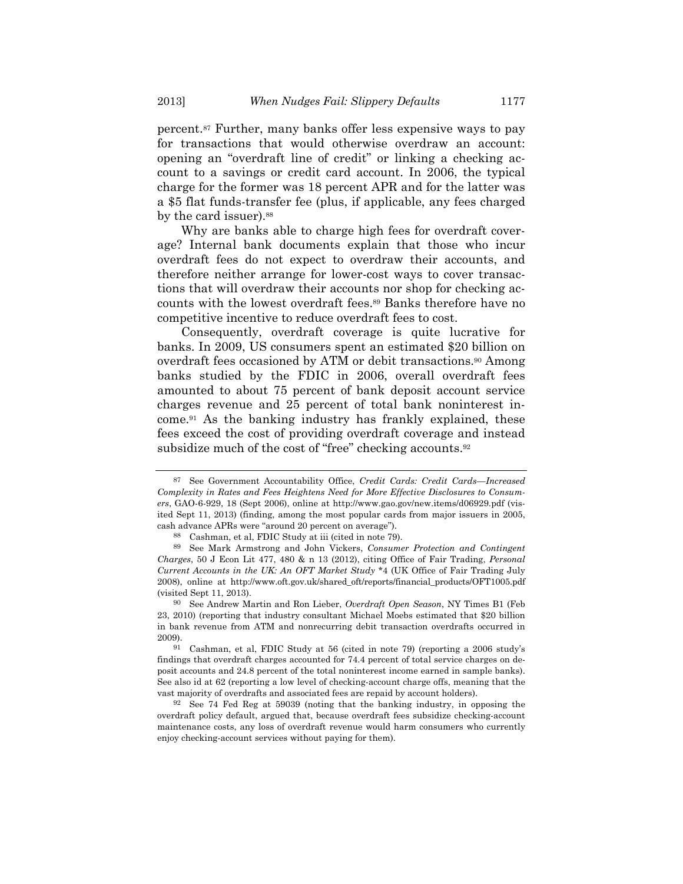percent.[87] Further, many banks offer less expensive ways to pay for transactions that would otherwise overdraw an account: opening an "overdraft line of credit" or linking a checking account to a savings or credit card account. In 2006, the typical charge for the former was 18 percent APR and for the latter was a $5 flat funds-transfer fee (plus, if applicable, any fees charged by the card issuer).[88]

Why are banks able to charge high fees for overdraft coverage? Internal bank documents explain that those who incur overdraft fees do not expect to overdraw their accounts, and therefore neither arrange for lower-cost ways to cover transactions that will overdraw their accounts nor shop for checking accounts with the lowest overdraft fees.[89] Banks therefore have no competitive incentive to reduce overdraft fees to cost.

Consequently, overdraft coverage is quite lucrative for banks. In 2009, US consumers spent an estimated $20 billion on overdraft fees occasioned by ATM or debit transactions.[90] Among banks studied by the FDIC in 2006, overall overdraft fees amounted to about 75 percent of bank deposit account service charges revenue and 25 percent of total bank noninterest income.[91] As the banking industry has frankly explained, these fees exceed the cost of providing overdraft coverage and instead subsidize much of the cost of "free" checking accounts.[92]

---

[87] See Government Accountability Office, *Credit Cards: Credit Cards—Increased Complexity in Rates and Fees Heightens Need for More Effective Disclosures to Consumers*, GAO-6-929, 18 (Sept 2006), online at http://www.gao.gov/new.items/d06929.pdf (visited Sept 11, 2013) (finding, among the most popular cards from major issuers in 2005, cash advance APRs were "around 20 percent on average").

[88] Cashman, et al, FDIC Study at iii (cited in note 79).

[89] See Mark Armstrong and John Vickers, *Consumer Protection and Contingent Charges*, 50 J Econ Lit 477, 480 & n 13 (2012), citing Office of Fair Trading, *Personal Current Accounts in the UK: An OFT Market Study* *4 (UK Office of Fair Trading July 2008), online at http://www.oft.gov.uk/shared_oft/reports/financial_products/OFT1005.pdf (visited Sept 11, 2013).

[90] See Andrew Martin and Ron Lieber, *Overdraft Open Season*, NY Times B1 (Feb 23, 2010) (reporting that industry consultant Michael Moebs estimated that $20 billion in bank revenue from ATM and nonrecurring debit transaction overdrafts occurred in 2009).

[91] Cashman, et al, FDIC Study at 56 (cited in note 79) (reporting a 2006 study's findings that overdraft charges accounted for 74.4 percent of total service charges on deposit accounts and 24.8 percent of the total noninterest income earned in sample banks). See also id at 62 (reporting a low level of checking-account charge offs, meaning that the vast majority of overdrafts and associated fees are repaid by account holders).

[92] See 74 Fed Reg at 59039 (noting that the banking industry, in opposing the overdraft policy default, argued that, because overdraft fees subsidize checking-account maintenance costs, any loss of overdraft revenue would harm consumers who currently enjoy checking-account services without paying for them).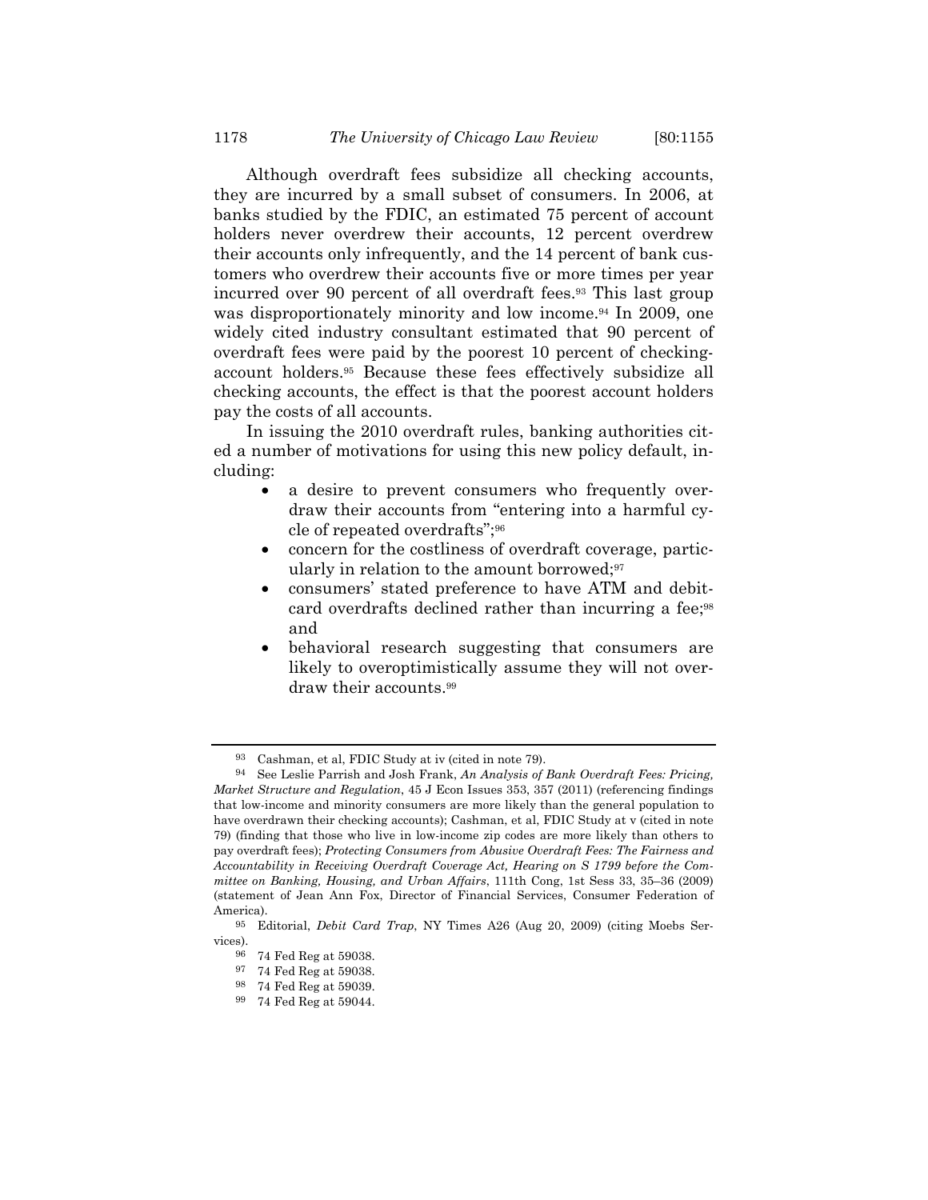Although overdraft fees subsidize all checking accounts, they are incurred by a small subset of consumers. In 2006, at banks studied by the FDIC, an estimated 75 percent of account holders never overdrew their accounts, 12 percent overdrew their accounts only infrequently, and the 14 percent of bank customers who overdrew their accounts five or more times per year incurred over 90 percent of all overdraft fees.[93] This last group was disproportionately minority and low income.[94] In 2009, one widely cited industry consultant estimated that 90 percent of overdraft fees were paid by the poorest 10 percent of checking-account holders.[95] Because these fees effectively subsidize all checking accounts, the effect is that the poorest account holders pay the costs of all accounts.

In issuing the 2010 overdraft rules, banking authorities cited a number of motivations for using this new policy default, including:

- a desire to prevent consumers who frequently overdraw their accounts from "entering into a harmful cycle of repeated overdrafts";[96]
- concern for the costliness of overdraft coverage, particularly in relation to the amount borrowed;[97]
- consumers' stated preference to have ATM and debit-card overdrafts declined rather than incurring a fee;[98] and
- behavioral research suggesting that consumers are likely to overoptimistically assume they will not overdraw their accounts.[99]

---

[93] Cashman, et al, FDIC Study at iv (cited in note 79).

[94] See Leslie Parrish and Josh Frank, *An Analysis of Bank Overdraft Fees: Pricing, Market Structure and Regulation*, 45 J Econ Issues 353, 357 (2011) (referencing findings that low-income and minority consumers are more likely than the general population to have overdrawn their checking accounts); Cashman, et al, FDIC Study at v (cited in note 79) (finding that those who live in low-income zip codes are more likely than others to pay overdraft fees); *Protecting Consumers from Abusive Overdraft Fees: The Fairness and Accountability in Receiving Overdraft Coverage Act, Hearing on S 1799 before the Committee on Banking, Housing, and Urban Affairs*, 111th Cong, 1st Sess 33, 35–36 (2009) (statement of Jean Ann Fox, Director of Financial Services, Consumer Federation of America).

[95] Editorial, *Debit Card Trap*, NY Times A26 (Aug 20, 2009) (citing Moebs Services).

[96] 74 Fed Reg at 59038.

[97] 74 Fed Reg at 59038.

[98] 74 Fed Reg at 59039.

[99] 74 Fed Reg at 59044.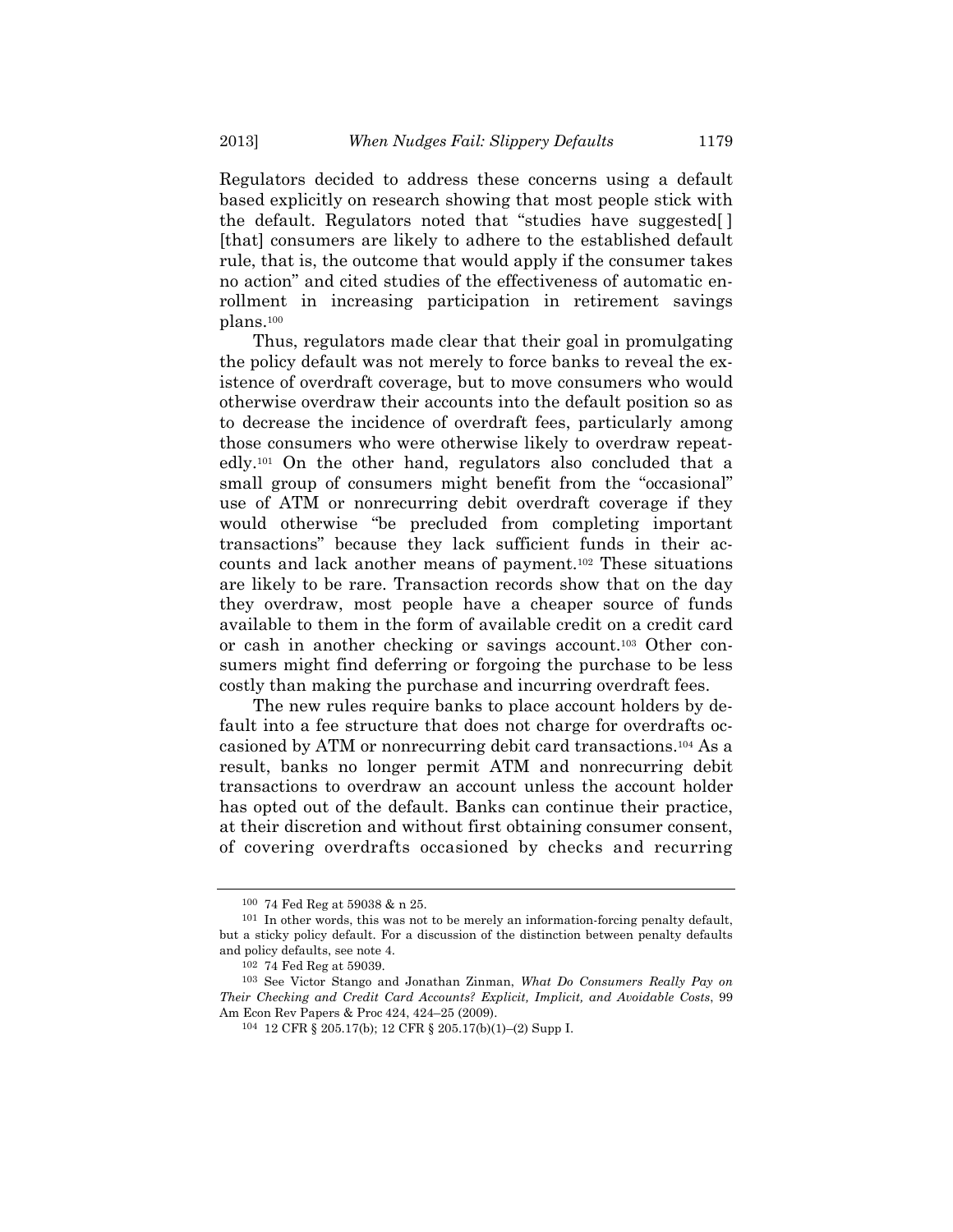Regulators decided to address these concerns using a default based explicitly on research showing that most people stick with the default. Regulators noted that "studies have suggested[ ] [that] consumers are likely to adhere to the established default rule, that is, the outcome that would apply if the consumer takes no action" and cited studies of the effectiveness of automatic enrollment in increasing participation in retirement savings plans.[100]

Thus, regulators made clear that their goal in promulgating the policy default was not merely to force banks to reveal the existence of overdraft coverage, but to move consumers who would otherwise overdraw their accounts into the default position so as to decrease the incidence of overdraft fees, particularly among those consumers who were otherwise likely to overdraw repeatedly.[101] On the other hand, regulators also concluded that a small group of consumers might benefit from the "occasional" use of ATM or nonrecurring debit overdraft coverage if they would otherwise "be precluded from completing important transactions" because they lack sufficient funds in their accounts and lack another means of payment.[102] These situations are likely to be rare. Transaction records show that on the day they overdraw, most people have a cheaper source of funds available to them in the form of available credit on a credit card or cash in another checking or savings account.[103] Other consumers might find deferring or forgoing the purchase to be less costly than making the purchase and incurring overdraft fees.

The new rules require banks to place account holders by default into a fee structure that does not charge for overdrafts occasioned by ATM or nonrecurring debit card transactions.[104] As a result, banks no longer permit ATM and nonrecurring debit transactions to overdraw an account unless the account holder has opted out of the default. Banks can continue their practice, at their discretion and without first obtaining consumer consent, of covering overdrafts occasioned by checks and recurring

---

[100] 74 Fed Reg at 59038 & n 25.

[101] In other words, this was not to be merely an information-forcing penalty default, but a sticky policy default. For a discussion of the distinction between penalty defaults and policy defaults, see note 4.

[102] 74 Fed Reg at 59039.

[103] See Victor Stango and Jonathan Zinman, *What Do Consumers Really Pay on Their Checking and Credit Card Accounts? Explicit, Implicit, and Avoidable Costs*, 99 Am Econ Rev Papers & Proc 424, 424–25 (2009).

[104] 12 CFR § 205.17(b); 12 CFR § 205.17(b)(1)–(2) Supp I.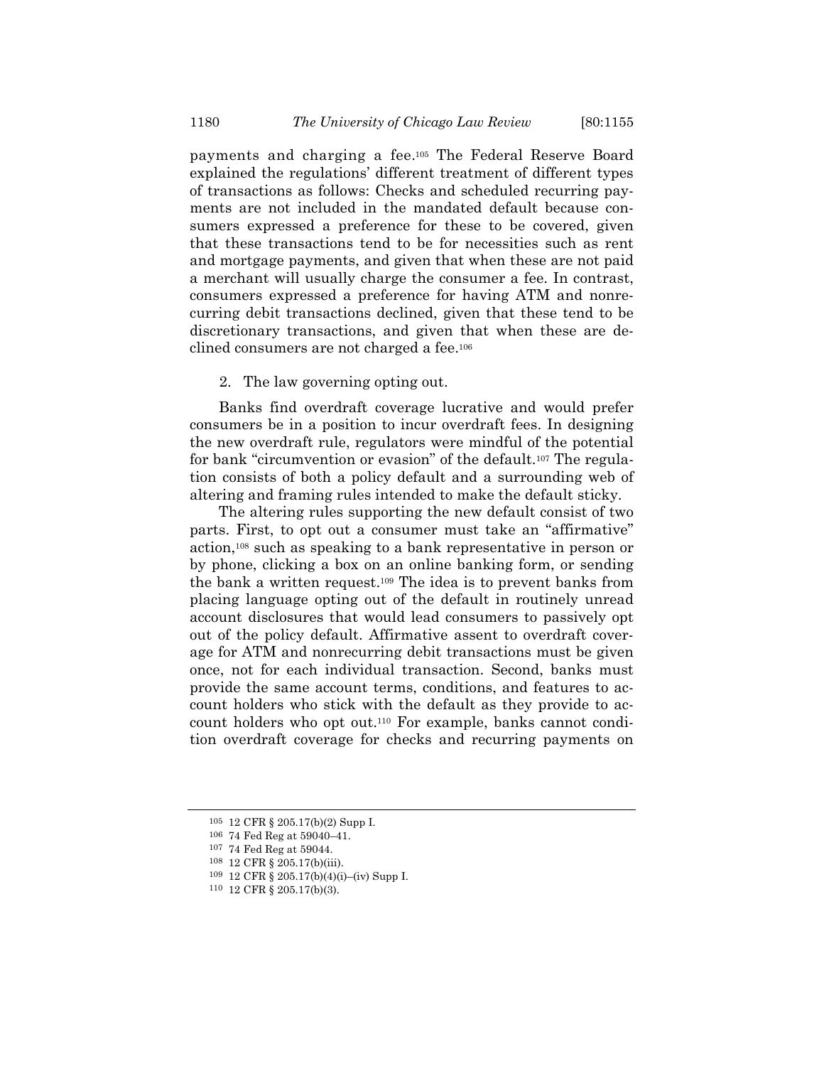payments and charging a fee.[105] The Federal Reserve Board explained the regulations' different treatment of different types of transactions as follows: Checks and scheduled recurring payments are not included in the mandated default because consumers expressed a preference for these to be covered, given that these transactions tend to be for necessities such as rent and mortgage payments, and given that when these are not paid a merchant will usually charge the consumer a fee. In contrast, consumers expressed a preference for having ATM and nonrecurring debit transactions declined, given that these tend to be discretionary transactions, and given that when these are declined consumers are not charged a fee.[106]

2. The law governing opting out.

Banks find overdraft coverage lucrative and would prefer consumers be in a position to incur overdraft fees. In designing the new overdraft rule, regulators were mindful of the potential for bank "circumvention or evasion" of the default.[107] The regulation consists of both a policy default and a surrounding web of altering and framing rules intended to make the default sticky.

The altering rules supporting the new default consist of two parts. First, to opt out a consumer must take an "affirmative" action,[108] such as speaking to a bank representative in person or by phone, clicking a box on an online banking form, or sending the bank a written request.[109] The idea is to prevent banks from placing language opting out of the default in routinely unread account disclosures that would lead consumers to passively opt out of the policy default. Affirmative assent to overdraft coverage for ATM and nonrecurring debit transactions must be given once, not for each individual transaction. Second, banks must provide the same account terms, conditions, and features to account holders who stick with the default as they provide to account holders who opt out.[110] For example, banks cannot condition overdraft coverage for checks and recurring payments on

[105] 12 CFR § 205.17(b)(2) Supp I.

[106] 74 Fed Reg at 59040–41.

[107] 74 Fed Reg at 59044.

[108] 12 CFR § 205.17(b)(iii).

[109] 12 CFR § 205.17(b)(4)(i)–(iv) Supp I.

[110] 12 CFR § 205.17(b)(3).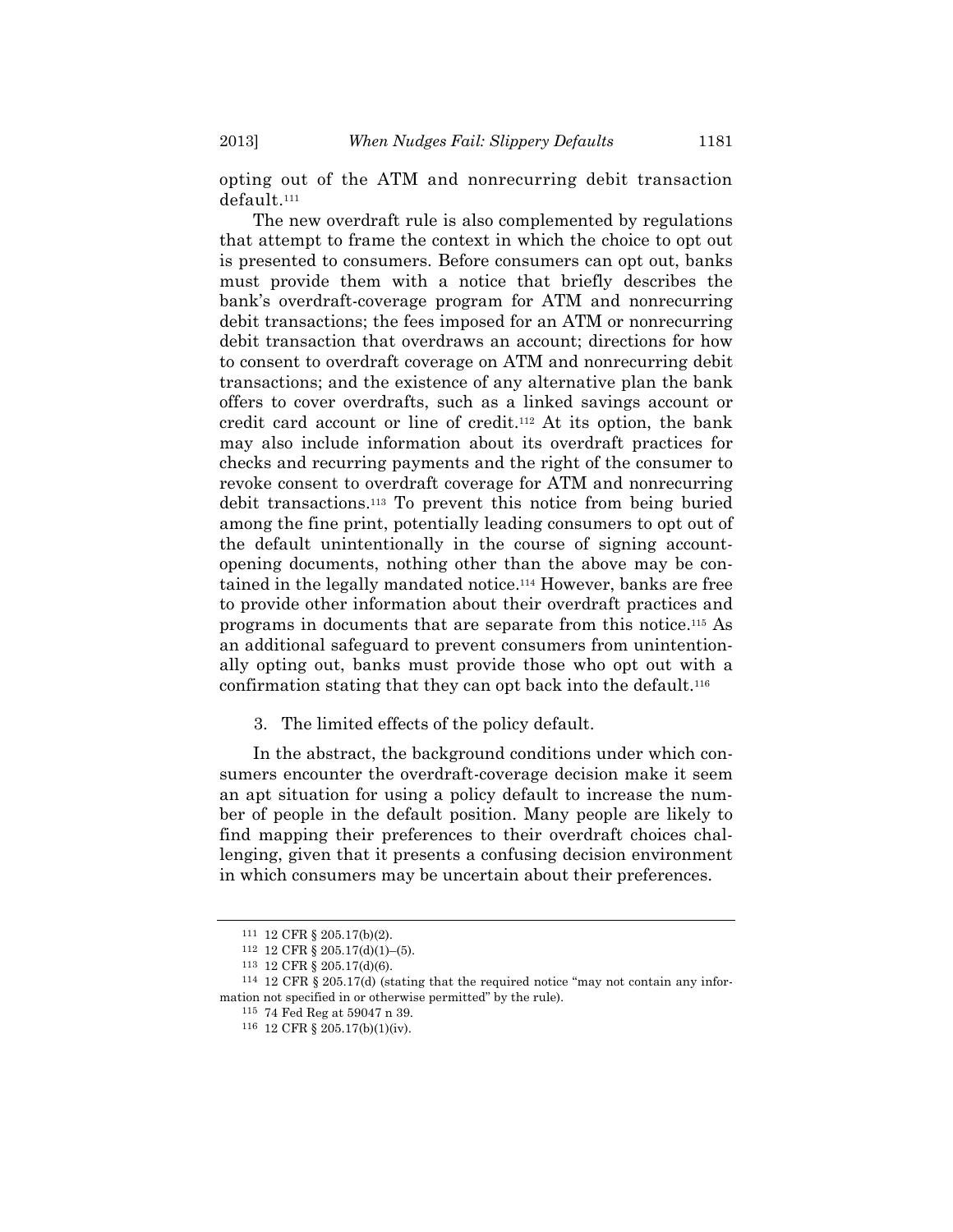opting out of the ATM and nonrecurring debit transaction default.[111]

The new overdraft rule is also complemented by regulations that attempt to frame the context in which the choice to opt out is presented to consumers. Before consumers can opt out, banks must provide them with a notice that briefly describes the bank's overdraft-coverage program for ATM and nonrecurring debit transactions; the fees imposed for an ATM or nonrecurring debit transaction that overdraws an account; directions for how to consent to overdraft coverage on ATM and nonrecurring debit transactions; and the existence of any alternative plan the bank offers to cover overdrafts, such as a linked savings account or credit card account or line of credit.[112] At its option, the bank may also include information about its overdraft practices for checks and recurring payments and the right of the consumer to revoke consent to overdraft coverage for ATM and nonrecurring debit transactions.[113] To prevent this notice from being buried among the fine print, potentially leading consumers to opt out of the default unintentionally in the course of signing account-opening documents, nothing other than the above may be contained in the legally mandated notice.[114] However, banks are free to provide other information about their overdraft practices and programs in documents that are separate from this notice.[115] As an additional safeguard to prevent consumers from unintentionally opting out, banks must provide those who opt out with a confirmation stating that they can opt back into the default.[116]

3. The limited effects of the policy default.

In the abstract, the background conditions under which consumers encounter the overdraft-coverage decision make it seem an apt situation for using a policy default to increase the number of people in the default position. Many people are likely to find mapping their preferences to their overdraft choices challenging, given that it presents a confusing decision environment in which consumers may be uncertain about their preferences.

---

[111] 12 CFR § 205.17(b)(2).

[112] 12 CFR § 205.17(d)(1)–(5).

[113] 12 CFR § 205.17(d)(6).

[114] 12 CFR § 205.17(d) (stating that the required notice "may not contain any information not specified in or otherwise permitted" by the rule).

[115] 74 Fed Reg at 59047 n 39.

[116] 12 CFR § 205.17(b)(1)(iv).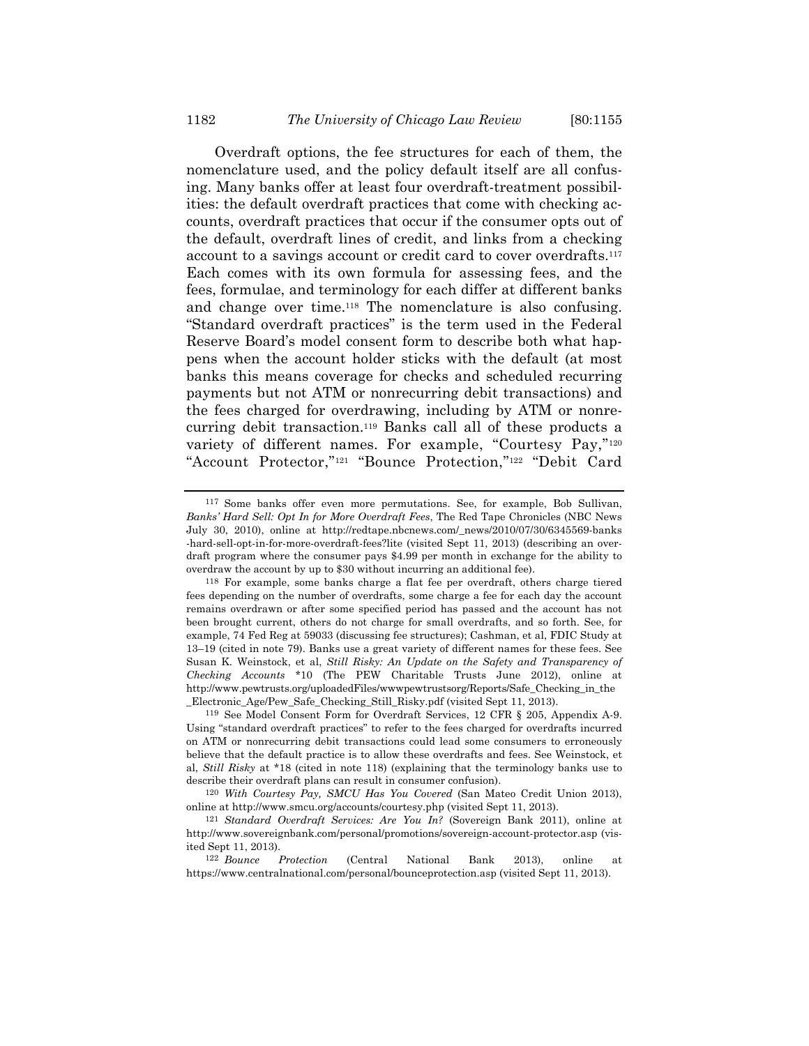Overdraft options, the fee structures for each of them, the nomenclature used, and the policy default itself are all confusing. Many banks offer at least four overdraft-treatment possibilities: the default overdraft practices that come with checking accounts, overdraft practices that occur if the consumer opts out of the default, overdraft lines of credit, and links from a checking account to a savings account or credit card to cover overdrafts.[117] Each comes with its own formula for assessing fees, and the fees, formulae, and terminology for each differ at different banks and change over time.[118] The nomenclature is also confusing. "Standard overdraft practices" is the term used in the Federal Reserve Board's model consent form to describe both what happens when the account holder sticks with the default (at most banks this means coverage for checks and scheduled recurring payments but not ATM or nonrecurring debit transactions) and the fees charged for overdrawing, including by ATM or nonrecurring debit transaction.[119] Banks call all of these products a variety of different names. For example, "Courtesy Pay,"[120] "Account Protector,"[121] "Bounce Protection,"[122] "Debit Card

---

[117] Some banks offer even more permutations. See, for example, Bob Sullivan, *Banks' Hard Sell: Opt In for More Overdraft Fees*, The Red Tape Chronicles (NBC News July 30, 2010), online at http://redtape.nbcnews.com/_news/2010/07/30/6345569-banks-hard-sell-opt-in-for-more-overdraft-fees?lite (visited Sept 11, 2013) (describing an overdraft program where the consumer pays $4.99 per month in exchange for the ability to overdraw the account by up to $30 without incurring an additional fee).

[118] For example, some banks charge a flat fee per overdraft, others charge tiered fees depending on the number of overdrafts, some charge a fee for each day the account remains overdrawn or after some specified period has passed and the account has not been brought current, others do not charge for small overdrafts, and so forth. See, for example, 74 Fed Reg at 59033 (discussing fee structures); Cashman, et al, FDIC Study at 13–19 (cited in note 79). Banks use a great variety of different names for these fees. See Susan K. Weinstock, et al, *Still Risky: An Update on the Safety and Transparency of Checking Accounts* *10 (The PEW Charitable Trusts June 2012), online at http://www.pewtrusts.org/uploadedFiles/wwwpewtrustsorg/Reports/Safe_Checking_in_the_Electronic_Age/Pew_Safe_Checking_Still_Risky.pdf (visited Sept 11, 2013).

[119] See Model Consent Form for Overdraft Services, 12 CFR § 205, Appendix A-9. Using "standard overdraft practices" to refer to the fees charged for overdrafts incurred on ATM or nonrecurring debit transactions could lead some consumers to erroneously believe that the default practice is to allow these overdrafts and fees. See Weinstock, et al, *Still Risky* at *18 (cited in note 118) (explaining that the terminology banks use to describe their overdraft plans can result in consumer confusion).

[120] *With Courtesy Pay, SMCU Has You Covered* (San Mateo Credit Union 2013), online at http://www.smcu.org/accounts/courtesy.php (visited Sept 11, 2013).

[121] *Standard Overdraft Services: Are You In?* (Sovereign Bank 2011), online at http://www.sovereignbank.com/personal/promotions/sovereign-account-protector.asp (visited Sept 11, 2013).

[122] *Bounce Protection* (Central National Bank 2013), online at https://www.centralnational.com/personal/bounceprotection.asp (visited Sept 11, 2013).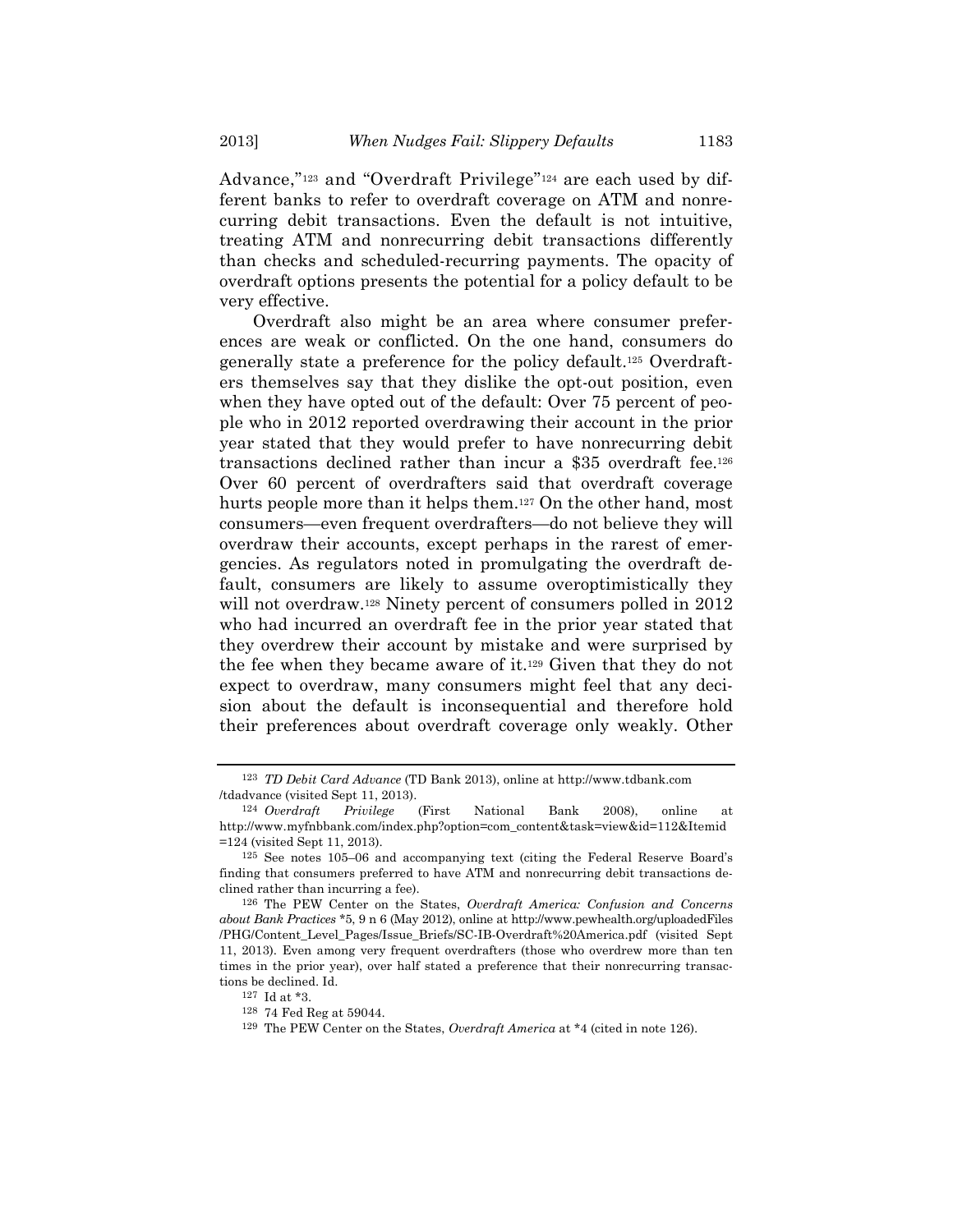Advance,"[123] and "Overdraft Privilege"[124] are each used by different banks to refer to overdraft coverage on ATM and nonrecurring debit transactions. Even the default is not intuitive, treating ATM and nonrecurring debit transactions differently than checks and scheduled-recurring payments. The opacity of overdraft options presents the potential for a policy default to be very effective.

Overdraft also might be an area where consumer preferences are weak or conflicted. On the one hand, consumers do generally state a preference for the policy default.[125] Overdrafters themselves say that they dislike the opt-out position, even when they have opted out of the default: Over 75 percent of people who in 2012 reported overdrawing their account in the prior year stated that they would prefer to have nonrecurring debit transactions declined rather than incur a $35 overdraft fee.[126] Over 60 percent of overdrafters said that overdraft coverage hurts people more than it helps them.[127] On the other hand, most consumers—even frequent overdrafters—do not believe they will overdraw their accounts, except perhaps in the rarest of emergencies. As regulators noted in promulgating the overdraft default, consumers are likely to assume overoptimistically they will not overdraw.[128] Ninety percent of consumers polled in 2012 who had incurred an overdraft fee in the prior year stated that they overdrew their account by mistake and were surprised by the fee when they became aware of it.[129] Given that they do not expect to overdraw, many consumers might feel that any decision about the default is inconsequential and therefore hold their preferences about overdraft coverage only weakly. Other

---

[123] *TD Debit Card Advance* (TD Bank 2013), online at http://www.tdbank.com/tdadvance (visited Sept 11, 2013).

[124] *Overdraft Privilege* (First National Bank 2008), online at http://www.myfnbbank.com/index.php?option=com_content&task=view&id=112&Itemid=124 (visited Sept 11, 2013).

[125] See notes 105–06 and accompanying text (citing the Federal Reserve Board's finding that consumers preferred to have ATM and nonrecurring debit transactions declined rather than incurring a fee).

[126] The PEW Center on the States, *Overdraft America: Confusion and Concerns about Bank Practices* *5, 9 n 6 (May 2012), online at http://www.pewhealth.org/uploadedFiles/PHG/Content_Level_Pages/Issue_Briefs/SC-IB-Overdraft%20America.pdf (visited Sept 11, 2013). Even among very frequent overdrafters (those who overdrew more than ten times in the prior year), over half stated a preference that their nonrecurring transactions be declined. Id.

[127] Id at *3.

[128] 74 Fed Reg at 59044.

[129] The PEW Center on the States, *Overdraft America* at *4 (cited in note 126).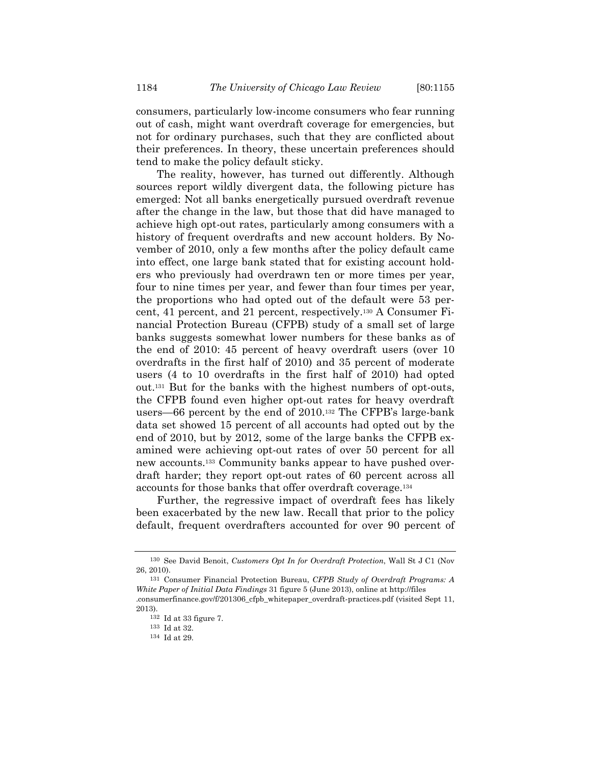consumers, particularly low-income consumers who fear running out of cash, might want overdraft coverage for emergencies, but not for ordinary purchases, such that they are conflicted about their preferences. In theory, these uncertain preferences should tend to make the policy default sticky.

The reality, however, has turned out differently. Although sources report wildly divergent data, the following picture has emerged: Not all banks energetically pursued overdraft revenue after the change in the law, but those that did have managed to achieve high opt-out rates, particularly among consumers with a history of frequent overdrafts and new account holders. By November of 2010, only a few months after the policy default came into effect, one large bank stated that for existing account holders who previously had overdrawn ten or more times per year, four to nine times per year, and fewer than four times per year, the proportions who had opted out of the default were 53 percent, 41 percent, and 21 percent, respectively.[130] A Consumer Financial Protection Bureau (CFPB) study of a small set of large banks suggests somewhat lower numbers for these banks as of the end of 2010: 45 percent of heavy overdraft users (over 10 overdrafts in the first half of 2010) and 35 percent of moderate users (4 to 10 overdrafts in the first half of 2010) had opted out.[131] But for the banks with the highest numbers of opt-outs, the CFPB found even higher opt-out rates for heavy overdraft users—66 percent by the end of 2010.[132] The CFPB's large-bank data set showed 15 percent of all accounts had opted out by the end of 2010, but by 2012, some of the large banks the CFPB examined were achieving opt-out rates of over 50 percent for all new accounts.[133] Community banks appear to have pushed overdraft harder; they report opt-out rates of 60 percent across all accounts for those banks that offer overdraft coverage.[134]

Further, the regressive impact of overdraft fees has likely been exacerbated by the new law. Recall that prior to the policy default, frequent overdrafters accounted for over 90 percent of

---

[130] See David Benoit, *Customers Opt In for Overdraft Protection*, Wall St J C1 (Nov 26, 2010).

[131] Consumer Financial Protection Bureau, *CFPB Study of Overdraft Programs: A White Paper of Initial Data Findings* 31 figure 5 (June 2013), online at http://files.consumerfinance.gov/f/201306_cfpb_whitepaper_overdraft-practices.pdf (visited Sept 11, 2013).

[132] Id at 33 figure 7.

[133] Id at 32.

[134] Id at 29.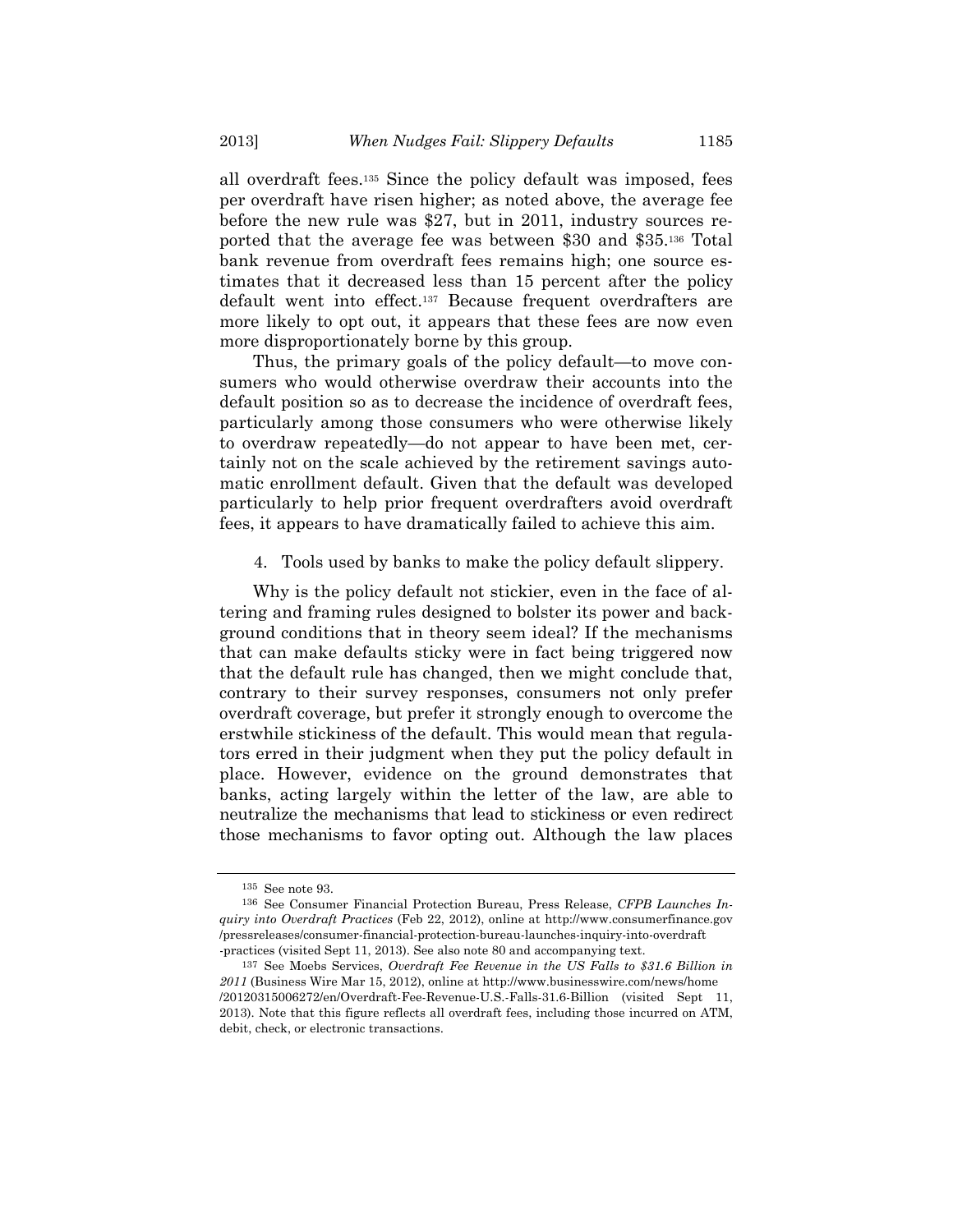all overdraft fees.[135] Since the policy default was imposed, fees per overdraft have risen higher; as noted above, the average fee before the new rule was $27, but in 2011, industry sources reported that the average fee was between $30 and $35.[136] Total bank revenue from overdraft fees remains high; one source estimates that it decreased less than 15 percent after the policy default went into effect.[137] Because frequent overdrafters are more likely to opt out, it appears that these fees are now even more disproportionately borne by this group.

Thus, the primary goals of the policy default—to move consumers who would otherwise overdraw their accounts into the default position so as to decrease the incidence of overdraft fees, particularly among those consumers who were otherwise likely to overdraw repeatedly—do not appear to have been met, certainly not on the scale achieved by the retirement savings automatic enrollment default. Given that the default was developed particularly to help prior frequent overdrafters avoid overdraft fees, it appears to have dramatically failed to achieve this aim.

4. Tools used by banks to make the policy default slippery.

Why is the policy default not stickier, even in the face of altering and framing rules designed to bolster its power and background conditions that in theory seem ideal? If the mechanisms that can make defaults sticky were in fact being triggered now that the default rule has changed, then we might conclude that, contrary to their survey responses, consumers not only prefer overdraft coverage, but prefer it strongly enough to overcome the erstwhile stickiness of the default. This would mean that regulators erred in their judgment when they put the policy default in place. However, evidence on the ground demonstrates that banks, acting largely within the letter of the law, are able to neutralize the mechanisms that lead to stickiness or even redirect those mechanisms to favor opting out. Although the law places

---

[135] See note 93.

[136] See Consumer Financial Protection Bureau, Press Release, *CFPB Launches Inquiry into Overdraft Practices* (Feb 22, 2012), online at http://www.consumerfinance.gov/pressreleases/consumer-financial-protection-bureau-launches-inquiry-into-overdraft-practices (visited Sept 11, 2013). See also note 80 and accompanying text.

[137] See Moebs Services, *Overdraft Fee Revenue in the US Falls to $31.6 Billion in 2011* (Business Wire Mar 15, 2012), online at http://www.businesswire.com/news/home/20120315006272/en/Overdraft-Fee-Revenue-U.S.-Falls-31.6-Billion (visited Sept 11, 2013). Note that this figure reflects all overdraft fees, including those incurred on ATM, debit, check, or electronic transactions.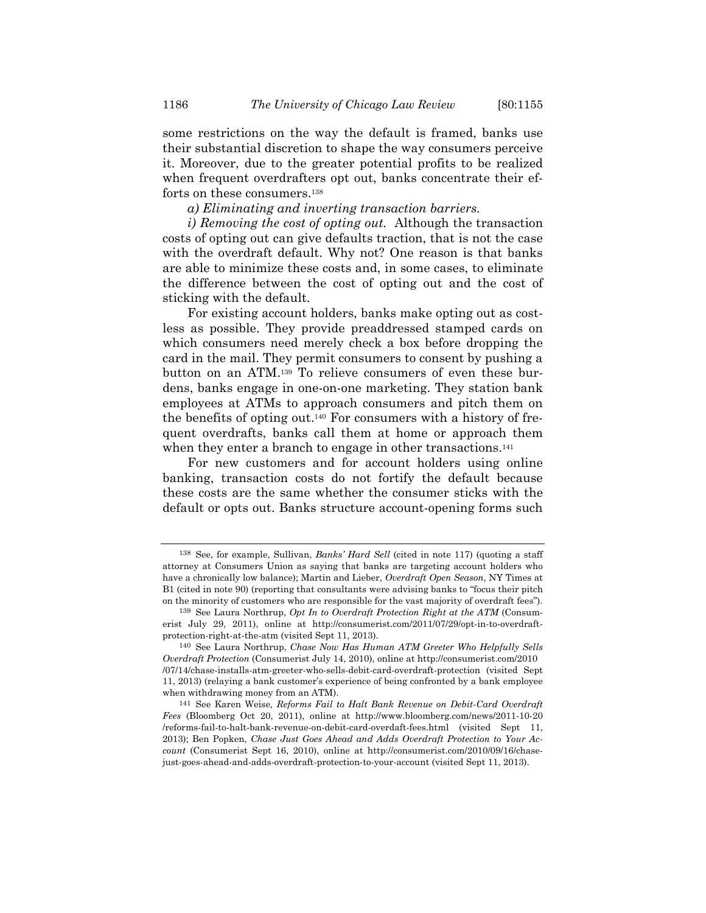some restrictions on the way the default is framed, banks use their substantial discretion to shape the way consumers perceive it. Moreover, due to the greater potential profits to be realized when frequent overdrafters opt out, banks concentrate their efforts on these consumers.[138]

*a) Eliminating and inverting transaction barriers.*

*i) Removing the cost of opting out.* Although the transaction costs of opting out can give defaults traction, that is not the case with the overdraft default. Why not? One reason is that banks are able to minimize these costs and, in some cases, to eliminate the difference between the cost of opting out and the cost of sticking with the default.

For existing account holders, banks make opting out as costless as possible. They provide preaddressed stamped cards on which consumers need merely check a box before dropping the card in the mail. They permit consumers to consent by pushing a button on an ATM.[139] To relieve consumers of even these burdens, banks engage in one-on-one marketing. They station bank employees at ATMs to approach consumers and pitch them on the benefits of opting out.[140] For consumers with a history of frequent overdrafts, banks call them at home or approach them when they enter a branch to engage in other transactions.[141]

For new customers and for account holders using online banking, transaction costs do not fortify the default because these costs are the same whether the consumer sticks with the default or opts out. Banks structure account-opening forms such

---

[138] See, for example, Sullivan, *Banks' Hard Sell* (cited in note 117) (quoting a staff attorney at Consumers Union as saying that banks are targeting account holders who have a chronically low balance); Martin and Lieber, *Overdraft Open Season*, NY Times at B1 (cited in note 90) (reporting that consultants were advising banks to "focus their pitch on the minority of customers who are responsible for the vast majority of overdraft fees").

[139] See Laura Northrup, *Opt In to Overdraft Protection Right at the ATM* (Consumerist July 29, 2011), online at http://consumerist.com/2011/07/29/opt-in-to-overdraft-protection-right-at-the-atm (visited Sept 11, 2013).

[140] See Laura Northrup, *Chase Now Has Human ATM Greeter Who Helpfully Sells Overdraft Protection* (Consumerist July 14, 2010), online at http://consumerist.com/2010/07/14/chase-installs-atm-greeter-who-sells-debit-card-overdraft-protection (visited Sept 11, 2013) (relaying a bank customer's experience of being confronted by a bank employee when withdrawing money from an ATM).

[141] See Karen Weise, *Reforms Fail to Halt Bank Revenue on Debit-Card Overdraft Fees* (Bloomberg Oct 20, 2011), online at http://www.bloomberg.com/news/2011-10-20/reforms-fail-to-halt-bank-revenue-on-debit-card-overdaft-fees.html (visited Sept 11, 2013); Ben Popken, *Chase Just Goes Ahead and Adds Overdraft Protection to Your Account* (Consumerist Sept 16, 2010), online at http://consumerist.com/2010/09/16/chase-just-goes-ahead-and-adds-overdraft-protection-to-your-account (visited Sept 11, 2013).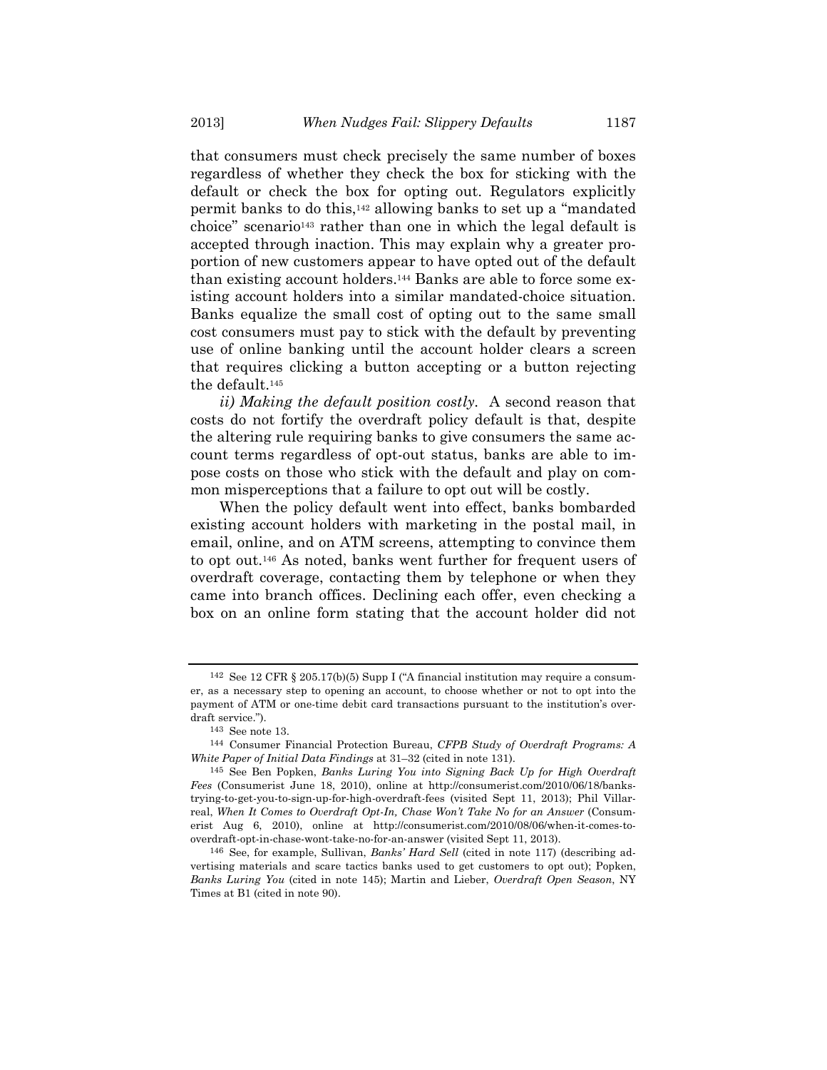that consumers must check precisely the same number of boxes regardless of whether they check the box for sticking with the default or check the box for opting out. Regulators explicitly permit banks to do this,[142] allowing banks to set up a "mandated choice" scenario[143] rather than one in which the legal default is accepted through inaction. This may explain why a greater proportion of new customers appear to have opted out of the default than existing account holders.[144] Banks are able to force some existing account holders into a similar mandated-choice situation. Banks equalize the small cost of opting out to the same small cost consumers must pay to stick with the default by preventing use of online banking until the account holder clears a screen that requires clicking a button accepting or a button rejecting the default.[145]

*ii) Making the default position costly.* A second reason that costs do not fortify the overdraft policy default is that, despite the altering rule requiring banks to give consumers the same account terms regardless of opt-out status, banks are able to impose costs on those who stick with the default and play on common misperceptions that a failure to opt out will be costly.

When the policy default went into effect, banks bombarded existing account holders with marketing in the postal mail, in email, online, and on ATM screens, attempting to convince them to opt out.[146] As noted, banks went further for frequent users of overdraft coverage, contacting them by telephone or when they came into branch offices. Declining each offer, even checking a box on an online form stating that the account holder did not

---

[142] See 12 CFR § 205.17(b)(5) Supp I ("A financial institution may require a consumer, as a necessary step to opening an account, to choose whether or not to opt into the payment of ATM or one-time debit card transactions pursuant to the institution's overdraft service.").

[143] See note 13.

[144] Consumer Financial Protection Bureau, *CFPB Study of Overdraft Programs: A White Paper of Initial Data Findings* at 31–32 (cited in note 131).

[145] See Ben Popken, *Banks Luring You into Signing Back Up for High Overdraft Fees* (Consumerist June 18, 2010), online at http://consumerist.com/2010/06/18/banks-trying-to-get-you-to-sign-up-for-high-overdraft-fees (visited Sept 11, 2013); Phil Villarreal, *When It Comes to Overdraft Opt-In, Chase Won't Take No for an Answer* (Consumerist Aug 6, 2010), online at http://consumerist.com/2010/08/06/when-it-comes-to-overdraft-opt-in-chase-wont-take-no-for-an-answer (visited Sept 11, 2013).

[146] See, for example, Sullivan, *Banks' Hard Sell* (cited in note 117) (describing advertising materials and scare tactics banks used to get customers to opt out); Popken, *Banks Luring You* (cited in note 145); Martin and Lieber, *Overdraft Open Season*, NY Times at B1 (cited in note 90).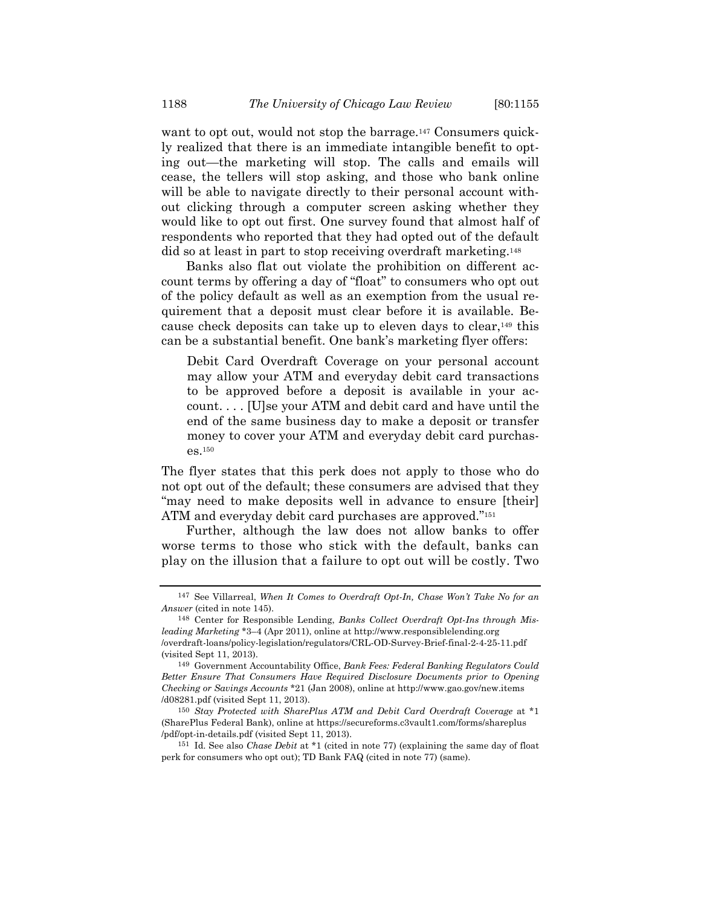want to opt out, would not stop the barrage.[147] Consumers quickly realized that there is an immediate intangible benefit to opting out—the marketing will stop. The calls and emails will cease, the tellers will stop asking, and those who bank online will be able to navigate directly to their personal account without clicking through a computer screen asking whether they would like to opt out first. One survey found that almost half of respondents who reported that they had opted out of the default did so at least in part to stop receiving overdraft marketing.[148]

Banks also flat out violate the prohibition on different account terms by offering a day of "float" to consumers who opt out of the policy default as well as an exemption from the usual requirement that a deposit must clear before it is available. Because check deposits can take up to eleven days to clear,[149] this can be a substantial benefit. One bank's marketing flyer offers:

> Debit Card Overdraft Coverage on your personal account may allow your ATM and everyday debit card transactions to be approved before a deposit is available in your account. . . . [U]se your ATM and debit card and have until the end of the same business day to make a deposit or transfer money to cover your ATM and everyday debit card purchases.[150]

The flyer states that this perk does not apply to those who do not opt out of the default; these consumers are advised that they "may need to make deposits well in advance to ensure [their] ATM and everyday debit card purchases are approved."[151]

Further, although the law does not allow banks to offer worse terms to those who stick with the default, banks can play on the illusion that a failure to opt out will be costly. Two

---

[147] See Villarreal, *When It Comes to Overdraft Opt-In, Chase Won't Take No for an Answer* (cited in note 145).

[148] Center for Responsible Lending, *Banks Collect Overdraft Opt-Ins through Misleading Marketing* *3–4 (Apr 2011), online at http://www.responsiblelending.org/overdraft-loans/policy-legislation/regulators/CRL-OD-Survey-Brief-final-2-4-25-11.pdf (visited Sept 11, 2013).

[149] Government Accountability Office, *Bank Fees: Federal Banking Regulators Could Better Ensure That Consumers Have Required Disclosure Documents prior to Opening Checking or Savings Accounts* *21 (Jan 2008), online at http://www.gao.gov/new.items/d08281.pdf (visited Sept 11, 2013).

[150] *Stay Protected with SharePlus ATM and Debit Card Overdraft Coverage* at *1 (SharePlus Federal Bank), online at https://secureforms.c3vault1.com/forms/shareplus/pdf/opt-in-details.pdf (visited Sept 11, 2013).

[151] Id. See also *Chase Debit* at *1 (cited in note 77) (explaining the same day of float perk for consumers who opt out); TD Bank FAQ (cited in note 77) (same).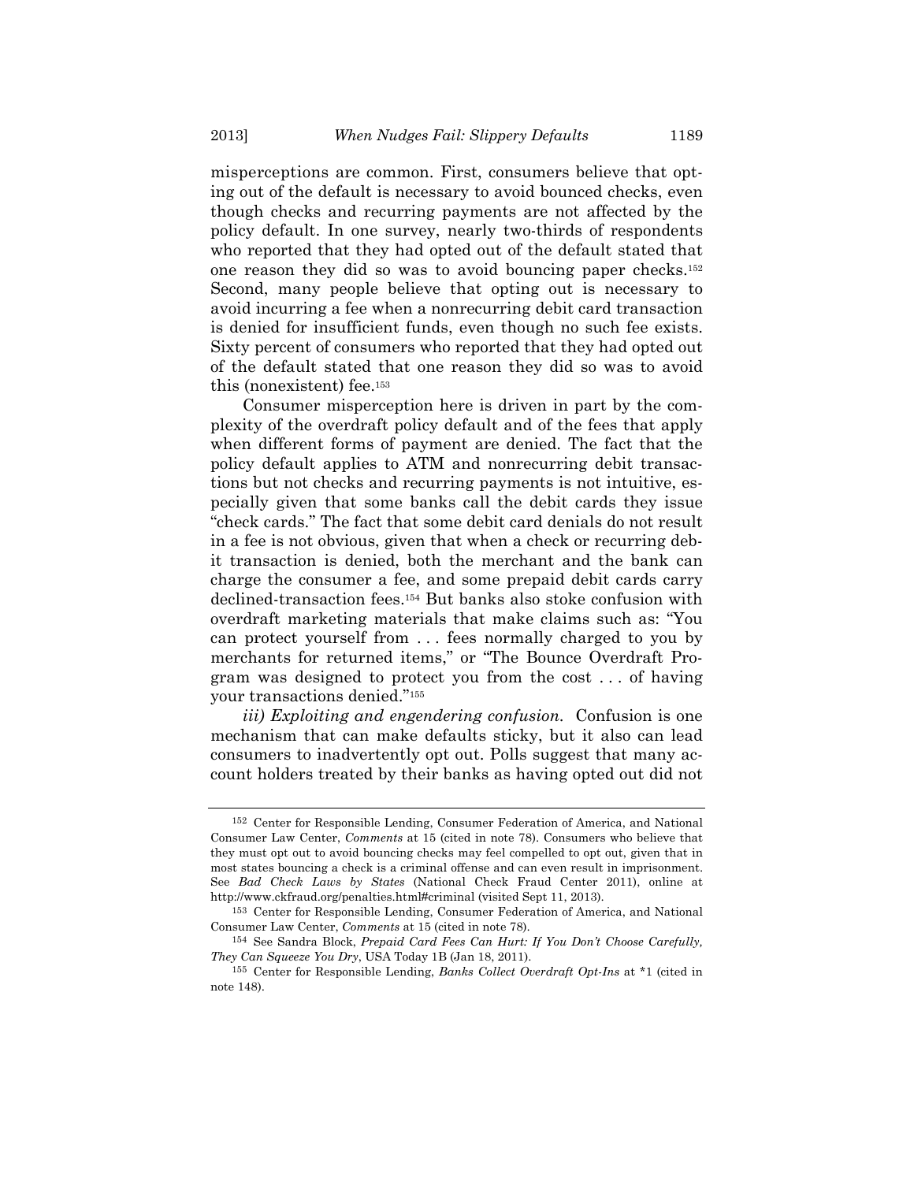misperceptions are common. First, consumers believe that opting out of the default is necessary to avoid bounced checks, even though checks and recurring payments are not affected by the policy default. In one survey, nearly two-thirds of respondents who reported that they had opted out of the default stated that one reason they did so was to avoid bouncing paper checks.[152] Second, many people believe that opting out is necessary to avoid incurring a fee when a nonrecurring debit card transaction is denied for insufficient funds, even though no such fee exists. Sixty percent of consumers who reported that they had opted out of the default stated that one reason they did so was to avoid this (nonexistent) fee.[153]

Consumer misperception here is driven in part by the complexity of the overdraft policy default and of the fees that apply when different forms of payment are denied. The fact that the policy default applies to ATM and nonrecurring debit transactions but not checks and recurring payments is not intuitive, especially given that some banks call the debit cards they issue "check cards." The fact that some debit card denials do not result in a fee is not obvious, given that when a check or recurring debit transaction is denied, both the merchant and the bank can charge the consumer a fee, and some prepaid debit cards carry declined-transaction fees.[154] But banks also stoke confusion with overdraft marketing materials that make claims such as: "You can protect yourself from . . . fees normally charged to you by merchants for returned items," or "The Bounce Overdraft Program was designed to protect you from the cost . . . of having your transactions denied."[155]

*iii) Exploiting and engendering confusion.* Confusion is one mechanism that can make defaults sticky, but it also can lead consumers to inadvertently opt out. Polls suggest that many account holders treated by their banks as having opted out did not

---

[152] Center for Responsible Lending, Consumer Federation of America, and National Consumer Law Center, *Comments* at 15 (cited in note 78). Consumers who believe that they must opt out to avoid bouncing checks may feel compelled to opt out, given that in most states bouncing a check is a criminal offense and can even result in imprisonment. See *Bad Check Laws by States* (National Check Fraud Center 2011), online at http://www.ckfraud.org/penalties.html#criminal (visited Sept 11, 2013).

[153] Center for Responsible Lending, Consumer Federation of America, and National Consumer Law Center, *Comments* at 15 (cited in note 78).

[154] See Sandra Block, *Prepaid Card Fees Can Hurt: If You Don't Choose Carefully, They Can Squeeze You Dry*, USA Today 1B (Jan 18, 2011).

[155] Center for Responsible Lending, *Banks Collect Overdraft Opt-Ins* at *1 (cited in note 148).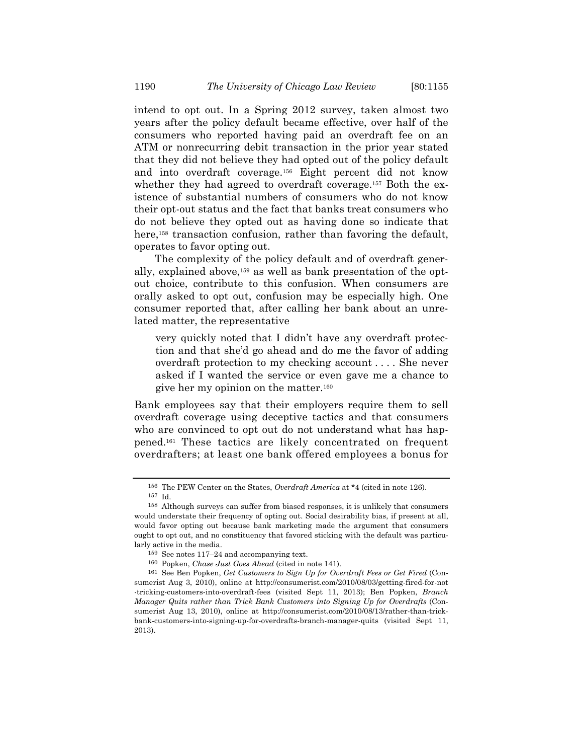intend to opt out. In a Spring 2012 survey, taken almost two years after the policy default became effective, over half of the consumers who reported having paid an overdraft fee on an ATM or nonrecurring debit transaction in the prior year stated that they did not believe they had opted out of the policy default and into overdraft coverage.[156] Eight percent did not know whether they had agreed to overdraft coverage.[157] Both the existence of substantial numbers of consumers who do not know their opt-out status and the fact that banks treat consumers who do not believe they opted out as having done so indicate that here,[158] transaction confusion, rather than favoring the default, operates to favor opting out.

The complexity of the policy default and of overdraft generally, explained above,[159] as well as bank presentation of the opt-out choice, contribute to this confusion. When consumers are orally asked to opt out, confusion may be especially high. One consumer reported that, after calling her bank about an unrelated matter, the representative

> very quickly noted that I didn't have any overdraft protection and that she'd go ahead and do me the favor of adding overdraft protection to my checking account . . . . She never asked if I wanted the service or even gave me a chance to give her my opinion on the matter.[160]

Bank employees say that their employers require them to sell overdraft coverage using deceptive tactics and that consumers who are convinced to opt out do not understand what has happened.[161] These tactics are likely concentrated on frequent overdrafters; at least one bank offered employees a bonus for

---

[156] The PEW Center on the States, *Overdraft America* at *4 (cited in note 126).

[157] Id.

[158] Although surveys can suffer from biased responses, it is unlikely that consumers would understate their frequency of opting out. Social desirability bias, if present at all, would favor opting out because bank marketing made the argument that consumers ought to opt out, and no constituency that favored sticking with the default was particularly active in the media.

[159] See notes 117–24 and accompanying text.

[160] Popken, *Chase Just Goes Ahead* (cited in note 141).

[161] See Ben Popken, *Get Customers to Sign Up for Overdraft Fees or Get Fired* (Consumerist Aug 3, 2010), online at http://consumerist.com/2010/08/03/getting-fired-for-not-tricking-customers-into-overdraft-fees (visited Sept 11, 2013); Ben Popken, *Branch Manager Quits rather than Trick Bank Customers into Signing Up for Overdrafts* (Consumerist Aug 13, 2010), online at http://consumerist.com/2010/08/13/rather-than-trick-bank-customers-into-signing-up-for-overdrafts-branch-manager-quits (visited Sept 11, 2013).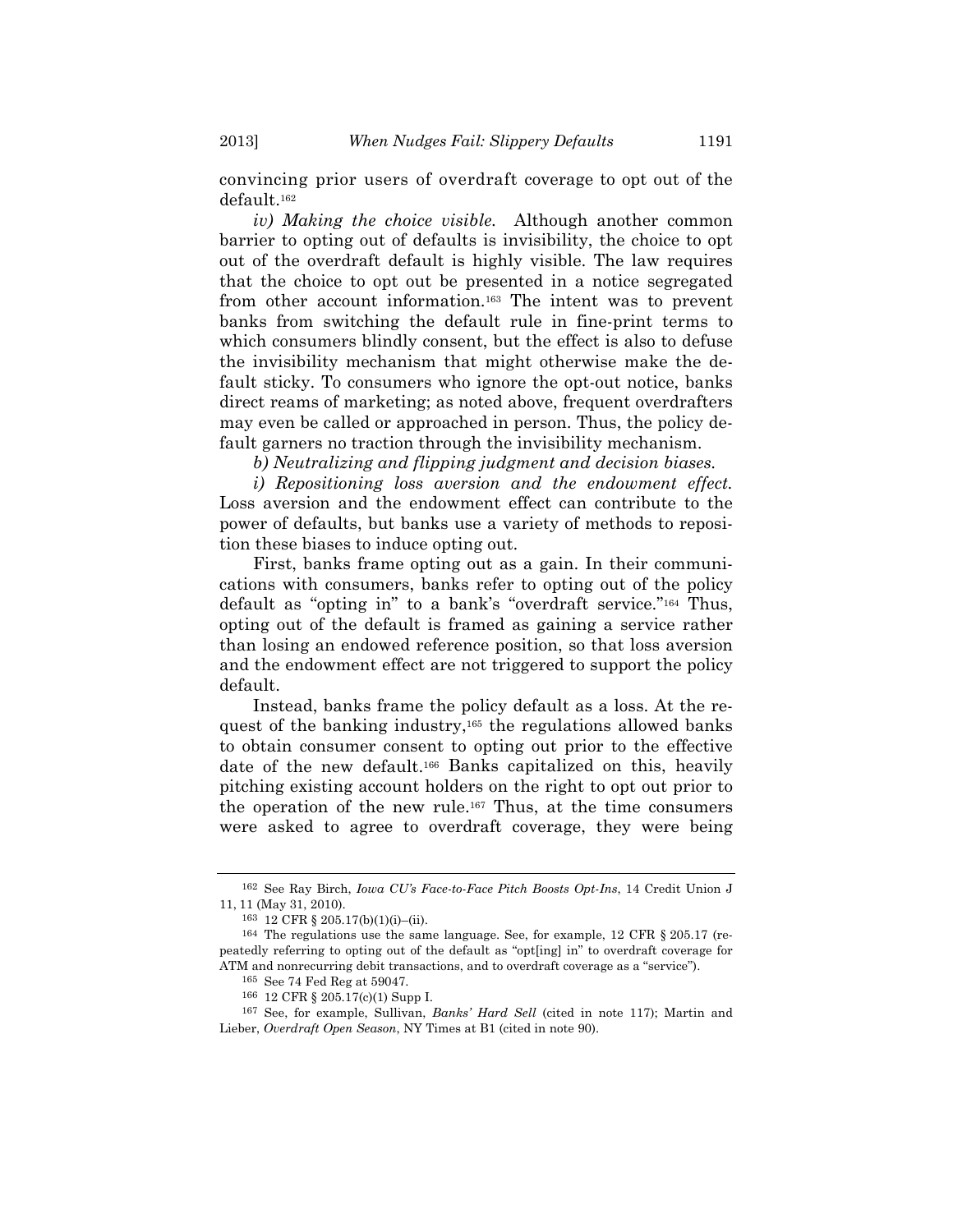convincing prior users of overdraft coverage to opt out of the default.[162]

*iv) Making the choice visible.* Although another common barrier to opting out of defaults is invisibility, the choice to opt out of the overdraft default is highly visible. The law requires that the choice to opt out be presented in a notice segregated from other account information.[163] The intent was to prevent banks from switching the default rule in fine-print terms to which consumers blindly consent, but the effect is also to defuse the invisibility mechanism that might otherwise make the default sticky. To consumers who ignore the opt-out notice, banks direct reams of marketing; as noted above, frequent overdrafters may even be called or approached in person. Thus, the policy default garners no traction through the invisibility mechanism.

*b) Neutralizing and flipping judgment and decision biases.*

*i) Repositioning loss aversion and the endowment effect.* Loss aversion and the endowment effect can contribute to the power of defaults, but banks use a variety of methods to reposition these biases to induce opting out.

First, banks frame opting out as a gain. In their communications with consumers, banks refer to opting out of the policy default as "opting in" to a bank's "overdraft service."[164] Thus, opting out of the default is framed as gaining a service rather than losing an endowed reference position, so that loss aversion and the endowment effect are not triggered to support the policy default.

Instead, banks frame the policy default as a loss. At the request of the banking industry,[165] the regulations allowed banks to obtain consumer consent to opting out prior to the effective date of the new default.[166] Banks capitalized on this, heavily pitching existing account holders on the right to opt out prior to the operation of the new rule.[167] Thus, at the time consumers were asked to agree to overdraft coverage, they were being

---

[162] See Ray Birch, *Iowa CU's Face-to-Face Pitch Boosts Opt-Ins*, 14 Credit Union J 11, 11 (May 31, 2010).

[163] 12 CFR § 205.17(b)(1)(i)–(ii).

[164] The regulations use the same language. See, for example, 12 CFR § 205.17 (repeatedly referring to opting out of the default as "opt[ing] in" to overdraft coverage for ATM and nonrecurring debit transactions, and to overdraft coverage as a "service").

[165] See 74 Fed Reg at 59047.

[166] 12 CFR § 205.17(c)(1) Supp I.

[167] See, for example, Sullivan, *Banks' Hard Sell* (cited in note 117); Martin and Lieber, *Overdraft Open Season*, NY Times at B1 (cited in note 90).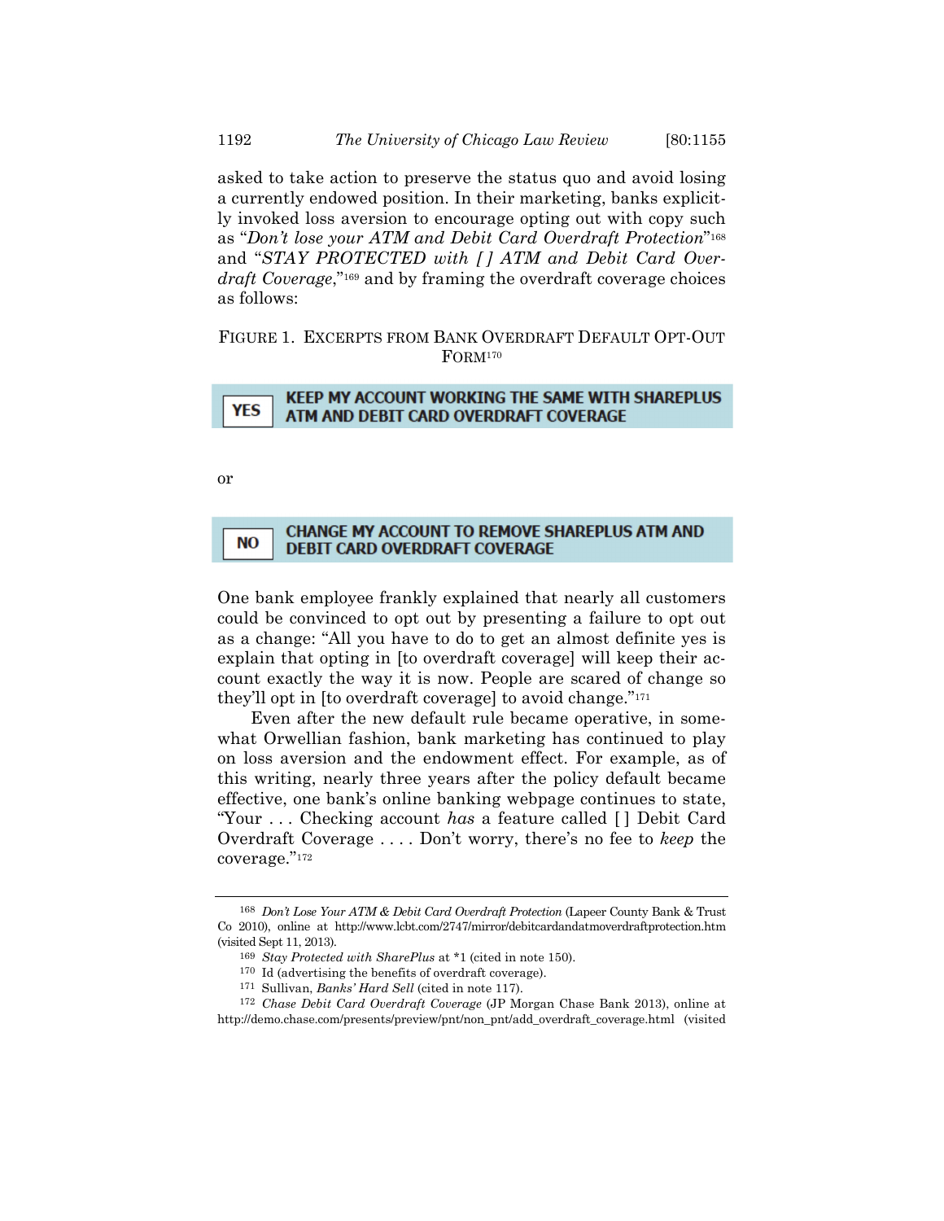asked to take action to preserve the status quo and avoid losing a currently endowed position. In their marketing, banks explicitly invoked loss aversion to encourage opting out with copy such as "*Don't lose your ATM and Debit Card Overdraft Protection*"[168] and "*STAY PROTECTED with [ ] ATM and Debit Card Overdraft Coverage*,"[169] and by framing the overdraft coverage choices as follows:

FIGURE 1. EXCERPTS FROM BANK OVERDRAFT DEFAULT OPT-OUT FORM[170]

**YES** — **KEEP MY ACCOUNT WORKING THE SAME WITH SHAREPLUS ATM AND DEBIT CARD OVERDRAFT COVERAGE**

or

**NO** — **CHANGE MY ACCOUNT TO REMOVE SHAREPLUS ATM AND DEBIT CARD OVERDRAFT COVERAGE**

One bank employee frankly explained that nearly all customers could be convinced to opt out by presenting a failure to opt out as a change: "All you have to do to get an almost definite yes is explain that opting in [to overdraft coverage] will keep their account exactly the way it is now. People are scared of change so they'll opt in [to overdraft coverage] to avoid change."[171]

Even after the new default rule became operative, in somewhat Orwellian fashion, bank marketing has continued to play on loss aversion and the endowment effect. For example, as of this writing, nearly three years after the policy default became effective, one bank's online banking webpage continues to state, "Your . . . Checking account *has* a feature called [ ] Debit Card Overdraft Coverage . . . . Don't worry, there's no fee to *keep* the coverage."[172]

---

[168] *Don't Lose Your ATM & Debit Card Overdraft Protection* (Lapeer County Bank & Trust Co 2010), online at http://www.lcbt.com/2747/mirror/debitcardandatmoverdraftprotection.htm (visited Sept 11, 2013).

[169] *Stay Protected with SharePlus* at *1 (cited in note 150).

[170] Id (advertising the benefits of overdraft coverage).

[171] Sullivan, *Banks' Hard Sell* (cited in note 117).

[172] *Chase Debit Card Overdraft Coverage* (JP Morgan Chase Bank 2013), online at http://demo.chase.com/presents/preview/pnt/non_pnt/add_overdraft_coverage.html (visited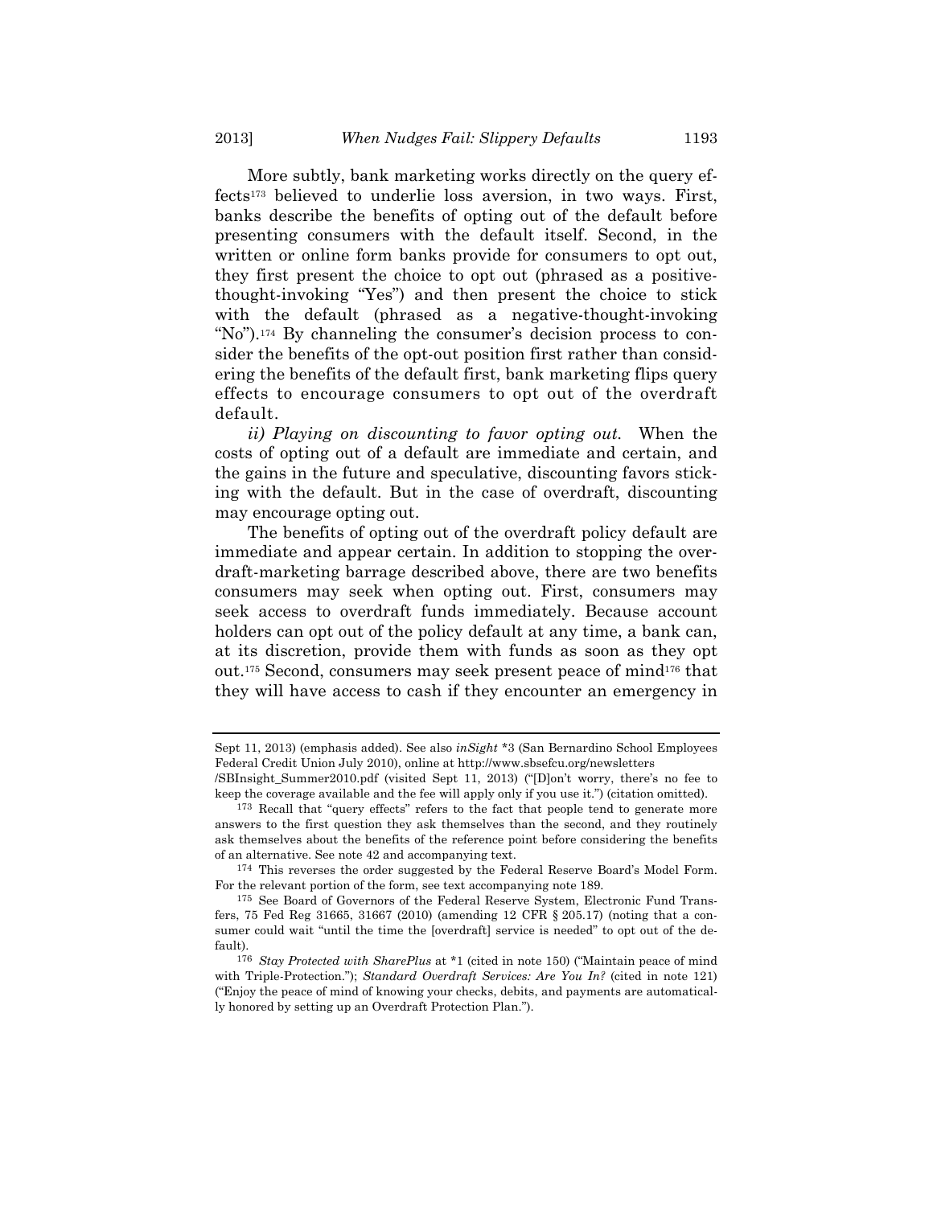More subtly, bank marketing works directly on the query effects[173] believed to underlie loss aversion, in two ways. First, banks describe the benefits of opting out of the default before presenting consumers with the default itself. Second, in the written or online form banks provide for consumers to opt out, they first present the choice to opt out (phrased as a positive-thought-invoking "Yes") and then present the choice to stick with the default (phrased as a negative-thought-invoking "No").[174] By channeling the consumer's decision process to consider the benefits of the opt-out position first rather than considering the benefits of the default first, bank marketing flips query effects to encourage consumers to opt out of the overdraft default.

*ii) Playing on discounting to favor opting out.* When the costs of opting out of a default are immediate and certain, and the gains in the future and speculative, discounting favors sticking with the default. But in the case of overdraft, discounting may encourage opting out.

The benefits of opting out of the overdraft policy default are immediate and appear certain. In addition to stopping the overdraft-marketing barrage described above, there are two benefits consumers may seek when opting out. First, consumers may seek access to overdraft funds immediately. Because account holders can opt out of the policy default at any time, a bank can, at its discretion, provide them with funds as soon as they opt out.[175] Second, consumers may seek present peace of mind[176] that they will have access to cash if they encounter an emergency in

---

Sept 11, 2013) (emphasis added). See also *inSight* *3 (San Bernardino School Employees Federal Credit Union July 2010), online at http://www.sbsefcu.org/newsletters/SBInsight_Summer2010.pdf (visited Sept 11, 2013) ("[D]on't worry, there's no fee to keep the coverage available and the fee will apply only if you use it.") (citation omitted).

[173] Recall that "query effects" refers to the fact that people tend to generate more answers to the first question they ask themselves than the second, and they routinely ask themselves about the benefits of the reference point before considering the benefits of an alternative. See note 42 and accompanying text.

[174] This reverses the order suggested by the Federal Reserve Board's Model Form. For the relevant portion of the form, see text accompanying note 189.

[175] See Board of Governors of the Federal Reserve System, Electronic Fund Transfers, 75 Fed Reg 31665, 31667 (2010) (amending 12 CFR § 205.17) (noting that a consumer could wait "until the time the [overdraft] service is needed" to opt out of the default).

[176] *Stay Protected with SharePlus* at *1 (cited in note 150) ("Maintain peace of mind with Triple-Protection."); *Standard Overdraft Services: Are You In?* (cited in note 121) ("Enjoy the peace of mind of knowing your checks, debits, and payments are automatically honored by setting up an Overdraft Protection Plan.").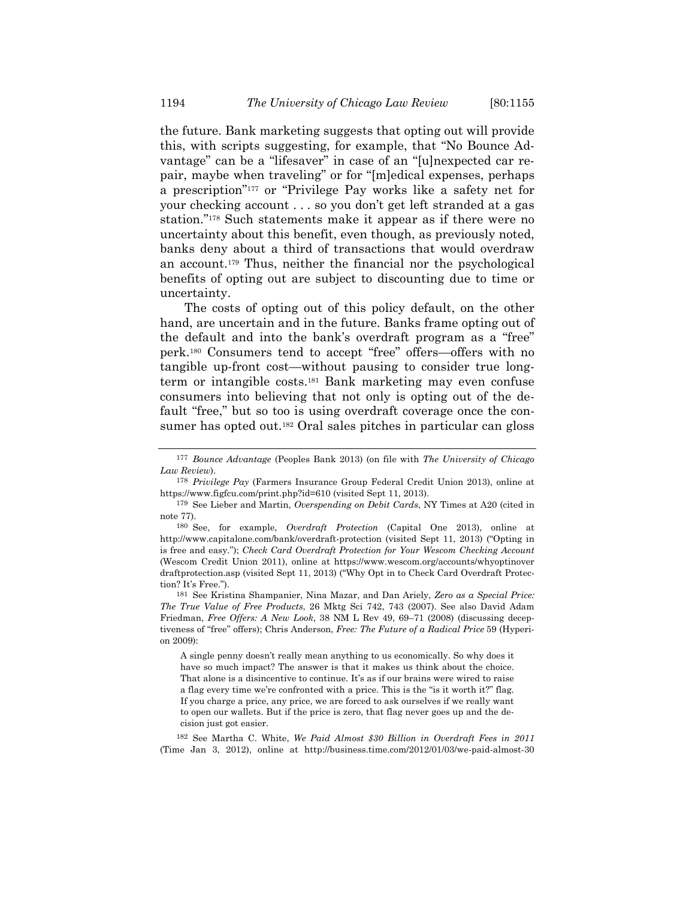the future. Bank marketing suggests that opting out will provide this, with scripts suggesting, for example, that "No Bounce Advantage" can be a "lifesaver" in case of an "[u]nexpected car repair, maybe when traveling" or for "[m]edical expenses, perhaps a prescription"[177] or "Privilege Pay works like a safety net for your checking account . . . so you don't get left stranded at a gas station."[178] Such statements make it appear as if there were no uncertainty about this benefit, even though, as previously noted, banks deny about a third of transactions that would overdraw an account.[179] Thus, neither the financial nor the psychological benefits of opting out are subject to discounting due to time or uncertainty.

The costs of opting out of this policy default, on the other hand, are uncertain and in the future. Banks frame opting out of the default and into the bank's overdraft program as a "free" perk.[180] Consumers tend to accept "free" offers—offers with no tangible up-front cost—without pausing to consider true long-term or intangible costs.[181] Bank marketing may even confuse consumers into believing that not only is opting out of the default "free," but so too is using overdraft coverage once the consumer has opted out.[182] Oral sales pitches in particular can gloss

---

[177] *Bounce Advantage* (Peoples Bank 2013) (on file with *The University of Chicago Law Review*).

[178] *Privilege Pay* (Farmers Insurance Group Federal Credit Union 2013), online at https://www.figfcu.com/print.php?id=610 (visited Sept 11, 2013).

[179] See Lieber and Martin, *Overspending on Debit Cards*, NY Times at A20 (cited in note 77).

[180] See, for example, *Overdraft Protection* (Capital One 2013), online at http://www.capitalone.com/bank/overdraft-protection (visited Sept 11, 2013) ("Opting in is free and easy."); *Check Card Overdraft Protection for Your Wescom Checking Account* (Wescom Credit Union 2011), online at https://www.wescom.org/accounts/whyoptinoverdraftprotection.asp (visited Sept 11, 2013) ("Why Opt in to Check Card Overdraft Protection? It's Free.").

[181] See Kristina Shampanier, Nina Mazar, and Dan Ariely, *Zero as a Special Price: The True Value of Free Products*, 26 Mktg Sci 742, 743 (2007). See also David Adam Friedman, *Free Offers: A New Look*, 38 NM L Rev 49, 69–71 (2008) (discussing deceptiveness of "free" offers); Chris Anderson, *Free: The Future of a Radical Price* 59 (Hyperion 2009):

> A single penny doesn't really mean anything to us economically. So why does it have so much impact? The answer is that it makes us think about the choice. That alone is a disincentive to continue. It's as if our brains were wired to raise a flag every time we're confronted with a price. This is the "is it worth it?" flag. If you charge a price, any price, we are forced to ask ourselves if we really want to open our wallets. But if the price is zero, that flag never goes up and the decision just got easier.

[182] See Martha C. White, *We Paid Almost $30 Billion in Overdraft Fees in 2011* (Time Jan 3, 2012), online at http://business.time.com/2012/01/03/we-paid-almost-30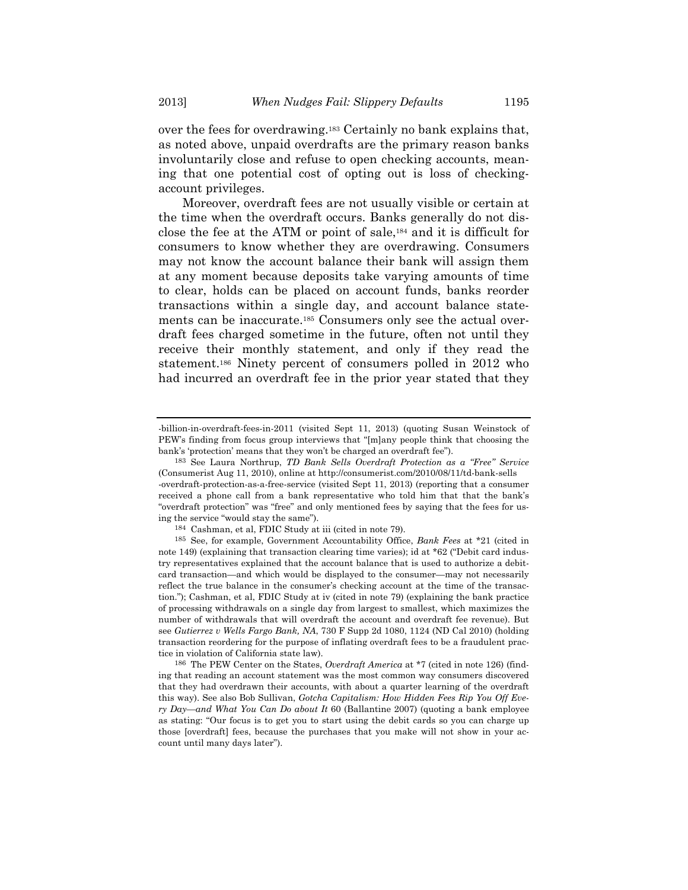over the fees for overdrawing.[183] Certainly no bank explains that, as noted above, unpaid overdrafts are the primary reason banks involuntarily close and refuse to open checking accounts, meaning that one potential cost of opting out is loss of checking-account privileges.

Moreover, overdraft fees are not usually visible or certain at the time when the overdraft occurs. Banks generally do not disclose the fee at the ATM or point of sale,[184] and it is difficult for consumers to know whether they are overdrawing. Consumers may not know the account balance their bank will assign them at any moment because deposits take varying amounts of time to clear, holds can be placed on account funds, banks reorder transactions within a single day, and account balance statements can be inaccurate.[185] Consumers only see the actual overdraft fees charged sometime in the future, often not until they receive their monthly statement, and only if they read the statement.[186] Ninety percent of consumers polled in 2012 who had incurred an overdraft fee in the prior year stated that they

---

-billion-in-overdraft-fees-in-2011 (visited Sept 11, 2013) (quoting Susan Weinstock of PEW's finding from focus group interviews that "[m]any people think that choosing the bank's 'protection' means that they won't be charged an overdraft fee").

[183] See Laura Northrup, *TD Bank Sells Overdraft Protection as a "Free" Service* (Consumerist Aug 11, 2010), online at http://consumerist.com/2010/08/11/td-bank-sells-overdraft-protection-as-a-free-service (visited Sept 11, 2013) (reporting that a consumer received a phone call from a bank representative who told him that that the bank's "overdraft protection" was "free" and only mentioned fees by saying that the fees for using the service "would stay the same").

[184] Cashman, et al, FDIC Study at iii (cited in note 79).

[185] See, for example, Government Accountability Office, *Bank Fees* at *21 (cited in note 149) (explaining that transaction clearing time varies); id at *62 ("Debit card industry representatives explained that the account balance that is used to authorize a debit-card transaction—and which would be displayed to the consumer—may not necessarily reflect the true balance in the consumer's checking account at the time of the transaction."); Cashman, et al, FDIC Study at iv (cited in note 79) (explaining the bank practice of processing withdrawals on a single day from largest to smallest, which maximizes the number of withdrawals that will overdraft the account and overdraft fee revenue). But see *Gutierrez v Wells Fargo Bank, NA*, 730 F Supp 2d 1080, 1124 (ND Cal 2010) (holding transaction reordering for the purpose of inflating overdraft fees to be a fraudulent practice in violation of California state law).

[186] The PEW Center on the States, *Overdraft America* at *7 (cited in note 126) (finding that reading an account statement was the most common way consumers discovered that they had overdrawn their accounts, with about a quarter learning of the overdraft this way). See also Bob Sullivan, *Gotcha Capitalism: How Hidden Fees Rip You Off Every Day—and What You Can Do about It* 60 (Ballantine 2007) (quoting a bank employee as stating: "Our focus is to get you to start using the debit cards so you can charge up those [overdraft] fees, because the purchases that you make will not show in your account until many days later").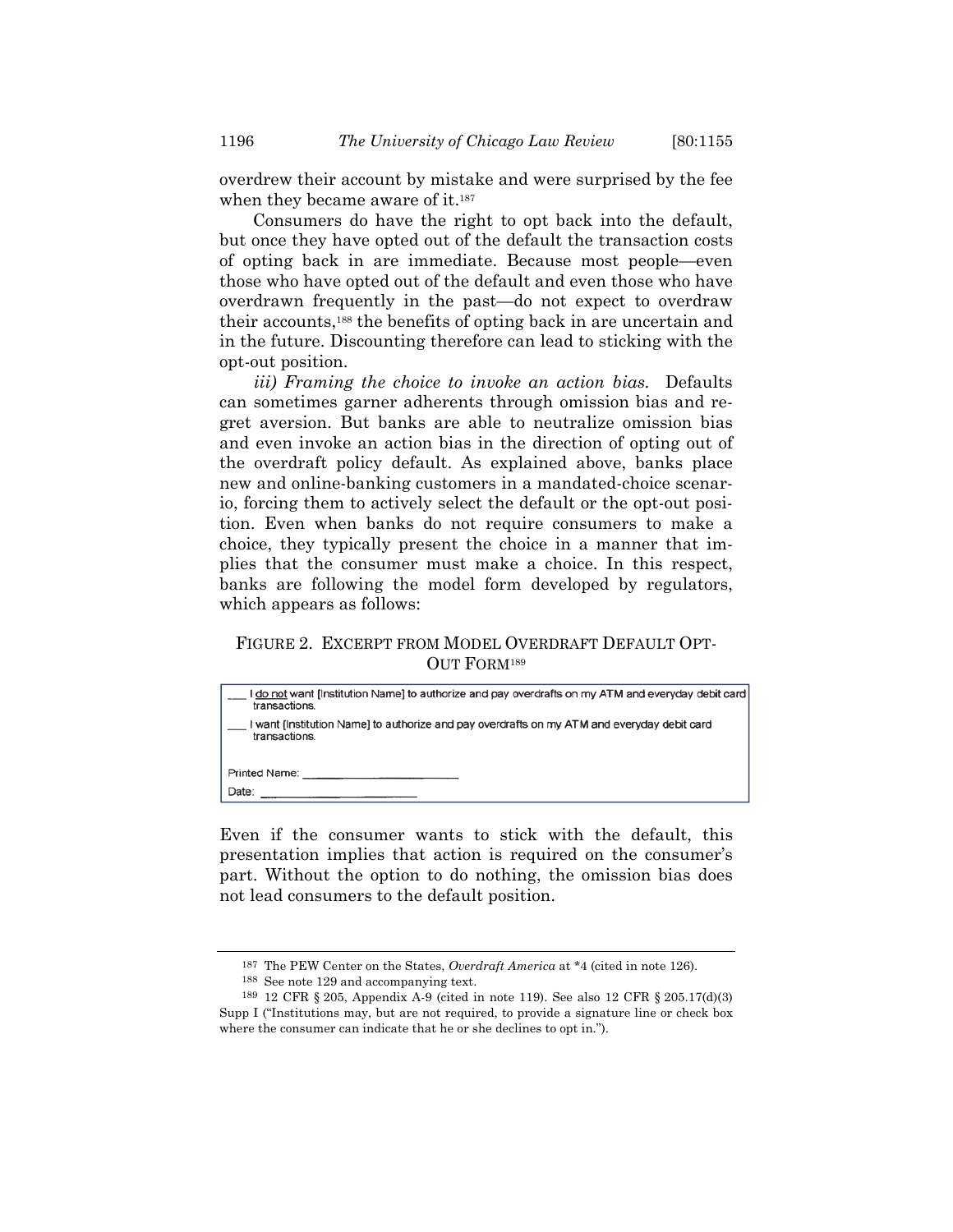overdrew their account by mistake and were surprised by the fee when they became aware of it.[187]

Consumers do have the right to opt back into the default, but once they have opted out of the default the transaction costs of opting back in are immediate. Because most people—even those who have opted out of the default and even those who have overdrawn frequently in the past—do not expect to overdraw their accounts,[188] the benefits of opting back in are uncertain and in the future. Discounting therefore can lead to sticking with the opt-out position.

*iii) Framing the choice to invoke an action bias.* Defaults can sometimes garner adherents through omission bias and regret aversion. But banks are able to neutralize omission bias and even invoke an action bias in the direction of opting out of the overdraft policy default. As explained above, banks place new and online-banking customers in a mandated-choice scenario, forcing them to actively select the default or the opt-out position. Even when banks do not require consumers to make a choice, they typically present the choice in a manner that implies that the consumer must make a choice. In this respect, banks are following the model form developed by regulators, which appears as follows:

FIGURE 2. EXCERPT FROM MODEL OVERDRAFT DEFAULT OPT-OUT FORM[189]

___ I do not want [Institution Name] to authorize and pay overdrafts on my ATM and everyday debit card transactions.

___ I want [Institution Name] to authorize and pay overdrafts on my ATM and everyday debit card transactions.

Printed Name: ____________________

Date: ____________________

Even if the consumer wants to stick with the default, this presentation implies that action is required on the consumer's part. Without the option to do nothing, the omission bias does not lead consumers to the default position.

---

[187] The PEW Center on the States, *Overdraft America* at *4 (cited in note 126).

[188] See note 129 and accompanying text.

[189] 12 CFR § 205, Appendix A-9 (cited in note 119). See also 12 CFR § 205.17(d)(3) Supp I ("Institutions may, but are not required, to provide a signature line or check box where the consumer can indicate that he or she declines to opt in.").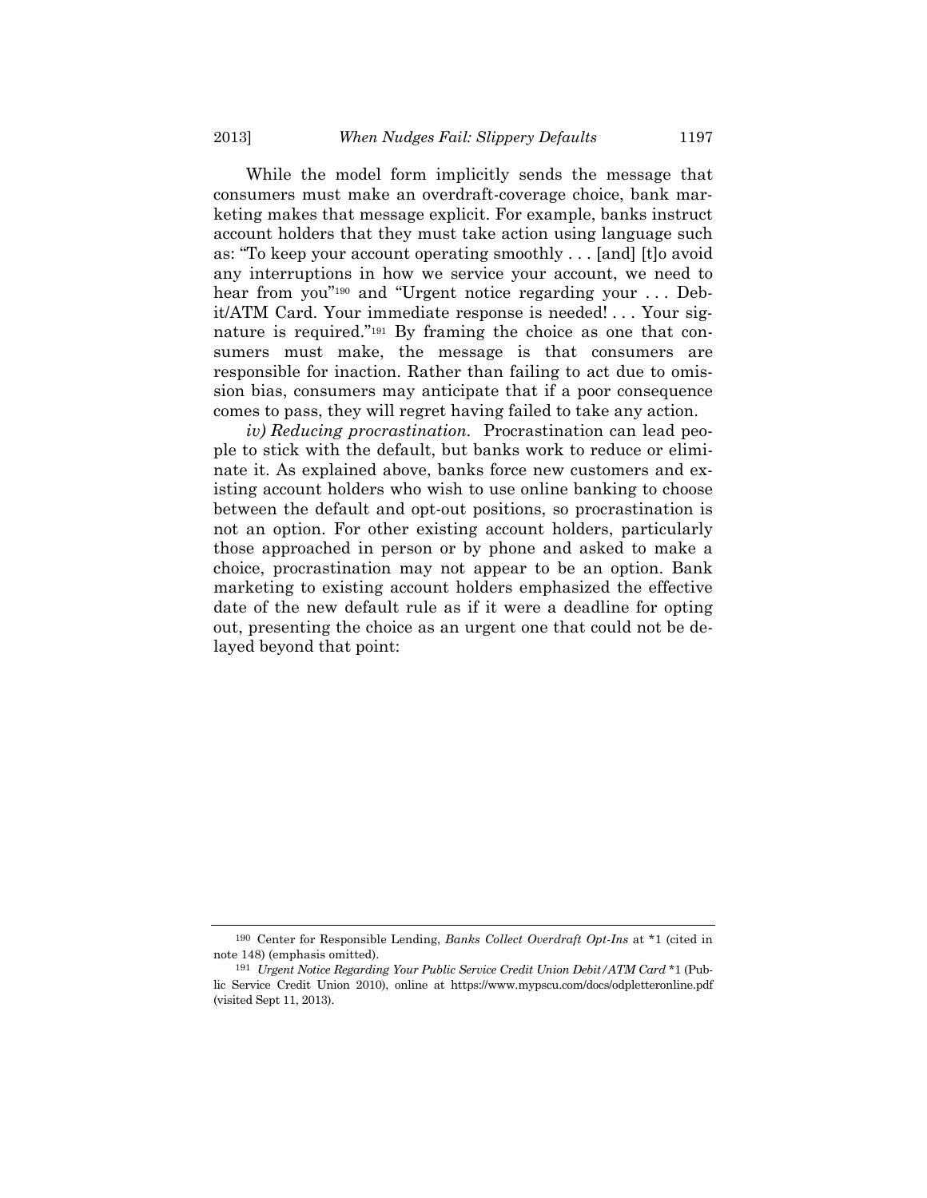While the model form implicitly sends the message that consumers must make an overdraft-coverage choice, bank marketing makes that message explicit. For example, banks instruct account holders that they must take action using language such as: "To keep your account operating smoothly . . . [and] [t]o avoid any interruptions in how we service your account, we need to hear from you"[190] and "Urgent notice regarding your . . . Debit/ATM Card. Your immediate response is needed! . . . Your signature is required."[191] By framing the choice as one that consumers must make, the message is that consumers are responsible for inaction. Rather than failing to act due to omission bias, consumers may anticipate that if a poor consequence comes to pass, they will regret having failed to take any action.

*iv) Reducing procrastination.* Procrastination can lead people to stick with the default, but banks work to reduce or eliminate it. As explained above, banks force new customers and existing account holders who wish to use online banking to choose between the default and opt-out positions, so procrastination is not an option. For other existing account holders, particularly those approached in person or by phone and asked to make a choice, procrastination may not appear to be an option. Bank marketing to existing account holders emphasized the effective date of the new default rule as if it were a deadline for opting out, presenting the choice as an urgent one that could not be delayed beyond that point:

---

[190] Center for Responsible Lending, *Banks Collect Overdraft Opt-Ins* at *1 (cited in note 148) (emphasis omitted).

[191] *Urgent Notice Regarding Your Public Service Credit Union Debit/ATM Card* *1 (Public Service Credit Union 2010), online at https://www.mypscu.com/docs/odpletteronline.pdf (visited Sept 11, 2013).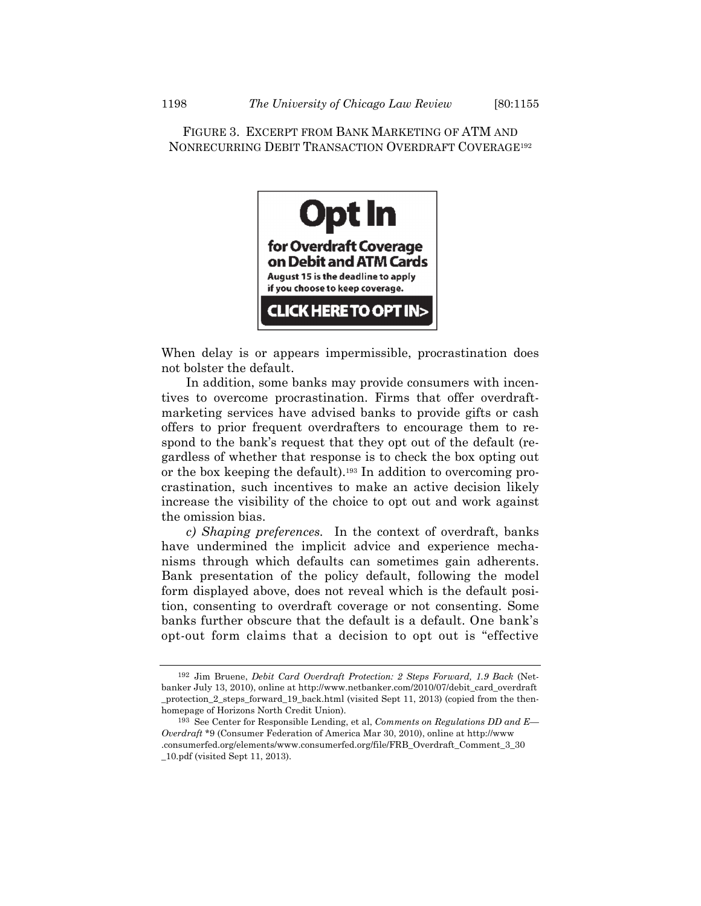FIGURE 3. EXCERPT FROM BANK MARKETING OF ATM AND NONRECURRING DEBIT TRANSACTION OVERDRAFT COVERAGE[192]

**Opt In**

**for Overdraft Coverage on Debit and ATM Cards**

**August 15 is the deadline to apply if you choose to keep coverage.**

**CLICK HERE TO OPT IN>**

When delay is or appears impermissible, procrastination does not bolster the default.

In addition, some banks may provide consumers with incentives to overcome procrastination. Firms that offer overdraft-marketing services have advised banks to provide gifts or cash offers to prior frequent overdrafters to encourage them to respond to the bank's request that they opt out of the default (regardless of whether that response is to check the box opting out or the box keeping the default).[193] In addition to overcoming procrastination, such incentives to make an active decision likely increase the visibility of the choice to opt out and work against the omission bias.

*c) Shaping preferences.* In the context of overdraft, banks have undermined the implicit advice and experience mechanisms through which defaults can sometimes gain adherents. Bank presentation of the policy default, following the model form displayed above, does not reveal which is the default position, consenting to overdraft coverage or not consenting. Some banks further obscure that the default is a default. One bank's opt-out form claims that a decision to opt out is "effective

---

[192] Jim Bruene, *Debit Card Overdraft Protection: 2 Steps Forward, 1.9 Back* (Netbanker July 13, 2010), online at http://www.netbanker.com/2010/07/debit_card_overdraft_protection_2_steps_forward_19_back.html (visited Sept 11, 2013) (copied from the then-homepage of Horizons North Credit Union).

[193] See Center for Responsible Lending, et al, *Comments on Regulations DD and E—Overdraft* *9 (Consumer Federation of America Mar 30, 2010), online at http://www.consumerfed.org/elements/www.consumerfed.org/file/FRB_Overdraft_Comment_3_30_10.pdf (visited Sept 11, 2013).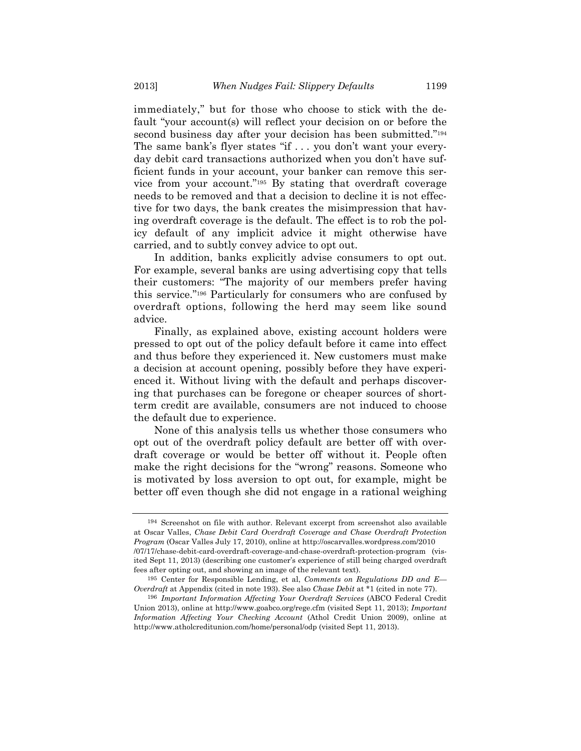immediately," but for those who choose to stick with the default "your account(s) will reflect your decision on or before the second business day after your decision has been submitted."[194] The same bank's flyer states "if . . . you don't want your everyday debit card transactions authorized when you don't have sufficient funds in your account, your banker can remove this service from your account."[195] By stating that overdraft coverage needs to be removed and that a decision to decline it is not effective for two days, the bank creates the misimpression that having overdraft coverage is the default. The effect is to rob the policy default of any implicit advice it might otherwise have carried, and to subtly convey advice to opt out.

In addition, banks explicitly advise consumers to opt out. For example, several banks are using advertising copy that tells their customers: "The majority of our members prefer having this service."[196] Particularly for consumers who are confused by overdraft options, following the herd may seem like sound advice.

Finally, as explained above, existing account holders were pressed to opt out of the policy default before it came into effect and thus before they experienced it. New customers must make a decision at account opening, possibly before they have experienced it. Without living with the default and perhaps discovering that purchases can be foregone or cheaper sources of short-term credit are available, consumers are not induced to choose the default due to experience.

None of this analysis tells us whether those consumers who opt out of the overdraft policy default are better off with overdraft coverage or would be better off without it. People often make the right decisions for the "wrong" reasons. Someone who is motivated by loss aversion to opt out, for example, might be better off even though she did not engage in a rational weighing

---

[194] Screenshot on file with author. Relevant excerpt from screenshot also available at Oscar Valles, *Chase Debit Card Overdraft Coverage and Chase Overdraft Protection Program* (Oscar Valles July 17, 2010), online at http://oscarvalles.wordpress.com/2010/07/17/chase-debit-card-overdraft-coverage-and-chase-overdraft-protection-program (visited Sept 11, 2013) (describing one customer's experience of still being charged overdraft fees after opting out, and showing an image of the relevant text).

[195] Center for Responsible Lending, et al, *Comments on Regulations DD and E—Overdraft* at Appendix (cited in note 193). See also *Chase Debit* at *1 (cited in note 77).

[196] *Important Information Affecting Your Overdraft Services* (ABCO Federal Credit Union 2013), online at http://www.goabco.org/rege.cfm (visited Sept 11, 2013); *Important Information Affecting Your Checking Account* (Athol Credit Union 2009), online at http://www.atholcreditunion.com/home/personal/odp (visited Sept 11, 2013).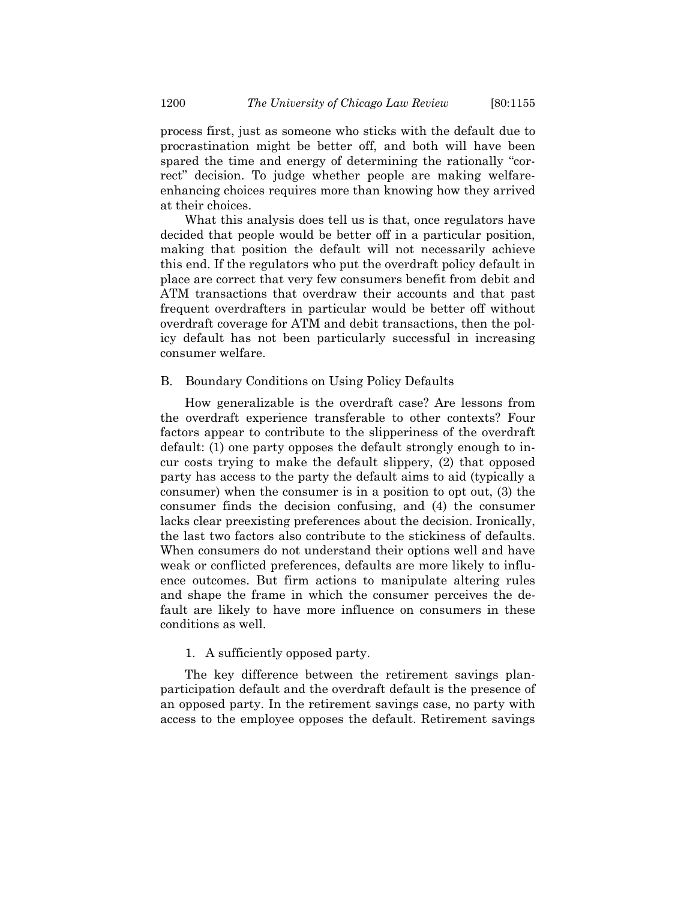process first, just as someone who sticks with the default due to procrastination might be better off, and both will have been spared the time and energy of determining the rationally "correct" decision. To judge whether people are making welfare-enhancing choices requires more than knowing how they arrived at their choices.

What this analysis does tell us is that, once regulators have decided that people would be better off in a particular position, making that position the default will not necessarily achieve this end. If the regulators who put the overdraft policy default in place are correct that very few consumers benefit from debit and ATM transactions that overdraw their accounts and that past frequent overdrafters in particular would be better off without overdraft coverage for ATM and debit transactions, then the policy default has not been particularly successful in increasing consumer welfare.

## B. Boundary Conditions on Using Policy Defaults

How generalizable is the overdraft case? Are lessons from the overdraft experience transferable to other contexts? Four factors appear to contribute to the slipperiness of the overdraft default: (1) one party opposes the default strongly enough to incur costs trying to make the default slippery, (2) that opposed party has access to the party the default aims to aid (typically a consumer) when the consumer is in a position to opt out, (3) the consumer finds the decision confusing, and (4) the consumer lacks clear preexisting preferences about the decision. Ironically, the last two factors also contribute to the stickiness of defaults. When consumers do not understand their options well and have weak or conflicted preferences, defaults are more likely to influence outcomes. But firm actions to manipulate altering rules and shape the frame in which the consumer perceives the default are likely to have more influence on consumers in these conditions as well.

### 1. A sufficiently opposed party.

The key difference between the retirement savings plan-participation default and the overdraft default is the presence of an opposed party. In the retirement savings case, no party with access to the employee opposes the default. Retirement savings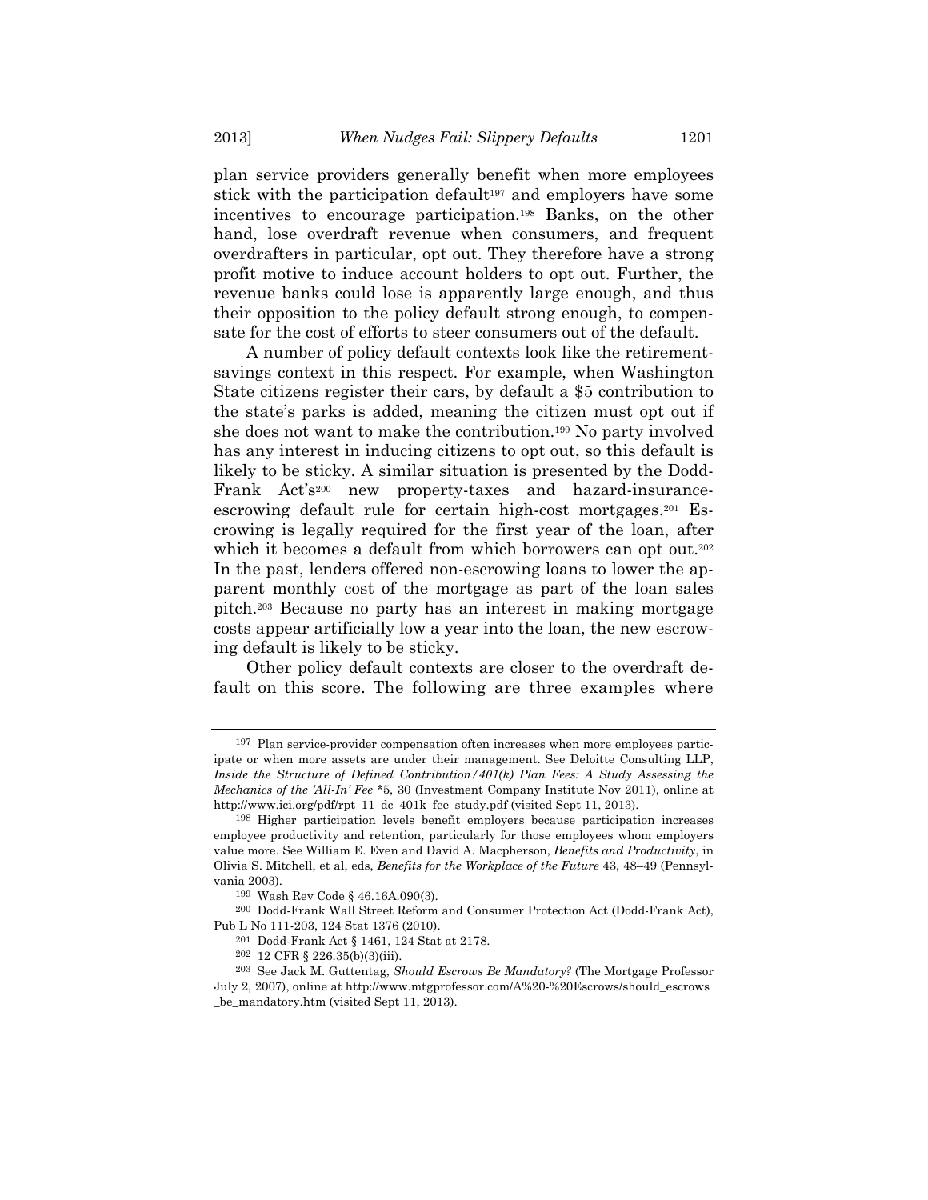plan service providers generally benefit when more employees stick with the participation default[197] and employers have some incentives to encourage participation.[198] Banks, on the other hand, lose overdraft revenue when consumers, and frequent overdrafters in particular, opt out. They therefore have a strong profit motive to induce account holders to opt out. Further, the revenue banks could lose is apparently large enough, and thus their opposition to the policy default strong enough, to compensate for the cost of efforts to steer consumers out of the default.

A number of policy default contexts look like the retirement-savings context in this respect. For example, when Washington State citizens register their cars, by default a $5 contribution to the state's parks is added, meaning the citizen must opt out if she does not want to make the contribution.[199] No party involved has any interest in inducing citizens to opt out, so this default is likely to be sticky. A similar situation is presented by the Dodd-Frank Act's[200] new property-taxes and hazard-insurance-escrowing default rule for certain high-cost mortgages.[201] Escrowing is legally required for the first year of the loan, after which it becomes a default from which borrowers can opt out.[202] In the past, lenders offered non-escrowing loans to lower the apparent monthly cost of the mortgage as part of the loan sales pitch.[203] Because no party has an interest in making mortgage costs appear artificially low a year into the loan, the new escrowing default is likely to be sticky.

Other policy default contexts are closer to the overdraft default on this score. The following are three examples where

---

[197] Plan service-provider compensation often increases when more employees participate or when more assets are under their management. See Deloitte Consulting LLP, *Inside the Structure of Defined Contribution/401(k) Plan Fees: A Study Assessing the Mechanics of the 'All-In' Fee* *5, 30 (Investment Company Institute Nov 2011), online at http://www.ici.org/pdf/rpt_11_dc_401k_fee_study.pdf (visited Sept 11, 2013).

[198] Higher participation levels benefit employers because participation increases employee productivity and retention, particularly for those employees whom employers value more. See William E. Even and David A. Macpherson, *Benefits and Productivity*, in Olivia S. Mitchell, et al, eds, *Benefits for the Workplace of the Future* 43, 48–49 (Pennsylvania 2003).

[199] Wash Rev Code § 46.16A.090(3).

[200] Dodd-Frank Wall Street Reform and Consumer Protection Act (Dodd-Frank Act), Pub L No 111-203, 124 Stat 1376 (2010).

[201] Dodd-Frank Act § 1461, 124 Stat at 2178.

[202] 12 CFR § 226.35(b)(3)(iii).

[203] See Jack M. Guttentag, *Should Escrows Be Mandatory?* (The Mortgage Professor July 2, 2007), online at http://www.mtgprofessor.com/A%20-%20Escrows/should_escrows_be_mandatory.htm (visited Sept 11, 2013).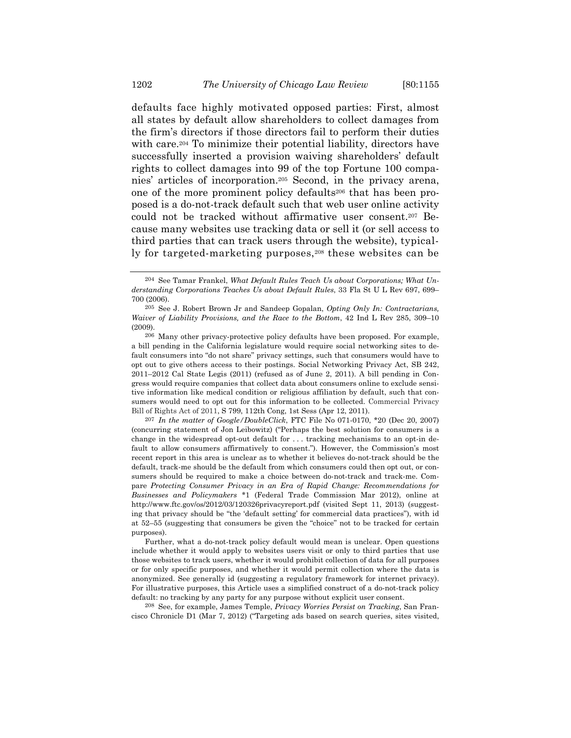defaults face highly motivated opposed parties: First, almost all states by default allow shareholders to collect damages from the firm's directors if those directors fail to perform their duties with care.[204] To minimize their potential liability, directors have successfully inserted a provision waiving shareholders' default rights to collect damages into 99 of the top Fortune 100 companies' articles of incorporation.[205] Second, in the privacy arena, one of the more prominent policy defaults[206] that has been proposed is a do-not-track default such that web user online activity could not be tracked without affirmative user consent.[207] Because many websites use tracking data or sell it (or sell access to third parties that can track users through the website), typically for targeted-marketing purposes,[208] these websites can be

---

[204] See Tamar Frankel, *What Default Rules Teach Us about Corporations; What Understanding Corporations Teaches Us about Default Rules*, 33 Fla St U L Rev 697, 699–700 (2006).

[205] See J. Robert Brown Jr and Sandeep Gopalan, *Opting Only In: Contractarians, Waiver of Liability Provisions, and the Race to the Bottom*, 42 Ind L Rev 285, 309–10 (2009).

[206] Many other privacy-protective policy defaults have been proposed. For example, a bill pending in the California legislature would require social networking sites to default consumers into "do not share" privacy settings, such that consumers would have to opt out to give others access to their postings. Social Networking Privacy Act, SB 242, 2011–2012 Cal State Legis (2011) (refused as of June 2, 2011). A bill pending in Congress would require companies that collect data about consumers online to exclude sensitive information like medical condition or religious affiliation by default, such that consumers would need to opt out for this information to be collected. Commercial Privacy Bill of Rights Act of 2011, S 799, 112th Cong, 1st Sess (Apr 12, 2011).

[207] *In the matter of Google/DoubleClick*, FTC File No 071-0170, *20 (Dec 20, 2007) (concurring statement of Jon Leibowitz) ("Perhaps the best solution for consumers is a change in the widespread opt-out default for . . . tracking mechanisms to an opt-in default to allow consumers affirmatively to consent."). However, the Commission's most recent report in this area is unclear as to whether it believes do-not-track should be the default, track-me should be the default from which consumers could then opt out, or consumers should be required to make a choice between do-not-track and track-me. Compare *Protecting Consumer Privacy in an Era of Rapid Change: Recommendations for Businesses and Policymakers* *1 (Federal Trade Commission Mar 2012), online at http://www.ftc.gov/os/2012/03/120326privacyreport.pdf (visited Sept 11, 2013) (suggesting that privacy should be "the 'default setting' for commercial data practices"), with id at 52–55 (suggesting that consumers be given the "choice" not to be tracked for certain purposes).

Further, what a do-not-track policy default would mean is unclear. Open questions include whether it would apply to websites users visit or only to third parties that use those websites to track users, whether it would prohibit collection of data for all purposes or for only specific purposes, and whether it would permit collection where the data is anonymized. See generally id (suggesting a regulatory framework for internet privacy). For illustrative purposes, this Article uses a simplified construct of a do-not-track policy default: no tracking by any party for any purpose without explicit user consent.

[208] See, for example, James Temple, *Privacy Worries Persist on Tracking*, San Francisco Chronicle D1 (Mar 7, 2012) ("Targeting ads based on search queries, sites visited,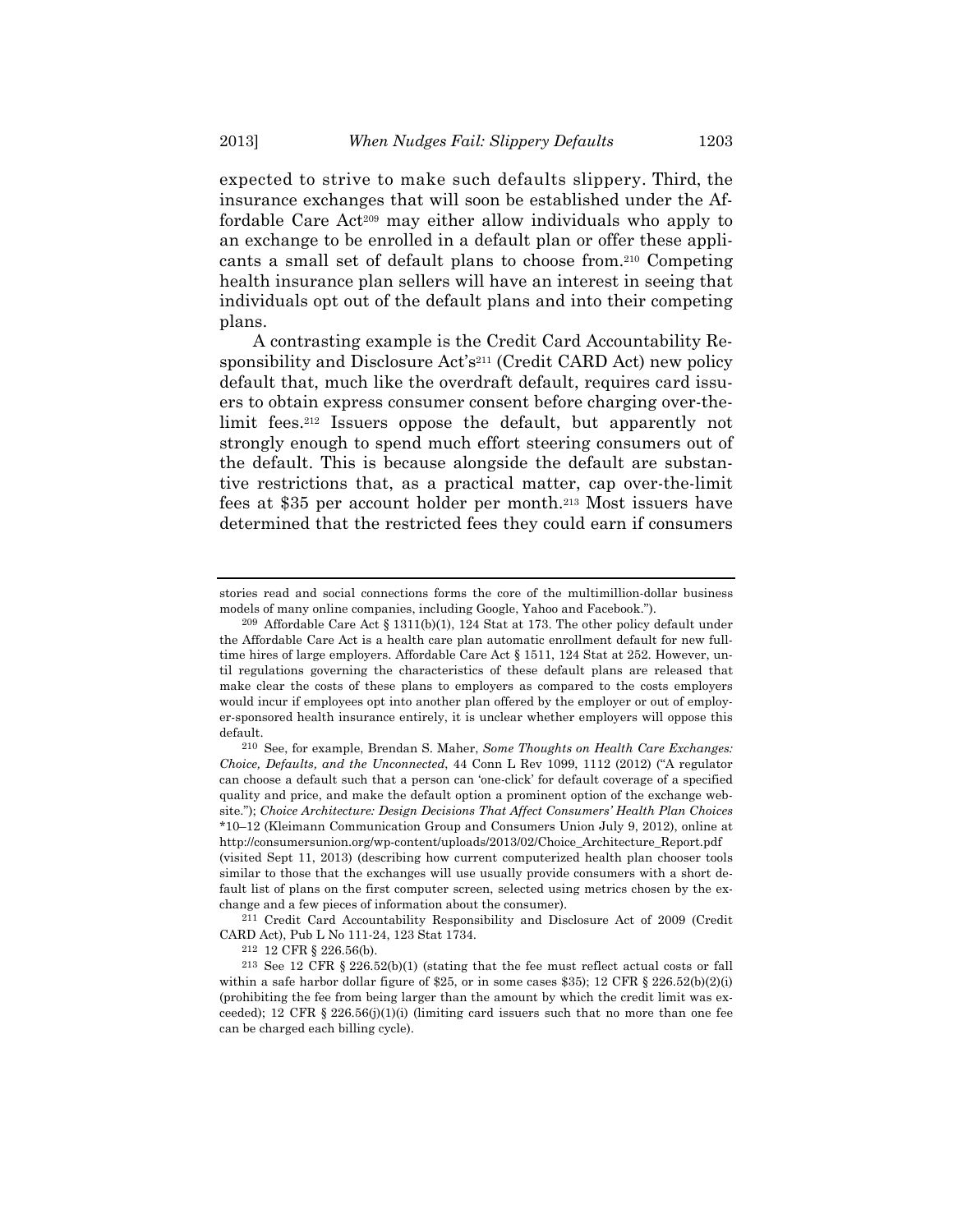expected to strive to make such defaults slippery. Third, the insurance exchanges that will soon be established under the Affordable Care Act[209] may either allow individuals who apply to an exchange to be enrolled in a default plan or offer these applicants a small set of default plans to choose from.[210] Competing health insurance plan sellers will have an interest in seeing that individuals opt out of the default plans and into their competing plans.

A contrasting example is the Credit Card Accountability Responsibility and Disclosure Act's[211] (Credit CARD Act) new policy default that, much like the overdraft default, requires card issuers to obtain express consumer consent before charging over-the-limit fees.[212] Issuers oppose the default, but apparently not strongly enough to spend much effort steering consumers out of the default. This is because alongside the default are substantive restrictions that, as a practical matter, cap over-the-limit fees at $35 per account holder per month.[213] Most issuers have determined that the restricted fees they could earn if consumers

---

stories read and social connections forms the core of the multimillion-dollar business models of many online companies, including Google, Yahoo and Facebook.").

[209] Affordable Care Act § 1311(b)(1), 124 Stat at 173. The other policy default under the Affordable Care Act is a health care plan automatic enrollment default for new full-time hires of large employers. Affordable Care Act § 1511, 124 Stat at 252. However, until regulations governing the characteristics of these default plans are released that make clear the costs of these plans to employers as compared to the costs employers would incur if employees opt into another plan offered by the employer or out of employer-sponsored health insurance entirely, it is unclear whether employers will oppose this default.

[210] See, for example, Brendan S. Maher, *Some Thoughts on Health Care Exchanges: Choice, Defaults, and the Unconnected*, 44 Conn L Rev 1099, 1112 (2012) ("A regulator can choose a default such that a person can 'one-click' for default coverage of a specified quality and price, and make the default option a prominent option of the exchange website."); *Choice Architecture: Design Decisions That Affect Consumers' Health Plan Choices* *10–12 (Kleimann Communication Group and Consumers Union July 9, 2012), online at http://consumersunion.org/wp-content/uploads/2013/02/Choice_Architecture_Report.pdf (visited Sept 11, 2013) (describing how current computerized health plan chooser tools similar to those that the exchanges will use usually provide consumers with a short default list of plans on the first computer screen, selected using metrics chosen by the exchange and a few pieces of information about the consumer).

[211] Credit Card Accountability Responsibility and Disclosure Act of 2009 (Credit CARD Act), Pub L No 111-24, 123 Stat 1734.

[212] 12 CFR § 226.56(b).

[213] See 12 CFR § 226.52(b)(1) (stating that the fee must reflect actual costs or fall within a safe harbor dollar figure of $25, or in some cases $35); 12 CFR § 226.52(b)(2)(i) (prohibiting the fee from being larger than the amount by which the credit limit was exceeded); 12 CFR § 226.56(j)(1)(i) (limiting card issuers such that no more than one fee can be charged each billing cycle).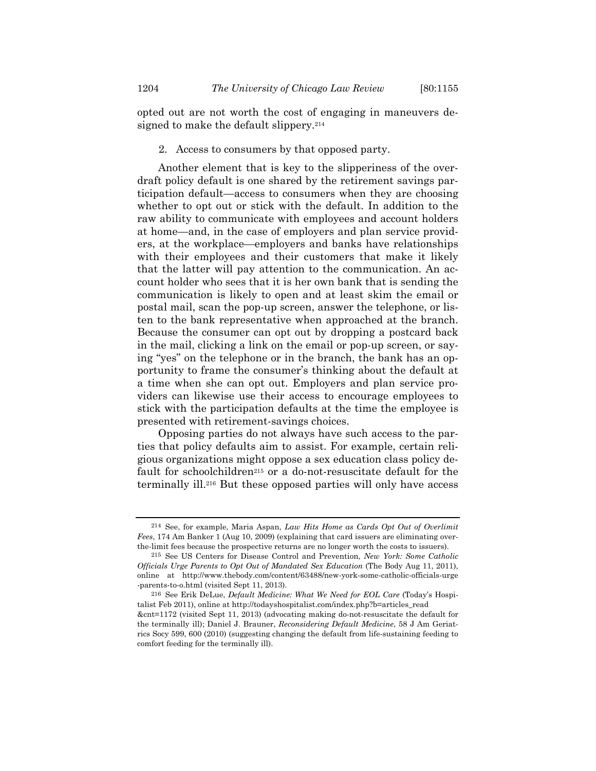opted out are not worth the cost of engaging in maneuvers designed to make the default slippery.[214]

2. Access to consumers by that opposed party.

Another element that is key to the slipperiness of the overdraft policy default is one shared by the retirement savings participation default—access to consumers when they are choosing whether to opt out or stick with the default. In addition to the raw ability to communicate with employees and account holders at home—and, in the case of employers and plan service providers, at the workplace—employers and banks have relationships with their employees and their customers that make it likely that the latter will pay attention to the communication. An account holder who sees that it is her own bank that is sending the communication is likely to open and at least skim the email or postal mail, scan the pop-up screen, answer the telephone, or listen to the bank representative when approached at the branch. Because the consumer can opt out by dropping a postcard back in the mail, clicking a link on the email or pop-up screen, or saying "yes" on the telephone or in the branch, the bank has an opportunity to frame the consumer's thinking about the default at a time when she can opt out. Employers and plan service providers can likewise use their access to encourage employees to stick with the participation defaults at the time the employee is presented with retirement-savings choices.

Opposing parties do not always have such access to the parties that policy defaults aim to assist. For example, certain religious organizations might oppose a sex education class policy default for schoolchildren[215] or a do-not-resuscitate default for the terminally ill.[216] But these opposed parties will only have access

---

[214] See, for example, Maria Aspan, *Law Hits Home as Cards Opt Out of Overlimit Fees*, 174 Am Banker 1 (Aug 10, 2009) (explaining that card issuers are eliminating over-the-limit fees because the prospective returns are no longer worth the costs to issuers).

[215] See US Centers for Disease Control and Prevention, *New York: Some Catholic Officials Urge Parents to Opt Out of Mandated Sex Education* (The Body Aug 11, 2011), online at http://www.thebody.com/content/63488/new-york-some-catholic-officials-urge-parents-to-o.html (visited Sept 11, 2013).

[216] See Erik DeLue, *Default Medicine: What We Need for EOL Care* (Today's Hospitalist Feb 2011), online at http://todayshospitalist.com/index.php?b=articles_read&cnt=1172 (visited Sept 11, 2013) (advocating making do-not-resuscitate the default for the terminally ill); Daniel J. Brauner, *Reconsidering Default Medicine*, 58 J Am Geriatrics Socy 599, 600 (2010) (suggesting changing the default from life-sustaining feeding to comfort feeding for the terminally ill).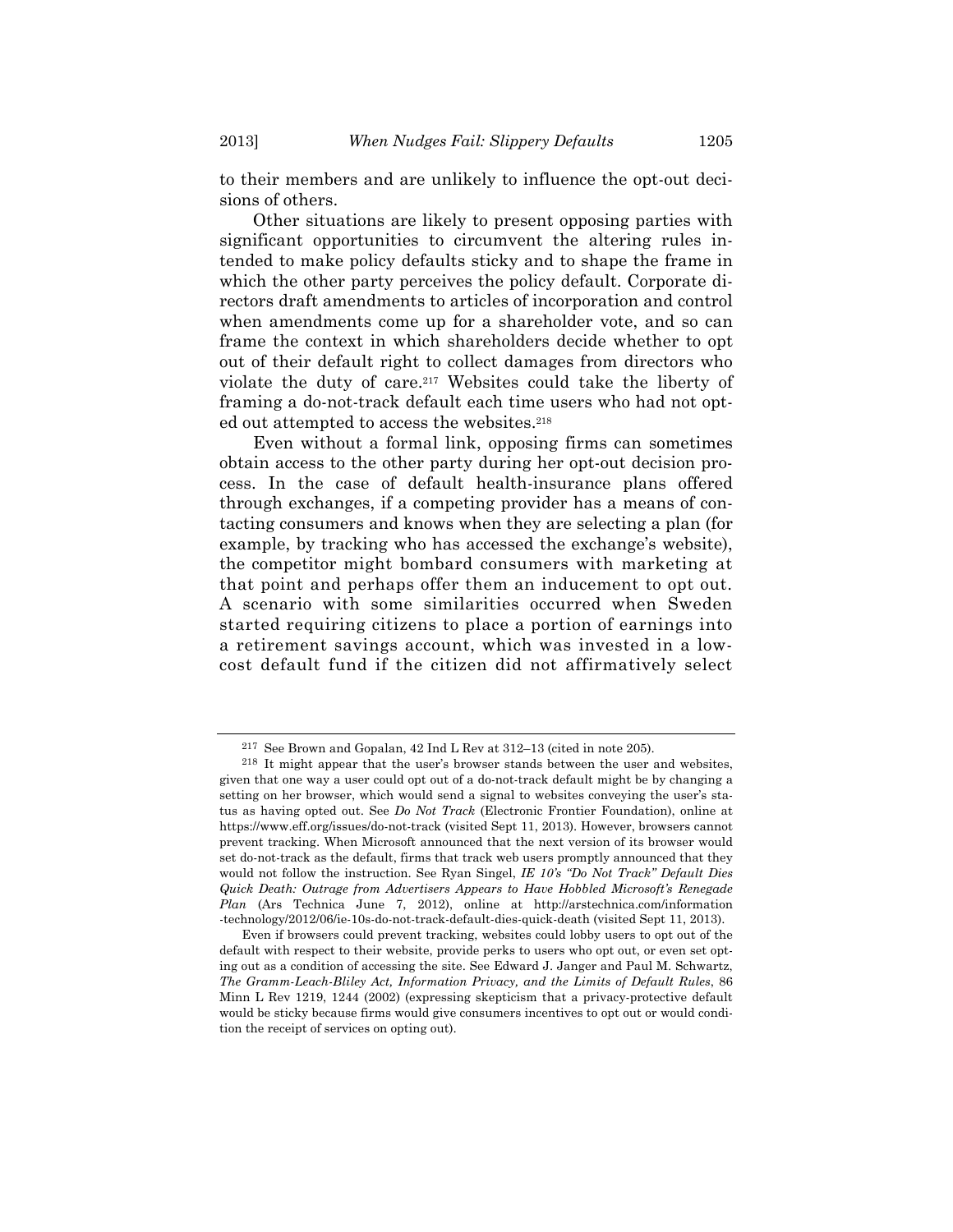to their members and are unlikely to influence the opt-out decisions of others.

Other situations are likely to present opposing parties with significant opportunities to circumvent the altering rules intended to make policy defaults sticky and to shape the frame in which the other party perceives the policy default. Corporate directors draft amendments to articles of incorporation and control when amendments come up for a shareholder vote, and so can frame the context in which shareholders decide whether to opt out of their default right to collect damages from directors who violate the duty of care.[217] Websites could take the liberty of framing a do-not-track default each time users who had not opted out attempted to access the websites.[218]

Even without a formal link, opposing firms can sometimes obtain access to the other party during her opt-out decision process. In the case of default health-insurance plans offered through exchanges, if a competing provider has a means of contacting consumers and knows when they are selecting a plan (for example, by tracking who has accessed the exchange's website), the competitor might bombard consumers with marketing at that point and perhaps offer them an inducement to opt out. A scenario with some similarities occurred when Sweden started requiring citizens to place a portion of earnings into a retirement savings account, which was invested in a low-cost default fund if the citizen did not affirmatively select

---

[217] See Brown and Gopalan, 42 Ind L Rev at 312–13 (cited in note 205).

[218] It might appear that the user's browser stands between the user and websites, given that one way a user could opt out of a do-not-track default might be by changing a setting on her browser, which would send a signal to websites conveying the user's status as having opted out. See *Do Not Track* (Electronic Frontier Foundation), online at https://www.eff.org/issues/do-not-track (visited Sept 11, 2013). However, browsers cannot prevent tracking. When Microsoft announced that the next version of its browser would set do-not-track as the default, firms that track web users promptly announced that they would not follow the instruction. See Ryan Singel, *IE 10's "Do Not Track" Default Dies Quick Death: Outrage from Advertisers Appears to Have Hobbled Microsoft's Renegade Plan* (Ars Technica June 7, 2012), online at http://arstechnica.com/information-technology/2012/06/ie-10s-do-not-track-default-dies-quick-death (visited Sept 11, 2013).

Even if browsers could prevent tracking, websites could lobby users to opt out of the default with respect to their website, provide perks to users who opt out, or even set opting out as a condition of accessing the site. See Edward J. Janger and Paul M. Schwartz, *The Gramm-Leach-Bliley Act, Information Privacy, and the Limits of Default Rules*, 86 Minn L Rev 1219, 1244 (2002) (expressing skepticism that a privacy-protective default would be sticky because firms would give consumers incentives to opt out or would condition the receipt of services on opting out).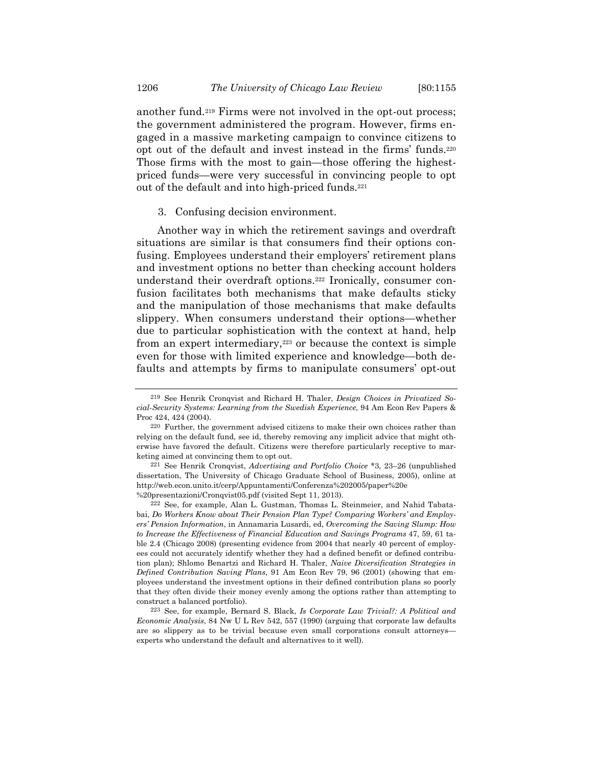another fund.[219] Firms were not involved in the opt-out process; the government administered the program. However, firms engaged in a massive marketing campaign to convince citizens to opt out of the default and invest instead in the firms' funds.[220] Those firms with the most to gain—those offering the highest-priced funds—were very successful in convincing people to opt out of the default and into high-priced funds.[221]

### 3. Confusing decision environment.

Another way in which the retirement savings and overdraft situations are similar is that consumers find their options confusing. Employees understand their employers' retirement plans and investment options no better than checking account holders understand their overdraft options.[222] Ironically, consumer confusion facilitates both mechanisms that make defaults sticky and the manipulation of those mechanisms that make defaults slippery. When consumers understand their options—whether due to particular sophistication with the context at hand, help from an expert intermediary,[223] or because the context is simple even for those with limited experience and knowledge—both defaults and attempts by firms to manipulate consumers' opt-out

---

[219] See Henrik Cronqvist and Richard H. Thaler, *Design Choices in Privatized Social-Security Systems: Learning from the Swedish Experience*, 94 Am Econ Rev Papers & Proc 424, 424 (2004).

[220] Further, the government advised citizens to make their own choices rather than relying on the default fund, see id, thereby removing any implicit advice that might otherwise have favored the default. Citizens were therefore particularly receptive to marketing aimed at convincing them to opt out.

[221] See Henrik Cronqvist, *Advertising and Portfolio Choice* *3, 23–26 (unpublished dissertation, The University of Chicago Graduate School of Business, 2005), online at http://web.econ.unito.it/cerp/Appuntamenti/Conferenza%202005/paper%20e%20presentazioni/Cronqvist05.pdf (visited Sept 11, 2013).

[222] See, for example, Alan L. Gustman, Thomas L. Steinmeier, and Nahid Tabatabai, *Do Workers Know about Their Pension Plan Type? Comparing Workers' and Employers' Pension Information*, in Annamaria Lusardi, ed, *Overcoming the Saving Slump: How to Increase the Effectiveness of Financial Education and Savings Programs* 47, 59, 61 table 2.4 (Chicago 2008) (presenting evidence from 2004 that nearly 40 percent of employees could not accurately identify whether they had a defined benefit or defined contribution plan); Shlomo Benartzi and Richard H. Thaler, *Naive Diversification Strategies in Defined Contribution Saving Plans*, 91 Am Econ Rev 79, 96 (2001) (showing that employees understand the investment options in their defined contribution plans so poorly that they often divide their money evenly among the options rather than attempting to construct a balanced portfolio).

[223] See, for example, Bernard S. Black, *Is Corporate Law Trivial?: A Political and Economic Analysis*, 84 Nw U L Rev 542, 557 (1990) (arguing that corporate law defaults are so slippery as to be trivial because even small corporations consult attorneys—experts who understand the default and alternatives to it well).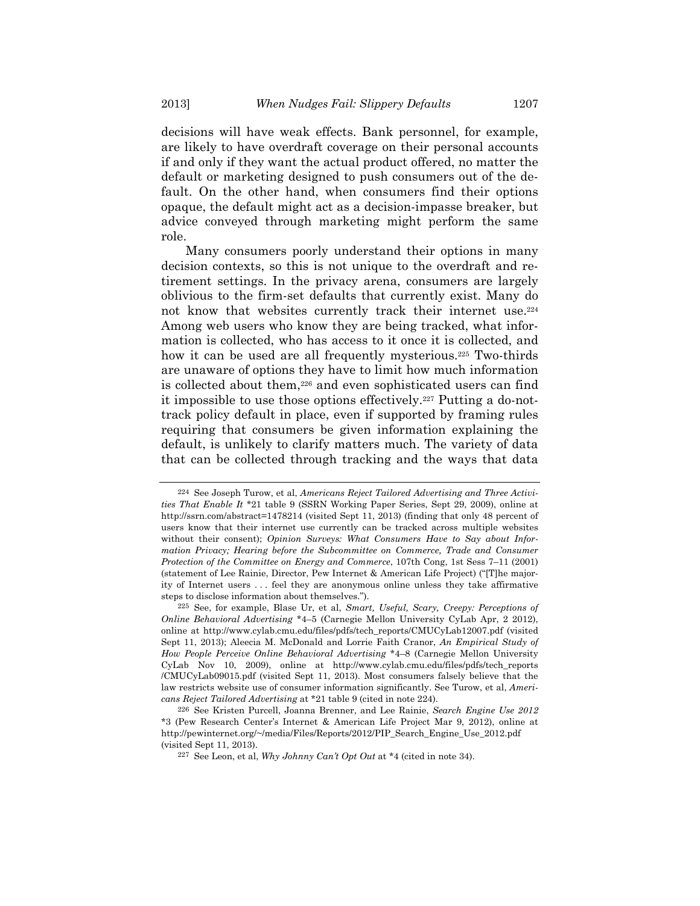decisions will have weak effects. Bank personnel, for example, are likely to have overdraft coverage on their personal accounts if and only if they want the actual product offered, no matter the default or marketing designed to push consumers out of the default. On the other hand, when consumers find their options opaque, the default might act as a decision-impasse breaker, but advice conveyed through marketing might perform the same role.

Many consumers poorly understand their options in many decision contexts, so this is not unique to the overdraft and retirement settings. In the privacy arena, consumers are largely oblivious to the firm-set defaults that currently exist. Many do not know that websites currently track their internet use.[224] Among web users who know they are being tracked, what information is collected, who has access to it once it is collected, and how it can be used are all frequently mysterious.[225] Two-thirds are unaware of options they have to limit how much information is collected about them,[226] and even sophisticated users can find it impossible to use those options effectively.[227] Putting a do-not-track policy default in place, even if supported by framing rules requiring that consumers be given information explaining the default, is unlikely to clarify matters much. The variety of data that can be collected through tracking and the ways that data

---

[224] See Joseph Turow, et al, *Americans Reject Tailored Advertising and Three Activities That Enable It* *21 table 9 (SSRN Working Paper Series, Sept 29, 2009), online at http://ssrn.com/abstract=1478214 (visited Sept 11, 2013) (finding that only 48 percent of users know that their internet use currently can be tracked across multiple websites without their consent); *Opinion Surveys: What Consumers Have to Say about Information Privacy; Hearing before the Subcommittee on Commerce, Trade and Consumer Protection of the Committee on Energy and Commerce*, 107th Cong, 1st Sess 7–11 (2001) (statement of Lee Rainie, Director, Pew Internet & American Life Project) ("[T]he majority of Internet users . . . feel they are anonymous online unless they take affirmative steps to disclose information about themselves.").

[225] See, for example, Blase Ur, et al, *Smart, Useful, Scary, Creepy: Perceptions of Online Behavioral Advertising* *4–5 (Carnegie Mellon University CyLab Apr, 2 2012), online at http://www.cylab.cmu.edu/files/pdfs/tech_reports/CMUCyLab12007.pdf (visited Sept 11, 2013); Aleecia M. McDonald and Lorrie Faith Cranor, *An Empirical Study of How People Perceive Online Behavioral Advertising* *4–8 (Carnegie Mellon University CyLab Nov 10, 2009), online at http://www.cylab.cmu.edu/files/pdfs/tech_reports/CMUCyLab09015.pdf (visited Sept 11, 2013). Most consumers falsely believe that the law restricts website use of consumer information significantly. See Turow, et al, *Americans Reject Tailored Advertising* at *21 table 9 (cited in note 224).

[226] See Kristen Purcell, Joanna Brenner, and Lee Rainie, *Search Engine Use 2012* *3 (Pew Research Center's Internet & American Life Project Mar 9, 2012), online at http://pewinternet.org/~/media/Files/Reports/2012/PIP_Search_Engine_Use_2012.pdf (visited Sept 11, 2013).

[227] See Leon, et al, *Why Johnny Can't Opt Out* at *4 (cited in note 34).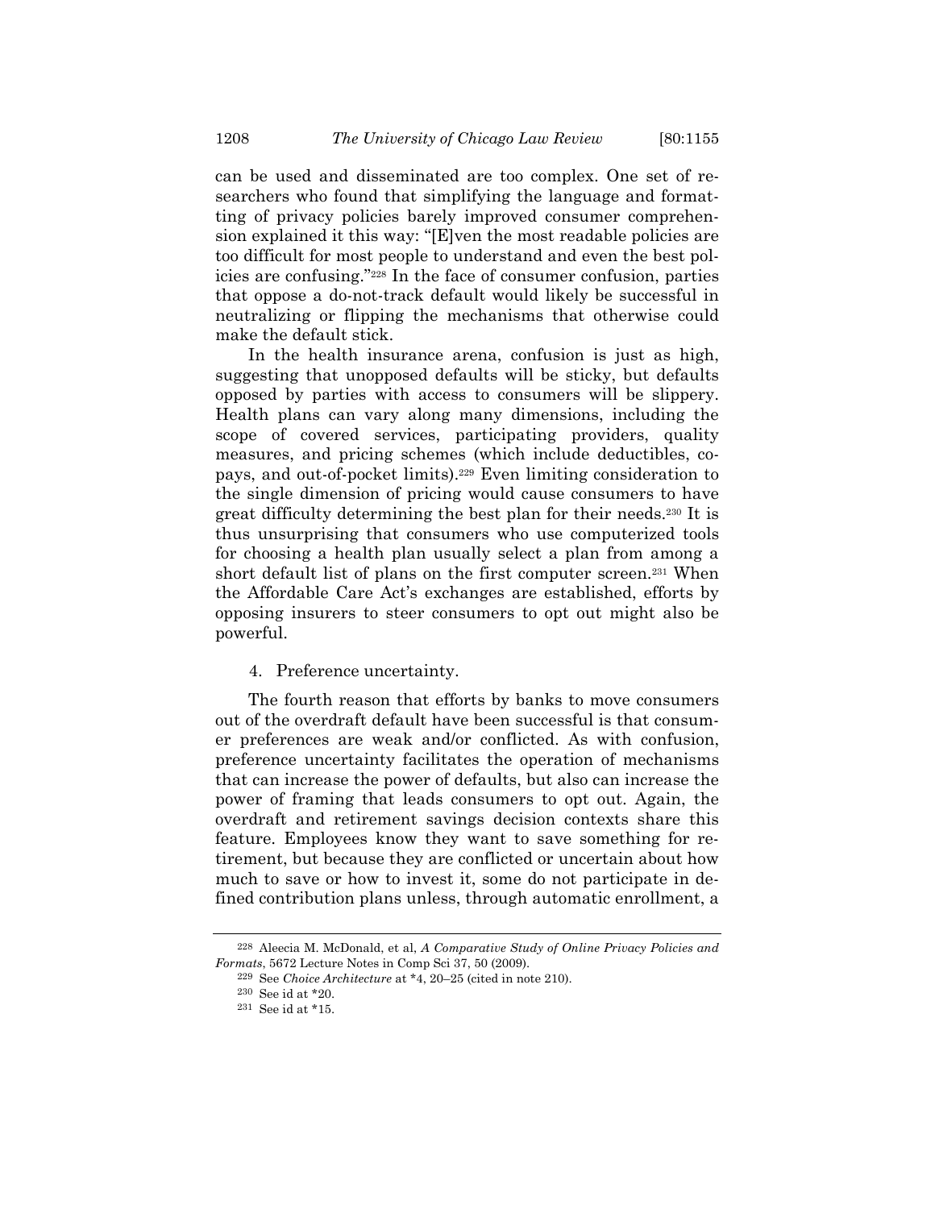can be used and disseminated are too complex. One set of researchers who found that simplifying the language and formatting of privacy policies barely improved consumer comprehension explained it this way: "[E]ven the most readable policies are too difficult for most people to understand and even the best policies are confusing."[228] In the face of consumer confusion, parties that oppose a do-not-track default would likely be successful in neutralizing or flipping the mechanisms that otherwise could make the default stick.

In the health insurance arena, confusion is just as high, suggesting that unopposed defaults will be sticky, but defaults opposed by parties with access to consumers will be slippery. Health plans can vary along many dimensions, including the scope of covered services, participating providers, quality measures, and pricing schemes (which include deductibles, copays, and out-of-pocket limits).[229] Even limiting consideration to the single dimension of pricing would cause consumers to have great difficulty determining the best plan for their needs.[230] It is thus unsurprising that consumers who use computerized tools for choosing a health plan usually select a plan from among a short default list of plans on the first computer screen.[231] When the Affordable Care Act's exchanges are established, efforts by opposing insurers to steer consumers to opt out might also be powerful.

4. Preference uncertainty.

The fourth reason that efforts by banks to move consumers out of the overdraft default have been successful is that consumer preferences are weak and/or conflicted. As with confusion, preference uncertainty facilitates the operation of mechanisms that can increase the power of defaults, but also can increase the power of framing that leads consumers to opt out. Again, the overdraft and retirement savings decision contexts share this feature. Employees know they want to save something for retirement, but because they are conflicted or uncertain about how much to save or how to invest it, some do not participate in defined contribution plans unless, through automatic enrollment, a

---

[228] Aleecia M. McDonald, et al, *A Comparative Study of Online Privacy Policies and Formats*, 5672 Lecture Notes in Comp Sci 37, 50 (2009).

[229] See *Choice Architecture* at *4, 20–25 (cited in note 210).

[230] See id at *20.

[231] See id at *15.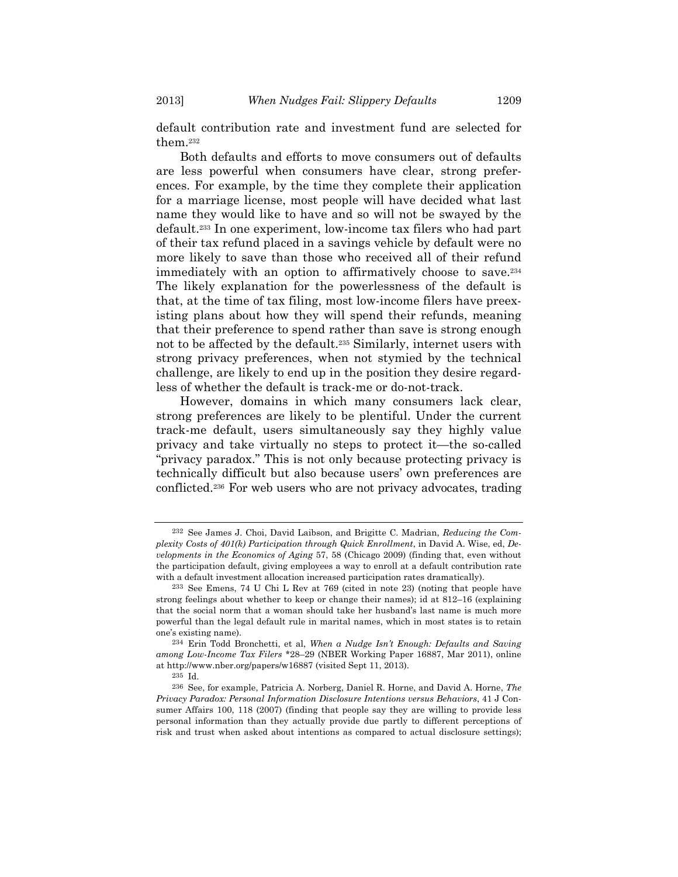default contribution rate and investment fund are selected for them.[232]

Both defaults and efforts to move consumers out of defaults are less powerful when consumers have clear, strong preferences. For example, by the time they complete their application for a marriage license, most people will have decided what last name they would like to have and so will not be swayed by the default.[233] In one experiment, low-income tax filers who had part of their tax refund placed in a savings vehicle by default were no more likely to save than those who received all of their refund immediately with an option to affirmatively choose to save.[234] The likely explanation for the powerlessness of the default is that, at the time of tax filing, most low-income filers have preexisting plans about how they will spend their refunds, meaning that their preference to spend rather than save is strong enough not to be affected by the default.[235] Similarly, internet users with strong privacy preferences, when not stymied by the technical challenge, are likely to end up in the position they desire regardless of whether the default is track-me or do-not-track.

However, domains in which many consumers lack clear, strong preferences are likely to be plentiful. Under the current track-me default, users simultaneously say they highly value privacy and take virtually no steps to protect it—the so-called "privacy paradox." This is not only because protecting privacy is technically difficult but also because users' own preferences are conflicted.[236] For web users who are not privacy advocates, trading

---

[232] See James J. Choi, David Laibson, and Brigitte C. Madrian, *Reducing the Complexity Costs of 401(k) Participation through Quick Enrollment*, in David A. Wise, ed, *Developments in the Economics of Aging* 57, 58 (Chicago 2009) (finding that, even without the participation default, giving employees a way to enroll at a default contribution rate with a default investment allocation increased participation rates dramatically).

[233] See Emens, 74 U Chi L Rev at 769 (cited in note 23) (noting that people have strong feelings about whether to keep or change their names); id at 812–16 (explaining that the social norm that a woman should take her husband's last name is much more powerful than the legal default rule in marital names, which in most states is to retain one's existing name).

[234] Erin Todd Bronchetti, et al, *When a Nudge Isn't Enough: Defaults and Saving among Low-Income Tax Filers* *28–29 (NBER Working Paper 16887, Mar 2011), online at http://www.nber.org/papers/w16887 (visited Sept 11, 2013).

[235] Id.

[236] See, for example, Patricia A. Norberg, Daniel R. Horne, and David A. Horne, *The Privacy Paradox: Personal Information Disclosure Intentions versus Behaviors*, 41 J Consumer Affairs 100, 118 (2007) (finding that people say they are willing to provide less personal information than they actually provide due partly to different perceptions of risk and trust when asked about intentions as compared to actual disclosure settings);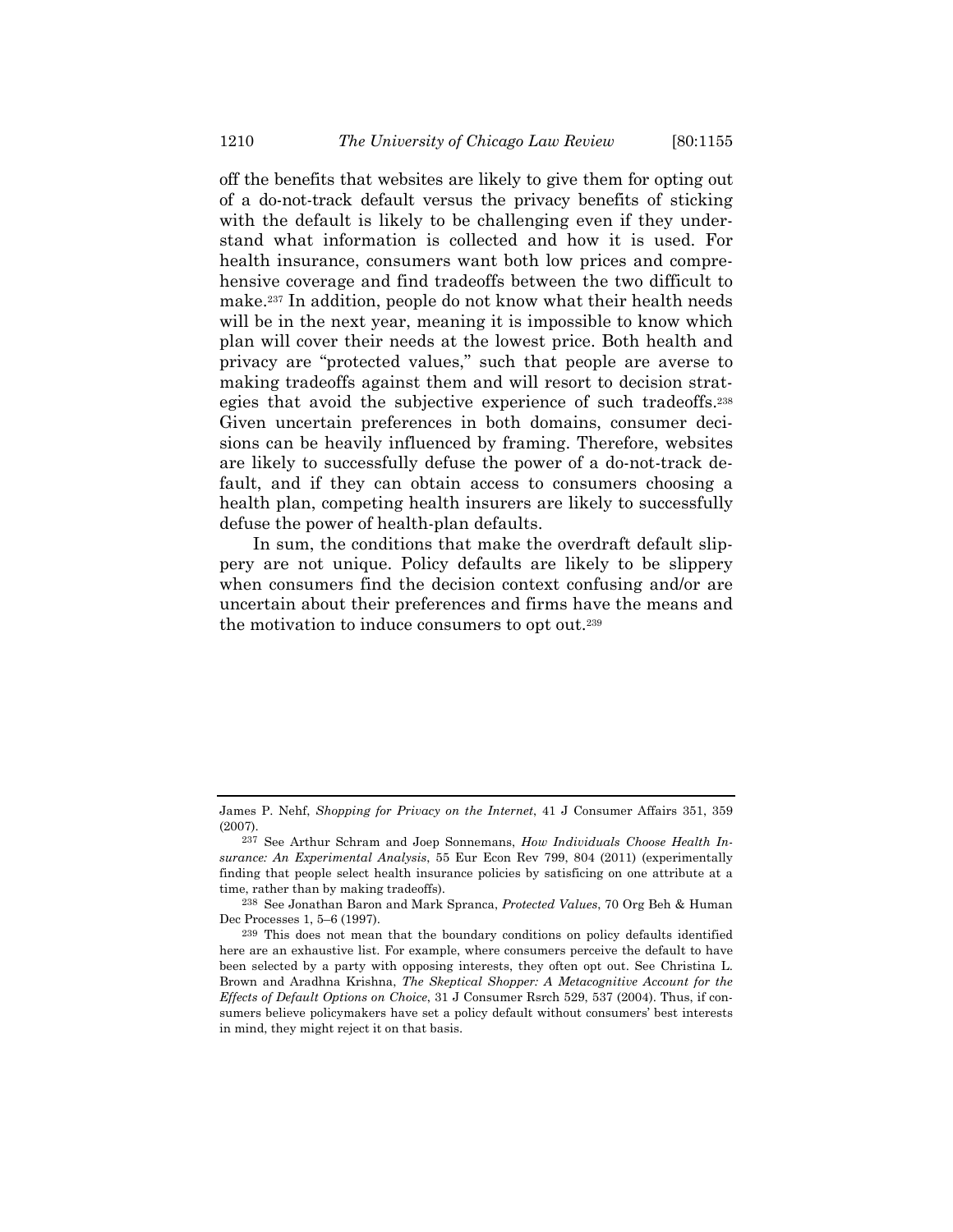off the benefits that websites are likely to give them for opting out of a do-not-track default versus the privacy benefits of sticking with the default is likely to be challenging even if they understand what information is collected and how it is used. For health insurance, consumers want both low prices and comprehensive coverage and find tradeoffs between the two difficult to make.[237] In addition, people do not know what their health needs will be in the next year, meaning it is impossible to know which plan will cover their needs at the lowest price. Both health and privacy are "protected values," such that people are averse to making tradeoffs against them and will resort to decision strategies that avoid the subjective experience of such tradeoffs.[238] Given uncertain preferences in both domains, consumer decisions can be heavily influenced by framing. Therefore, websites are likely to successfully defuse the power of a do-not-track default, and if they can obtain access to consumers choosing a health plan, competing health insurers are likely to successfully defuse the power of health-plan defaults.

In sum, the conditions that make the overdraft default slippery are not unique. Policy defaults are likely to be slippery when consumers find the decision context confusing and/or are uncertain about their preferences and firms have the means and the motivation to induce consumers to opt out.[239]

---

James P. Nehf, *Shopping for Privacy on the Internet*, 41 J Consumer Affairs 351, 359 (2007).

[237] See Arthur Schram and Joep Sonnemans, *How Individuals Choose Health Insurance: An Experimental Analysis*, 55 Eur Econ Rev 799, 804 (2011) (experimentally finding that people select health insurance policies by satisficing on one attribute at a time, rather than by making tradeoffs).

[238] See Jonathan Baron and Mark Spranca, *Protected Values*, 70 Org Beh & Human Dec Processes 1, 5–6 (1997).

[239] This does not mean that the boundary conditions on policy defaults identified here are an exhaustive list. For example, where consumers perceive the default to have been selected by a party with opposing interests, they often opt out. See Christina L. Brown and Aradhna Krishna, *The Skeptical Shopper: A Metacognitive Account for the Effects of Default Options on Choice*, 31 J Consumer Rsrch 529, 537 (2004). Thus, if consumers believe policymakers have set a policy default without consumers' best interests in mind, they might reject it on that basis.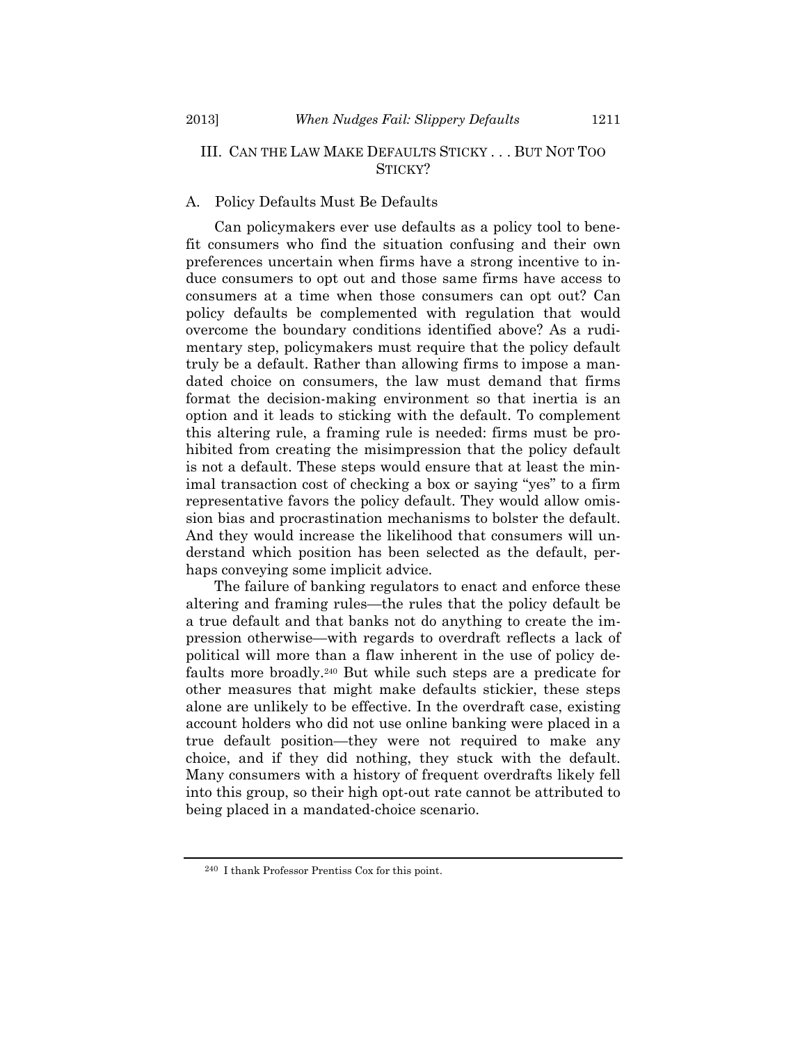## III. CAN THE LAW MAKE DEFAULTS STICKY . . . BUT NOT TOO STICKY?

### A. Policy Defaults Must Be Defaults

Can policymakers ever use defaults as a policy tool to benefit consumers who find the situation confusing and their own preferences uncertain when firms have a strong incentive to induce consumers to opt out and those same firms have access to consumers at a time when those consumers can opt out? Can policy defaults be complemented with regulation that would overcome the boundary conditions identified above? As a rudimentary step, policymakers must require that the policy default truly be a default. Rather than allowing firms to impose a mandated choice on consumers, the law must demand that firms format the decision-making environment so that inertia is an option and it leads to sticking with the default. To complement this altering rule, a framing rule is needed: firms must be prohibited from creating the misimpression that the policy default is not a default. These steps would ensure that at least the minimal transaction cost of checking a box or saying "yes" to a firm representative favors the policy default. They would allow omission bias and procrastination mechanisms to bolster the default. And they would increase the likelihood that consumers will understand which position has been selected as the default, perhaps conveying some implicit advice.

The failure of banking regulators to enact and enforce these altering and framing rules—the rules that the policy default be a true default and that banks not do anything to create the impression otherwise—with regards to overdraft reflects a lack of political will more than a flaw inherent in the use of policy defaults more broadly.[240] But while such steps are a predicate for other measures that might make defaults stickier, these steps alone are unlikely to be effective. In the overdraft case, existing account holders who did not use online banking were placed in a true default position—they were not required to make any choice, and if they did nothing, they stuck with the default. Many consumers with a history of frequent overdrafts likely fell into this group, so their high opt-out rate cannot be attributed to being placed in a mandated-choice scenario.

---

[240] I thank Professor Prentiss Cox for this point.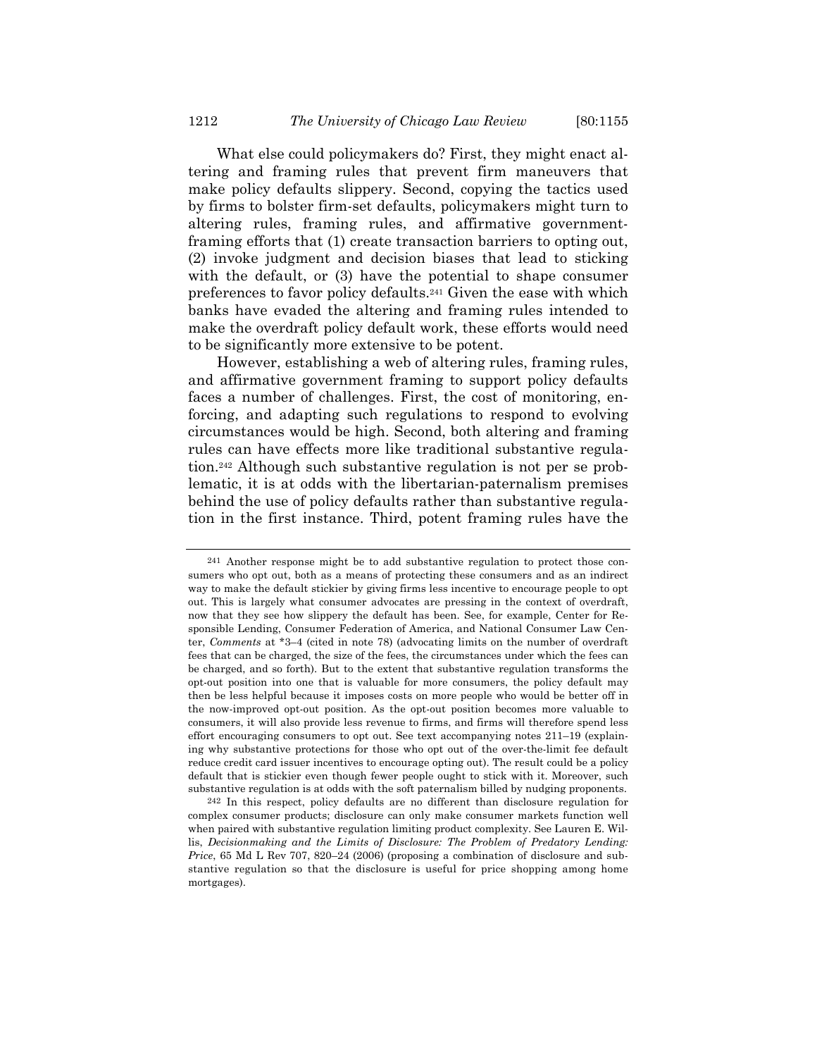What else could policymakers do? First, they might enact altering and framing rules that prevent firm maneuvers that make policy defaults slippery. Second, copying the tactics used by firms to bolster firm-set defaults, policymakers might turn to altering rules, framing rules, and affirmative government-framing efforts that (1) create transaction barriers to opting out, (2) invoke judgment and decision biases that lead to sticking with the default, or (3) have the potential to shape consumer preferences to favor policy defaults.[241] Given the ease with which banks have evaded the altering and framing rules intended to make the overdraft policy default work, these efforts would need to be significantly more extensive to be potent.

However, establishing a web of altering rules, framing rules, and affirmative government framing to support policy defaults faces a number of challenges. First, the cost of monitoring, enforcing, and adapting such regulations to respond to evolving circumstances would be high. Second, both altering and framing rules can have effects more like traditional substantive regulation.[242] Although such substantive regulation is not per se problematic, it is at odds with the libertarian-paternalism premises behind the use of policy defaults rather than substantive regulation in the first instance. Third, potent framing rules have the

---

[241] Another response might be to add substantive regulation to protect those consumers who opt out, both as a means of protecting these consumers and as an indirect way to make the default stickier by giving firms less incentive to encourage people to opt out. This is largely what consumer advocates are pressing in the context of overdraft, now that they see how slippery the default has been. See, for example, Center for Responsible Lending, Consumer Federation of America, and National Consumer Law Center, *Comments* at *3–4 (cited in note 78) (advocating limits on the number of overdraft fees that can be charged, the size of the fees, the circumstances under which the fees can be charged, and so forth). But to the extent that substantive regulation transforms the opt-out position into one that is valuable for more consumers, the policy default may then be less helpful because it imposes costs on more people who would be better off in the now-improved opt-out position. As the opt-out position becomes more valuable to consumers, it will also provide less revenue to firms, and firms will therefore spend less effort encouraging consumers to opt out. See text accompanying notes 211–19 (explaining why substantive protections for those who opt out of the over-the-limit fee default reduce credit card issuer incentives to encourage opting out). The result could be a policy default that is stickier even though fewer people ought to stick with it. Moreover, such substantive regulation is at odds with the soft paternalism billed by nudging proponents.

[242] In this respect, policy defaults are no different than disclosure regulation for complex consumer products; disclosure can only make consumer markets function well when paired with substantive regulation limiting product complexity. See Lauren E. Willis, *Decisionmaking and the Limits of Disclosure: The Problem of Predatory Lending: Price*, 65 Md L Rev 707, 820–24 (2006) (proposing a combination of disclosure and substantive regulation so that the disclosure is useful for price shopping among home mortgages).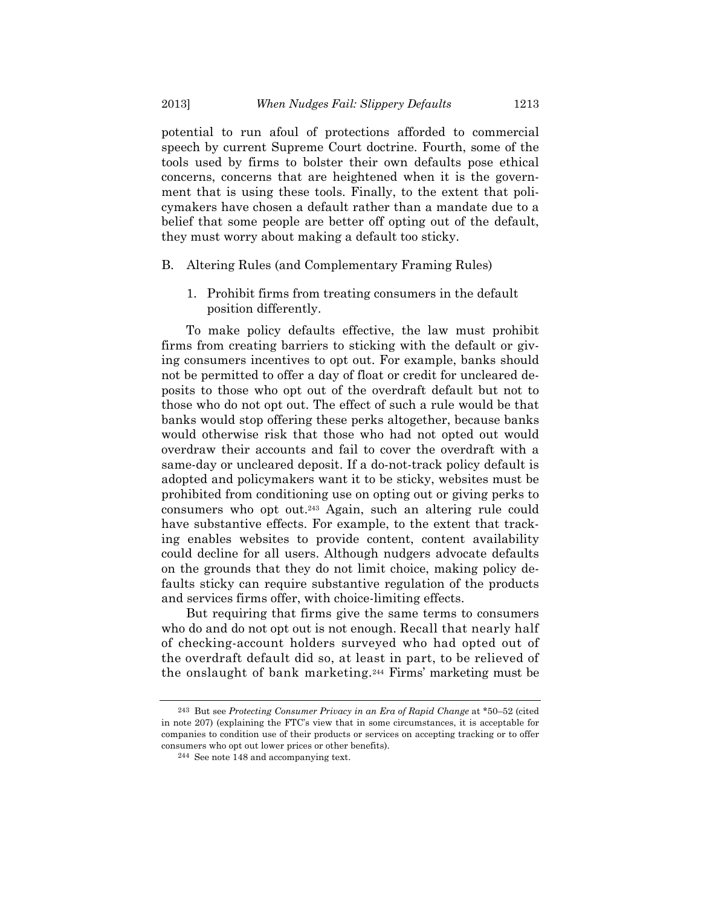potential to run afoul of protections afforded to commercial speech by current Supreme Court doctrine. Fourth, some of the tools used by firms to bolster their own defaults pose ethical concerns, concerns that are heightened when it is the government that is using these tools. Finally, to the extent that policymakers have chosen a default rather than a mandate due to a belief that some people are better off opting out of the default, they must worry about making a default too sticky.

## B. Altering Rules (and Complementary Framing Rules)

### 1. Prohibit firms from treating consumers in the default position differently.

To make policy defaults effective, the law must prohibit firms from creating barriers to sticking with the default or giving consumers incentives to opt out. For example, banks should not be permitted to offer a day of float or credit for uncleared deposits to those who opt out of the overdraft default but not to those who do not opt out. The effect of such a rule would be that banks would stop offering these perks altogether, because banks would otherwise risk that those who had not opted out would overdraw their accounts and fail to cover the overdraft with a same-day or uncleared deposit. If a do-not-track policy default is adopted and policymakers want it to be sticky, websites must be prohibited from conditioning use on opting out or giving perks to consumers who opt out.[243] Again, such an altering rule could have substantive effects. For example, to the extent that tracking enables websites to provide content, content availability could decline for all users. Although nudgers advocate defaults on the grounds that they do not limit choice, making policy defaults sticky can require substantive regulation of the products and services firms offer, with choice-limiting effects.

But requiring that firms give the same terms to consumers who do and do not opt out is not enough. Recall that nearly half of checking-account holders surveyed who had opted out of the overdraft default did so, at least in part, to be relieved of the onslaught of bank marketing.[244] Firms' marketing must be

---

[243] But see *Protecting Consumer Privacy in an Era of Rapid Change* at *50–52 (cited in note 207) (explaining the FTC's view that in some circumstances, it is acceptable for companies to condition use of their products or services on accepting tracking or to offer consumers who opt out lower prices or other benefits).

[244] See note 148 and accompanying text.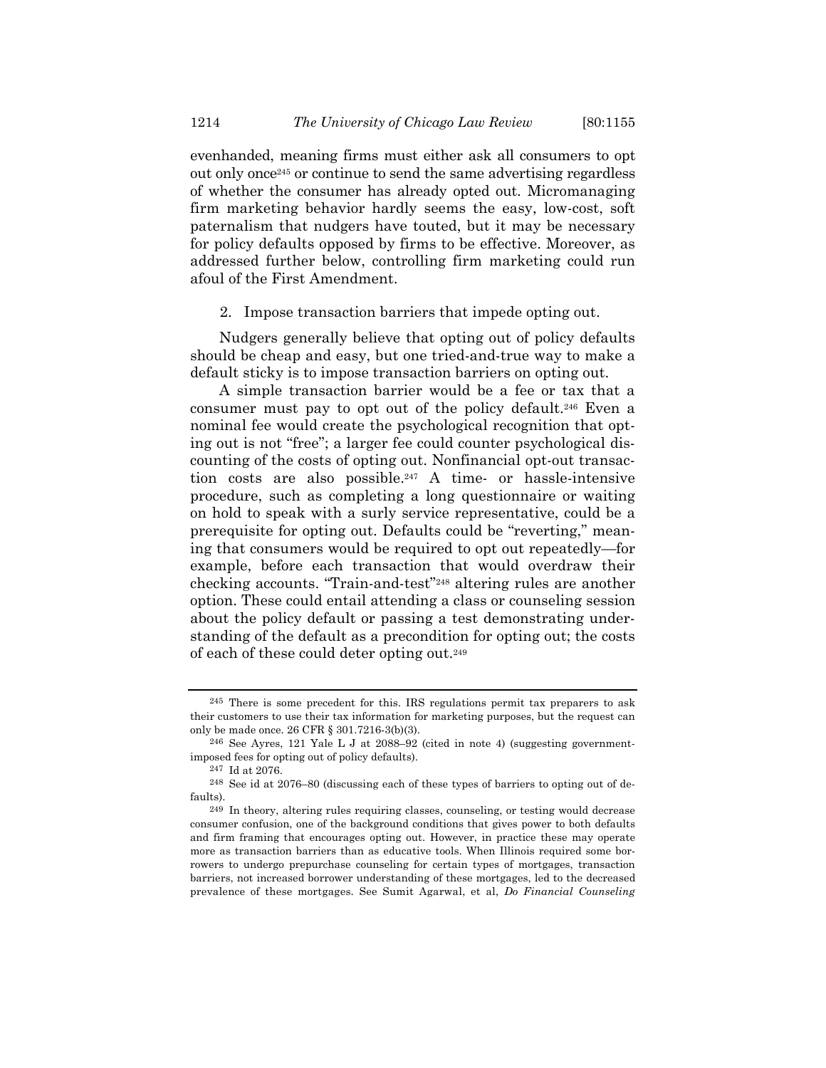evenhanded, meaning firms must either ask all consumers to opt out only once[245] or continue to send the same advertising regardless of whether the consumer has already opted out. Micromanaging firm marketing behavior hardly seems the easy, low-cost, soft paternalism that nudgers have touted, but it may be necessary for policy defaults opposed by firms to be effective. Moreover, as addressed further below, controlling firm marketing could run afoul of the First Amendment.

2. Impose transaction barriers that impede opting out.

Nudgers generally believe that opting out of policy defaults should be cheap and easy, but one tried-and-true way to make a default sticky is to impose transaction barriers on opting out.

A simple transaction barrier would be a fee or tax that a consumer must pay to opt out of the policy default.[246] Even a nominal fee would create the psychological recognition that opting out is not "free"; a larger fee could counter psychological discounting of the costs of opting out. Nonfinancial opt-out transaction costs are also possible.[247] A time- or hassle-intensive procedure, such as completing a long questionnaire or waiting on hold to speak with a surly service representative, could be a prerequisite for opting out. Defaults could be "reverting," meaning that consumers would be required to opt out repeatedly—for example, before each transaction that would overdraw their checking accounts. "Train-and-test"[248] altering rules are another option. These could entail attending a class or counseling session about the policy default or passing a test demonstrating understanding of the default as a precondition for opting out; the costs of each of these could deter opting out.[249]

---

[245] There is some precedent for this. IRS regulations permit tax preparers to ask their customers to use their tax information for marketing purposes, but the request can only be made once. 26 CFR § 301.7216-3(b)(3).

[246] See Ayres, 121 Yale L J at 2088–92 (cited in note 4) (suggesting government-imposed fees for opting out of policy defaults).

[247] Id at 2076.

[248] See id at 2076–80 (discussing each of these types of barriers to opting out of defaults).

[249] In theory, altering rules requiring classes, counseling, or testing would decrease consumer confusion, one of the background conditions that gives power to both defaults and firm framing that encourages opting out. However, in practice these may operate more as transaction barriers than as educative tools. When Illinois required some borrowers to undergo prepurchase counseling for certain types of mortgages, transaction barriers, not increased borrower understanding of these mortgages, led to the decreased prevalence of these mortgages. See Sumit Agarwal, et al, *Do Financial Counseling*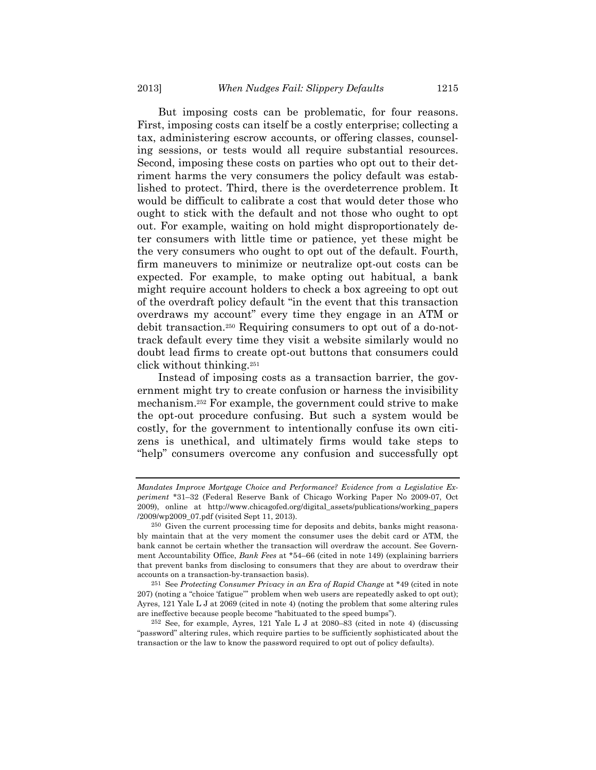But imposing costs can be problematic, for four reasons. First, imposing costs can itself be a costly enterprise; collecting a tax, administering escrow accounts, or offering classes, counseling sessions, or tests would all require substantial resources. Second, imposing these costs on parties who opt out to their detriment harms the very consumers the policy default was established to protect. Third, there is the overdeterrence problem. It would be difficult to calibrate a cost that would deter those who ought to stick with the default and not those who ought to opt out. For example, waiting on hold might disproportionately deter consumers with little time or patience, yet these might be the very consumers who ought to opt out of the default. Fourth, firm maneuvers to minimize or neutralize opt-out costs can be expected. For example, to make opting out habitual, a bank might require account holders to check a box agreeing to opt out of the overdraft policy default "in the event that this transaction overdraws my account" every time they engage in an ATM or debit transaction.[250] Requiring consumers to opt out of a do-not-track default every time they visit a website similarly would no doubt lead firms to create opt-out buttons that consumers could click without thinking.[251]

Instead of imposing costs as a transaction barrier, the government might try to create confusion or harness the invisibility mechanism.[252] For example, the government could strive to make the opt-out procedure confusing. But such a system would be costly, for the government to intentionally confuse its own citizens is unethical, and ultimately firms would take steps to "help" consumers overcome any confusion and successfully opt

---

*Mandates Improve Mortgage Choice and Performance? Evidence from a Legislative Experiment* \*31–32 (Federal Reserve Bank of Chicago Working Paper No 2009-07, Oct 2009), online at http://www.chicagofed.org/digital_assets/publications/working_papers/2009/wp2009_07.pdf (visited Sept 11, 2013).

[250] Given the current processing time for deposits and debits, banks might reasonably maintain that at the very moment the consumer uses the debit card or ATM, the bank cannot be certain whether the transaction will overdraw the account. See Government Accountability Office, *Bank Fees* at \*54–66 (cited in note 149) (explaining barriers that prevent banks from disclosing to consumers that they are about to overdraw their accounts on a transaction-by-transaction basis).

[251] See *Protecting Consumer Privacy in an Era of Rapid Change* at \*49 (cited in note 207) (noting a "choice 'fatigue'" problem when web users are repeatedly asked to opt out); Ayres, 121 Yale L J at 2069 (cited in note 4) (noting the problem that some altering rules are ineffective because people become "habituated to the speed bumps").

[252] See, for example, Ayres, 121 Yale L J at 2080–83 (cited in note 4) (discussing "password" altering rules, which require parties to be sufficiently sophisticated about the transaction or the law to know the password required to opt out of policy defaults).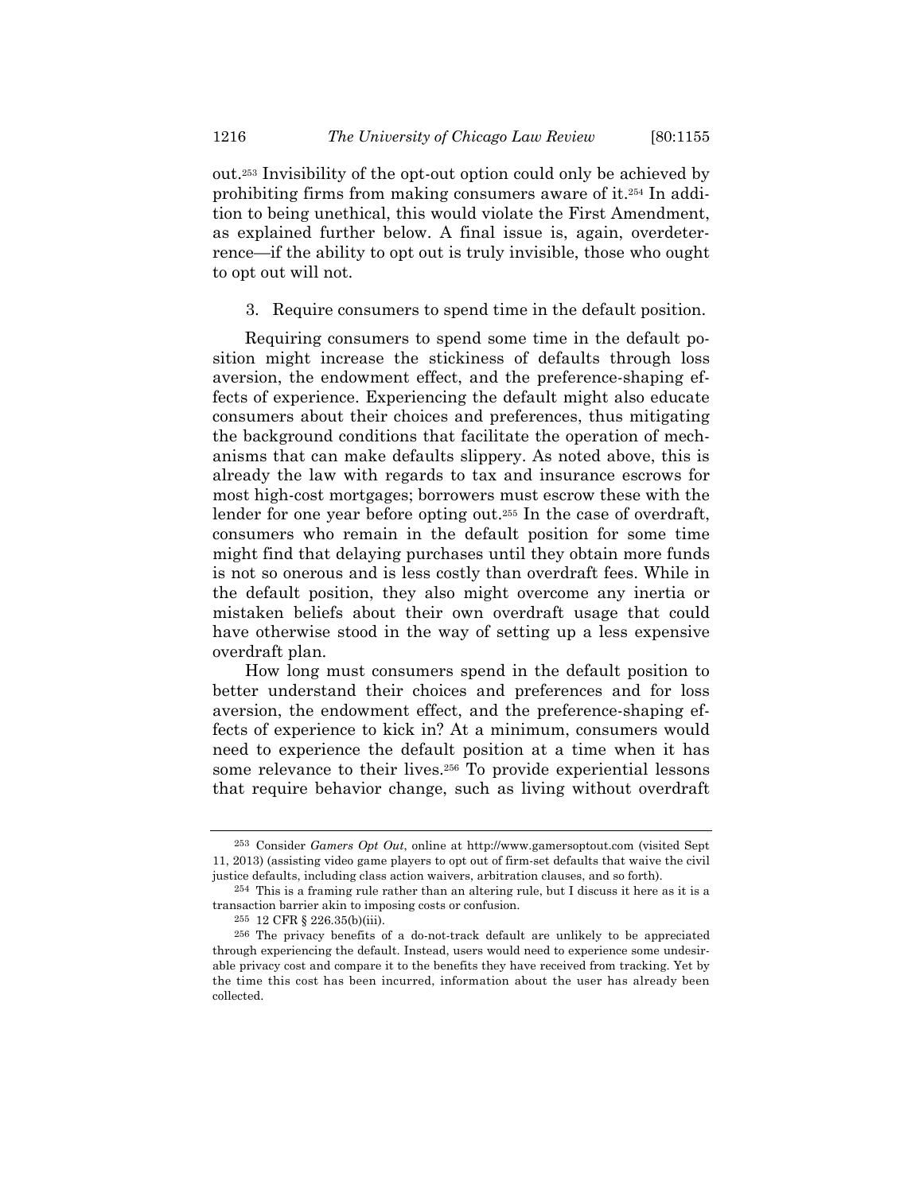out.[253] Invisibility of the opt-out option could only be achieved by prohibiting firms from making consumers aware of it.[254] In addition to being unethical, this would violate the First Amendment, as explained further below. A final issue is, again, overdeterrence—if the ability to opt out is truly invisible, those who ought to opt out will not.

3. Require consumers to spend time in the default position.

Requiring consumers to spend some time in the default position might increase the stickiness of defaults through loss aversion, the endowment effect, and the preference-shaping effects of experience. Experiencing the default might also educate consumers about their choices and preferences, thus mitigating the background conditions that facilitate the operation of mechanisms that can make defaults slippery. As noted above, this is already the law with regards to tax and insurance escrows for most high-cost mortgages; borrowers must escrow these with the lender for one year before opting out.[255] In the case of overdraft, consumers who remain in the default position for some time might find that delaying purchases until they obtain more funds is not so onerous and is less costly than overdraft fees. While in the default position, they also might overcome any inertia or mistaken beliefs about their own overdraft usage that could have otherwise stood in the way of setting up a less expensive overdraft plan.

How long must consumers spend in the default position to better understand their choices and preferences and for loss aversion, the endowment effect, and the preference-shaping effects of experience to kick in? At a minimum, consumers would need to experience the default position at a time when it has some relevance to their lives.[256] To provide experiential lessons that require behavior change, such as living without overdraft

---

[253] Consider *Gamers Opt Out*, online at http://www.gamersoptout.com (visited Sept 11, 2013) (assisting video game players to opt out of firm-set defaults that waive the civil justice defaults, including class action waivers, arbitration clauses, and so forth).

[254] This is a framing rule rather than an altering rule, but I discuss it here as it is a transaction barrier akin to imposing costs or confusion.

[255] 12 CFR § 226.35(b)(iii).

[256] The privacy benefits of a do-not-track default are unlikely to be appreciated through experiencing the default. Instead, users would need to experience some undesirable privacy cost and compare it to the benefits they have received from tracking. Yet by the time this cost has been incurred, information about the user has already been collected.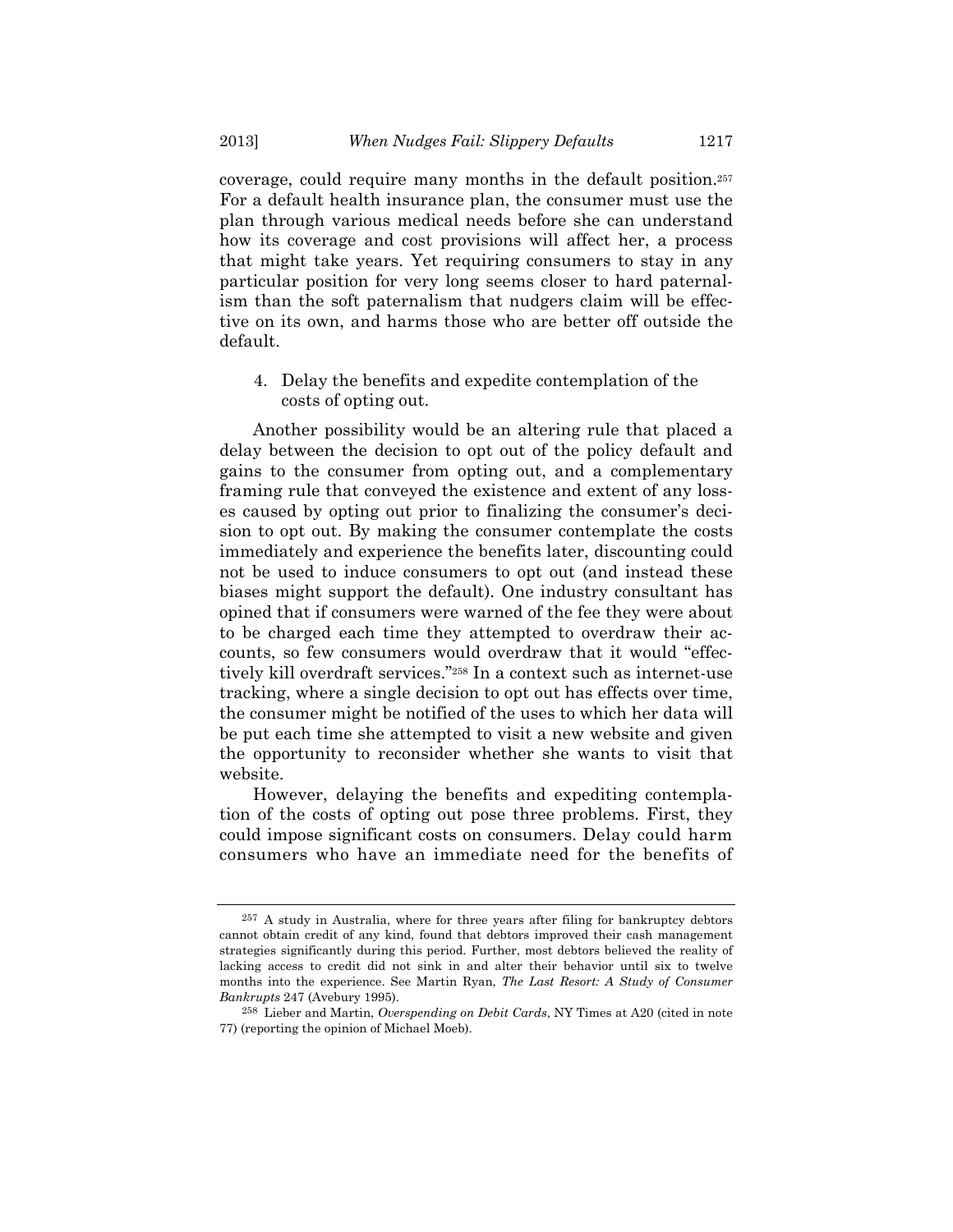coverage, could require many months in the default position.[257] For a default health insurance plan, the consumer must use the plan through various medical needs before she can understand how its coverage and cost provisions will affect her, a process that might take years. Yet requiring consumers to stay in any particular position for very long seems closer to hard paternalism than the soft paternalism that nudgers claim will be effective on its own, and harms those who are better off outside the default.

4. Delay the benefits and expedite contemplation of the costs of opting out.

Another possibility would be an altering rule that placed a delay between the decision to opt out of the policy default and gains to the consumer from opting out, and a complementary framing rule that conveyed the existence and extent of any losses caused by opting out prior to finalizing the consumer's decision to opt out. By making the consumer contemplate the costs immediately and experience the benefits later, discounting could not be used to induce consumers to opt out (and instead these biases might support the default). One industry consultant has opined that if consumers were warned of the fee they were about to be charged each time they attempted to overdraw their accounts, so few consumers would overdraw that it would "effectively kill overdraft services."[258] In a context such as internet-use tracking, where a single decision to opt out has effects over time, the consumer might be notified of the uses to which her data will be put each time she attempted to visit a new website and given the opportunity to reconsider whether she wants to visit that website.

However, delaying the benefits and expediting contemplation of the costs of opting out pose three problems. First, they could impose significant costs on consumers. Delay could harm consumers who have an immediate need for the benefits of

---

[257] A study in Australia, where for three years after filing for bankruptcy debtors cannot obtain credit of any kind, found that debtors improved their cash management strategies significantly during this period. Further, most debtors believed the reality of lacking access to credit did not sink in and alter their behavior until six to twelve months into the experience. See Martin Ryan, *The Last Resort: A Study of Consumer Bankrupts* 247 (Avebury 1995).

[258] Lieber and Martin, *Overspending on Debit Cards*, NY Times at A20 (cited in note 77) (reporting the opinion of Michael Moeb).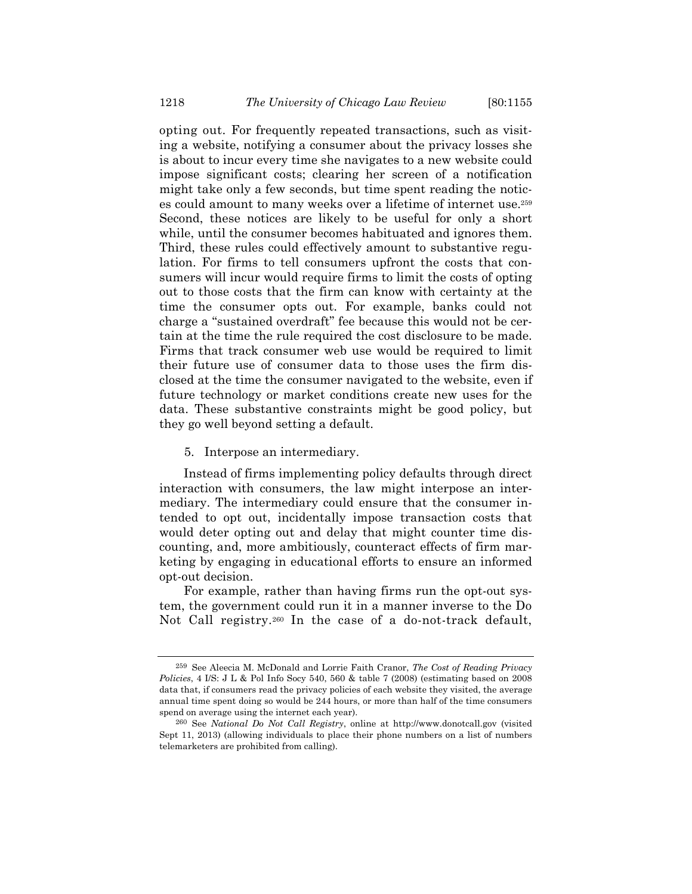opting out. For frequently repeated transactions, such as visiting a website, notifying a consumer about the privacy losses she is about to incur every time she navigates to a new website could impose significant costs; clearing her screen of a notification might take only a few seconds, but time spent reading the notices could amount to many weeks over a lifetime of internet use.[259] Second, these notices are likely to be useful for only a short while, until the consumer becomes habituated and ignores them. Third, these rules could effectively amount to substantive regulation. For firms to tell consumers upfront the costs that consumers will incur would require firms to limit the costs of opting out to those costs that the firm can know with certainty at the time the consumer opts out. For example, banks could not charge a "sustained overdraft" fee because this would not be certain at the time the rule required the cost disclosure to be made. Firms that track consumer web use would be required to limit their future use of consumer data to those uses the firm disclosed at the time the consumer navigated to the website, even if future technology or market conditions create new uses for the data. These substantive constraints might be good policy, but they go well beyond setting a default.

5. Interpose an intermediary.

Instead of firms implementing policy defaults through direct interaction with consumers, the law might interpose an intermediary. The intermediary could ensure that the consumer intended to opt out, incidentally impose transaction costs that would deter opting out and delay that might counter time discounting, and, more ambitiously, counteract effects of firm marketing by engaging in educational efforts to ensure an informed opt-out decision.

For example, rather than having firms run the opt-out system, the government could run it in a manner inverse to the Do Not Call registry.[260] In the case of a do-not-track default,

---

[259] See Aleecia M. McDonald and Lorrie Faith Cranor, *The Cost of Reading Privacy Policies*, 4 I/S: J L & Pol Info Socy 540, 560 & table 7 (2008) (estimating based on 2008 data that, if consumers read the privacy policies of each website they visited, the average annual time spent doing so would be 244 hours, or more than half of the time consumers spend on average using the internet each year).

[260] See *National Do Not Call Registry*, online at http://www.donotcall.gov (visited Sept 11, 2013) (allowing individuals to place their phone numbers on a list of numbers telemarketers are prohibited from calling).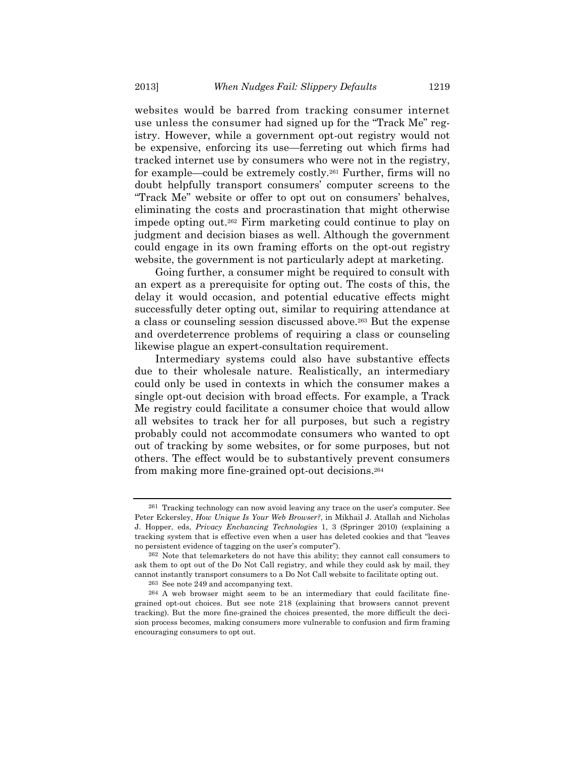websites would be barred from tracking consumer internet use unless the consumer had signed up for the "Track Me" registry. However, while a government opt-out registry would not be expensive, enforcing its use—ferreting out which firms had tracked internet use by consumers who were not in the registry, for example—could be extremely costly.[261] Further, firms will no doubt helpfully transport consumers' computer screens to the "Track Me" website or offer to opt out on consumers' behalves, eliminating the costs and procrastination that might otherwise impede opting out.[262] Firm marketing could continue to play on judgment and decision biases as well. Although the government could engage in its own framing efforts on the opt-out registry website, the government is not particularly adept at marketing.

Going further, a consumer might be required to consult with an expert as a prerequisite for opting out. The costs of this, the delay it would occasion, and potential educative effects might successfully deter opting out, similar to requiring attendance at a class or counseling session discussed above.[263] But the expense and overdeterrence problems of requiring a class or counseling likewise plague an expert-consultation requirement.

Intermediary systems could also have substantive effects due to their wholesale nature. Realistically, an intermediary could only be used in contexts in which the consumer makes a single opt-out decision with broad effects. For example, a Track Me registry could facilitate a consumer choice that would allow all websites to track her for all purposes, but such a registry probably could not accommodate consumers who wanted to opt out of tracking by some websites, or for some purposes, but not others. The effect would be to substantively prevent consumers from making more fine-grained opt-out decisions.[264]

---

[261] Tracking technology can now avoid leaving any trace on the user's computer. See Peter Eckersley, *How Unique Is Your Web Browser?*, in Mikhail J. Atallah and Nicholas J. Hopper, eds, *Privacy Enchancing Technologies* 1, 3 (Springer 2010) (explaining a tracking system that is effective even when a user has deleted cookies and that "leaves no persistent evidence of tagging on the user's computer").

[262] Note that telemarketers do not have this ability; they cannot call consumers to ask them to opt out of the Do Not Call registry, and while they could ask by mail, they cannot instantly transport consumers to a Do Not Call website to facilitate opting out.

[263] See note 249 and accompanying text.

[264] A web browser might seem to be an intermediary that could facilitate fine-grained opt-out choices. But see note 218 (explaining that browsers cannot prevent tracking). But the more fine-grained the choices presented, the more difficult the decision process becomes, making consumers more vulnerable to confusion and firm framing encouraging consumers to opt out.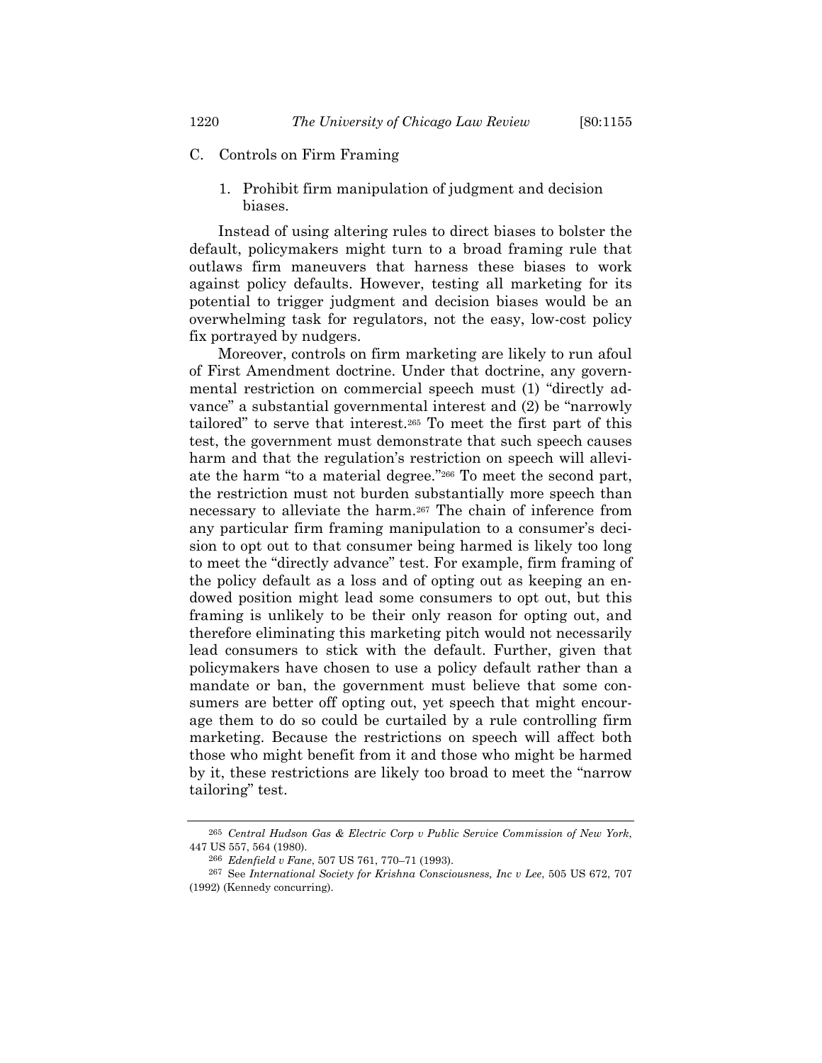## C. Controls on Firm Framing

### 1. Prohibit firm manipulation of judgment and decision biases.

Instead of using altering rules to direct biases to bolster the default, policymakers might turn to a broad framing rule that outlaws firm maneuvers that harness these biases to work against policy defaults. However, testing all marketing for its potential to trigger judgment and decision biases would be an overwhelming task for regulators, not the easy, low-cost policy fix portrayed by nudgers.

Moreover, controls on firm marketing are likely to run afoul of First Amendment doctrine. Under that doctrine, any governmental restriction on commercial speech must (1) "directly advance" a substantial governmental interest and (2) be "narrowly tailored" to serve that interest.[265] To meet the first part of this test, the government must demonstrate that such speech causes harm and that the regulation's restriction on speech will alleviate the harm "to a material degree."[266] To meet the second part, the restriction must not burden substantially more speech than necessary to alleviate the harm.[267] The chain of inference from any particular firm framing manipulation to a consumer's decision to opt out to that consumer being harmed is likely too long to meet the "directly advance" test. For example, firm framing of the policy default as a loss and of opting out as keeping an endowed position might lead some consumers to opt out, but this framing is unlikely to be their only reason for opting out, and therefore eliminating this marketing pitch would not necessarily lead consumers to stick with the default. Further, given that policymakers have chosen to use a policy default rather than a mandate or ban, the government must believe that some consumers are better off opting out, yet speech that might encourage them to do so could be curtailed by a rule controlling firm marketing. Because the restrictions on speech will affect both those who might benefit from it and those who might be harmed by it, these restrictions are likely too broad to meet the "narrow tailoring" test.

---

[265] *Central Hudson Gas & Electric Corp v Public Service Commission of New York*, 447 US 557, 564 (1980).

[266] *Edenfield v Fane*, 507 US 761, 770–71 (1993).

[267] See *International Society for Krishna Consciousness, Inc v Lee*, 505 US 672, 707 (1992) (Kennedy concurring).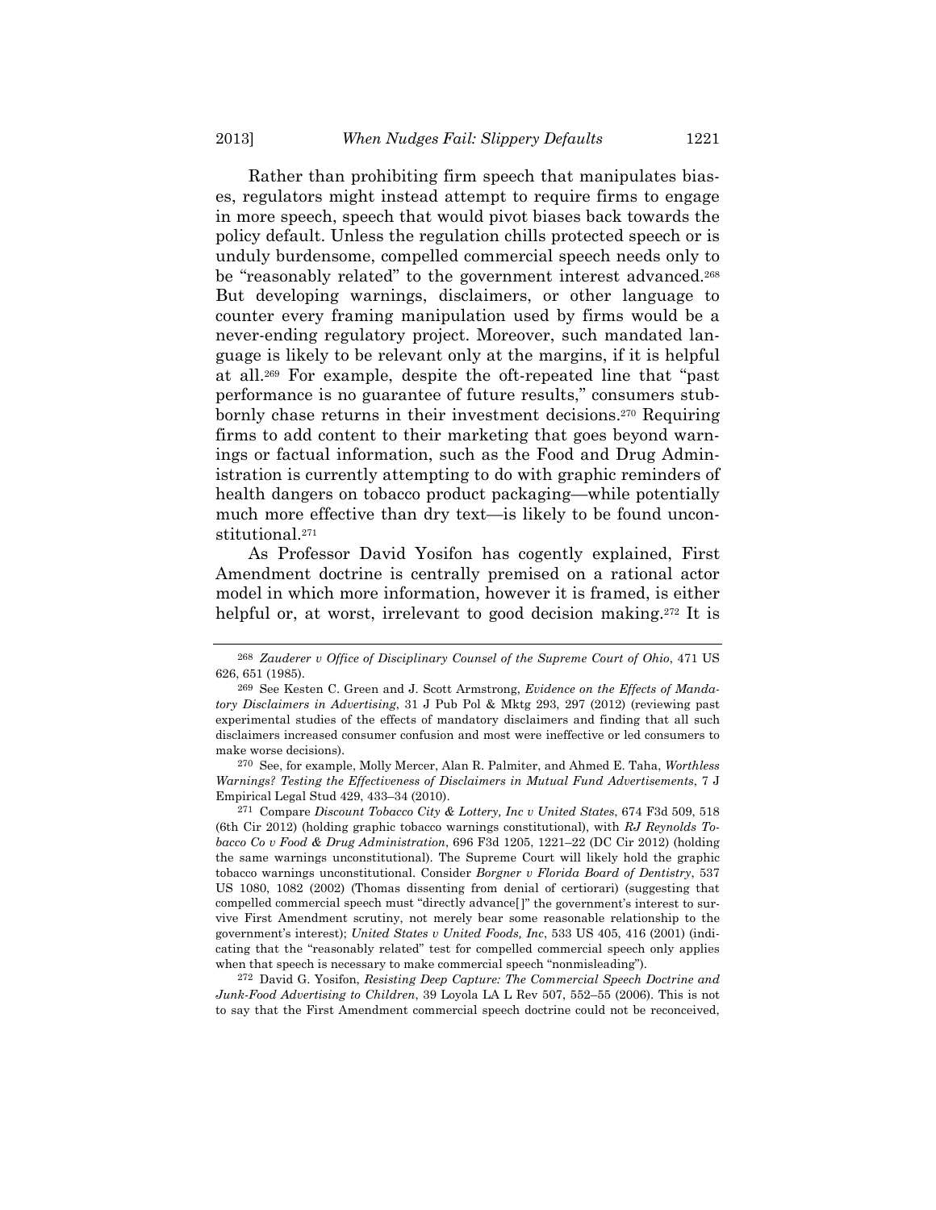Rather than prohibiting firm speech that manipulates biases, regulators might instead attempt to require firms to engage in more speech, speech that would pivot biases back towards the policy default. Unless the regulation chills protected speech or is unduly burdensome, compelled commercial speech needs only to be "reasonably related" to the government interest advanced.[268] But developing warnings, disclaimers, or other language to counter every framing manipulation used by firms would be a never-ending regulatory project. Moreover, such mandated language is likely to be relevant only at the margins, if it is helpful at all.[269] For example, despite the oft-repeated line that "past performance is no guarantee of future results," consumers stubbornly chase returns in their investment decisions.[270] Requiring firms to add content to their marketing that goes beyond warnings or factual information, such as the Food and Drug Administration is currently attempting to do with graphic reminders of health dangers on tobacco product packaging—while potentially much more effective than dry text—is likely to be found unconstitutional.[271]

As Professor David Yosifon has cogently explained, First Amendment doctrine is centrally premised on a rational actor model in which more information, however it is framed, is either helpful or, at worst, irrelevant to good decision making.[272] It is

---

[268] *Zauderer v Office of Disciplinary Counsel of the Supreme Court of Ohio*, 471 US 626, 651 (1985).

[269] See Kesten C. Green and J. Scott Armstrong, *Evidence on the Effects of Mandatory Disclaimers in Advertising*, 31 J Pub Pol & Mktg 293, 297 (2012) (reviewing past experimental studies of the effects of mandatory disclaimers and finding that all such disclaimers increased consumer confusion and most were ineffective or led consumers to make worse decisions).

[270] See, for example, Molly Mercer, Alan R. Palmiter, and Ahmed E. Taha, *Worthless Warnings? Testing the Effectiveness of Disclaimers in Mutual Fund Advertisements*, 7 J Empirical Legal Stud 429, 433–34 (2010).

[271] Compare *Discount Tobacco City & Lottery, Inc v United States*, 674 F3d 509, 518 (6th Cir 2012) (holding graphic tobacco warnings constitutional), with *RJ Reynolds Tobacco Co v Food & Drug Administration*, 696 F3d 1205, 1221–22 (DC Cir 2012) (holding the same warnings unconstitutional). The Supreme Court will likely hold the graphic tobacco warnings unconstitutional. Consider *Borgner v Florida Board of Dentistry*, 537 US 1080, 1082 (2002) (Thomas dissenting from denial of certiorari) (suggesting that compelled commercial speech must "directly advance[]" the government's interest to survive First Amendment scrutiny, not merely bear some reasonable relationship to the government's interest); *United States v United Foods, Inc*, 533 US 405, 416 (2001) (indicating that the "reasonably related" test for compelled commercial speech only applies when that speech is necessary to make commercial speech "nonmisleading").

[272] David G. Yosifon, *Resisting Deep Capture: The Commercial Speech Doctrine and Junk-Food Advertising to Children*, 39 Loyola LA L Rev 507, 552–55 (2006). This is not to say that the First Amendment commercial speech doctrine could not be reconceived,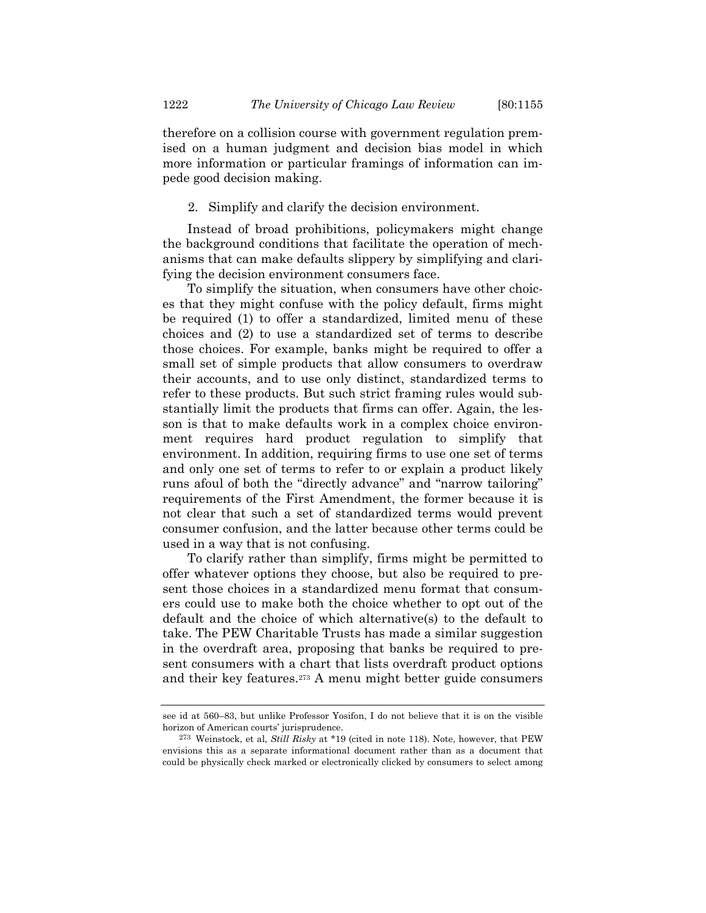therefore on a collision course with government regulation premised on a human judgment and decision bias model in which more information or particular framings of information can impede good decision making.

2. Simplify and clarify the decision environment.

Instead of broad prohibitions, policymakers might change the background conditions that facilitate the operation of mechanisms that can make defaults slippery by simplifying and clarifying the decision environment consumers face.

To simplify the situation, when consumers have other choices that they might confuse with the policy default, firms might be required (1) to offer a standardized, limited menu of these choices and (2) to use a standardized set of terms to describe those choices. For example, banks might be required to offer a small set of simple products that allow consumers to overdraw their accounts, and to use only distinct, standardized terms to refer to these products. But such strict framing rules would substantially limit the products that firms can offer. Again, the lesson is that to make defaults work in a complex choice environment requires hard product regulation to simplify that environment. In addition, requiring firms to use one set of terms and only one set of terms to refer to or explain a product likely runs afoul of both the "directly advance" and "narrow tailoring" requirements of the First Amendment, the former because it is not clear that such a set of standardized terms would prevent consumer confusion, and the latter because other terms could be used in a way that is not confusing.

To clarify rather than simplify, firms might be permitted to offer whatever options they choose, but also be required to present those choices in a standardized menu format that consumers could use to make both the choice whether to opt out of the default and the choice of which alternative(s) to the default to take. The PEW Charitable Trusts has made a similar suggestion in the overdraft area, proposing that banks be required to present consumers with a chart that lists overdraft product options and their key features.[273] A menu might better guide consumers

---

see id at 560–83, but unlike Professor Yosifon, I do not believe that it is on the visible horizon of American courts' jurisprudence.

[273] Weinstock, et al, *Still Risky* at *19 (cited in note 118). Note, however, that PEW envisions this as a separate informational document rather than as a document that could be physically check marked or electronically clicked by consumers to select among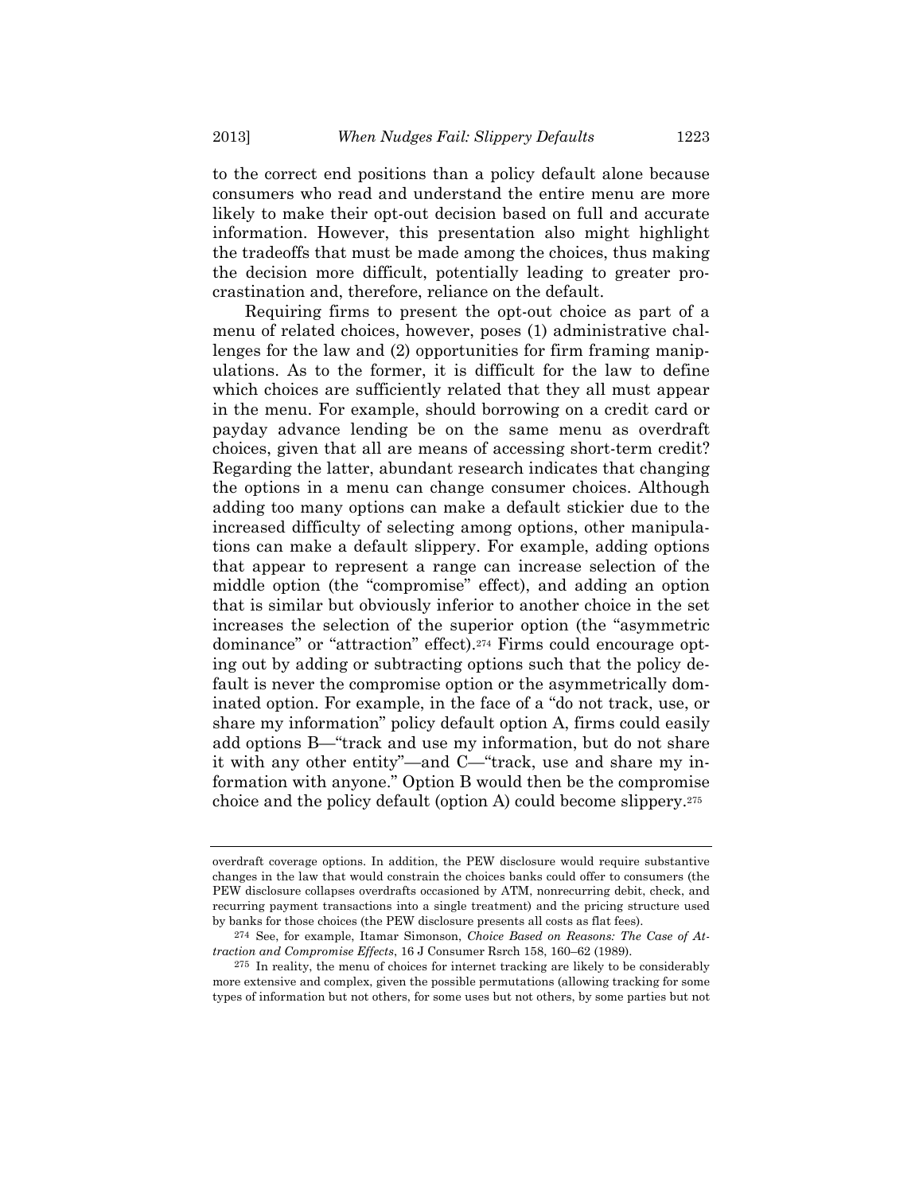to the correct end positions than a policy default alone because consumers who read and understand the entire menu are more likely to make their opt-out decision based on full and accurate information. However, this presentation also might highlight the tradeoffs that must be made among the choices, thus making the decision more difficult, potentially leading to greater procrastination and, therefore, reliance on the default.

Requiring firms to present the opt-out choice as part of a menu of related choices, however, poses (1) administrative challenges for the law and (2) opportunities for firm framing manipulations. As to the former, it is difficult for the law to define which choices are sufficiently related that they all must appear in the menu. For example, should borrowing on a credit card or payday advance lending be on the same menu as overdraft choices, given that all are means of accessing short-term credit? Regarding the latter, abundant research indicates that changing the options in a menu can change consumer choices. Although adding too many options can make a default stickier due to the increased difficulty of selecting among options, other manipulations can make a default slippery. For example, adding options that appear to represent a range can increase selection of the middle option (the "compromise" effect), and adding an option that is similar but obviously inferior to another choice in the set increases the selection of the superior option (the "asymmetric dominance" or "attraction" effect).[274] Firms could encourage opting out by adding or subtracting options such that the policy default is never the compromise option or the asymmetrically dominated option. For example, in the face of a "do not track, use, or share my information" policy default option A, firms could easily add options B—"track and use my information, but do not share it with any other entity"—and C—"track, use and share my information with anyone." Option B would then be the compromise choice and the policy default (option A) could become slippery.[275]

---

overdraft coverage options. In addition, the PEW disclosure would require substantive changes in the law that would constrain the choices banks could offer to consumers (the PEW disclosure collapses overdrafts occasioned by ATM, nonrecurring debit, check, and recurring payment transactions into a single treatment) and the pricing structure used by banks for those choices (the PEW disclosure presents all costs as flat fees).

[274] See, for example, Itamar Simonson, *Choice Based on Reasons: The Case of Attraction and Compromise Effects*, 16 J Consumer Rsrch 158, 160–62 (1989).

[275] In reality, the menu of choices for internet tracking are likely to be considerably more extensive and complex, given the possible permutations (allowing tracking for some types of information but not others, for some uses but not others, by some parties but not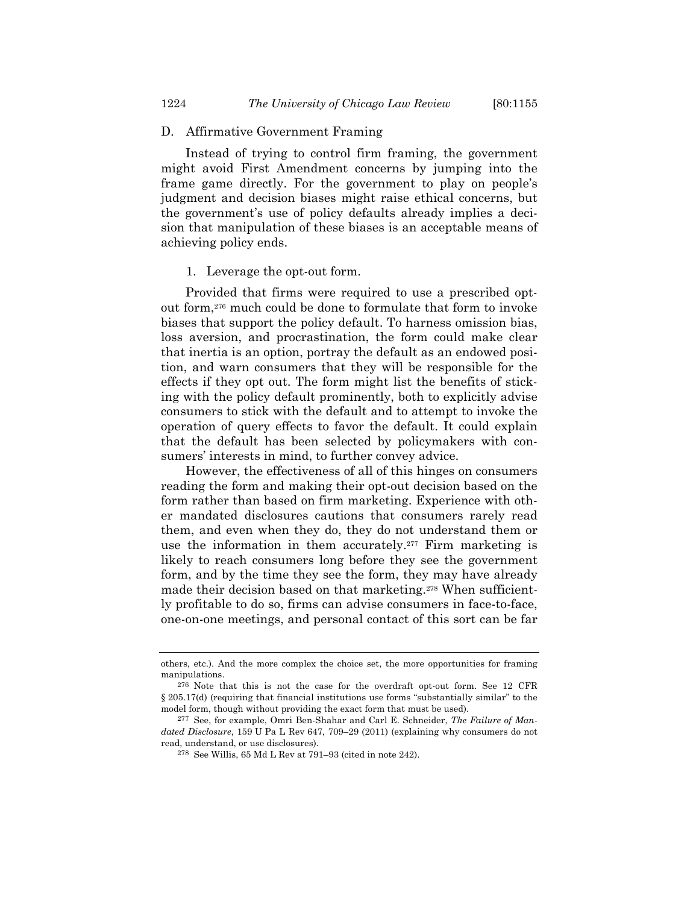## D. Affirmative Government Framing

Instead of trying to control firm framing, the government might avoid First Amendment concerns by jumping into the frame game directly. For the government to play on people's judgment and decision biases might raise ethical concerns, but the government's use of policy defaults already implies a decision that manipulation of these biases is an acceptable means of achieving policy ends.

### 1. Leverage the opt-out form.

Provided that firms were required to use a prescribed opt-out form,[276] much could be done to formulate that form to invoke biases that support the policy default. To harness omission bias, loss aversion, and procrastination, the form could make clear that inertia is an option, portray the default as an endowed position, and warn consumers that they will be responsible for the effects if they opt out. The form might list the benefits of sticking with the policy default prominently, both to explicitly advise consumers to stick with the default and to attempt to invoke the operation of query effects to favor the default. It could explain that the default has been selected by policymakers with consumers' interests in mind, to further convey advice.

However, the effectiveness of all of this hinges on consumers reading the form and making their opt-out decision based on the form rather than based on firm marketing. Experience with other mandated disclosures cautions that consumers rarely read them, and even when they do, they do not understand them or use the information in them accurately.[277] Firm marketing is likely to reach consumers long before they see the government form, and by the time they see the form, they may have already made their decision based on that marketing.[278] When sufficiently profitable to do so, firms can advise consumers in face-to-face, one-on-one meetings, and personal contact of this sort can be far

---

others, etc.). And the more complex the choice set, the more opportunities for framing manipulations.

[276] Note that this is not the case for the overdraft opt-out form. See 12 CFR § 205.17(d) (requiring that financial institutions use forms "substantially similar" to the model form, though without providing the exact form that must be used).

[277] See, for example, Omri Ben-Shahar and Carl E. Schneider, *The Failure of Mandated Disclosure*, 159 U Pa L Rev 647, 709–29 (2011) (explaining why consumers do not read, understand, or use disclosures).

[278] See Willis, 65 Md L Rev at 791–93 (cited in note 242).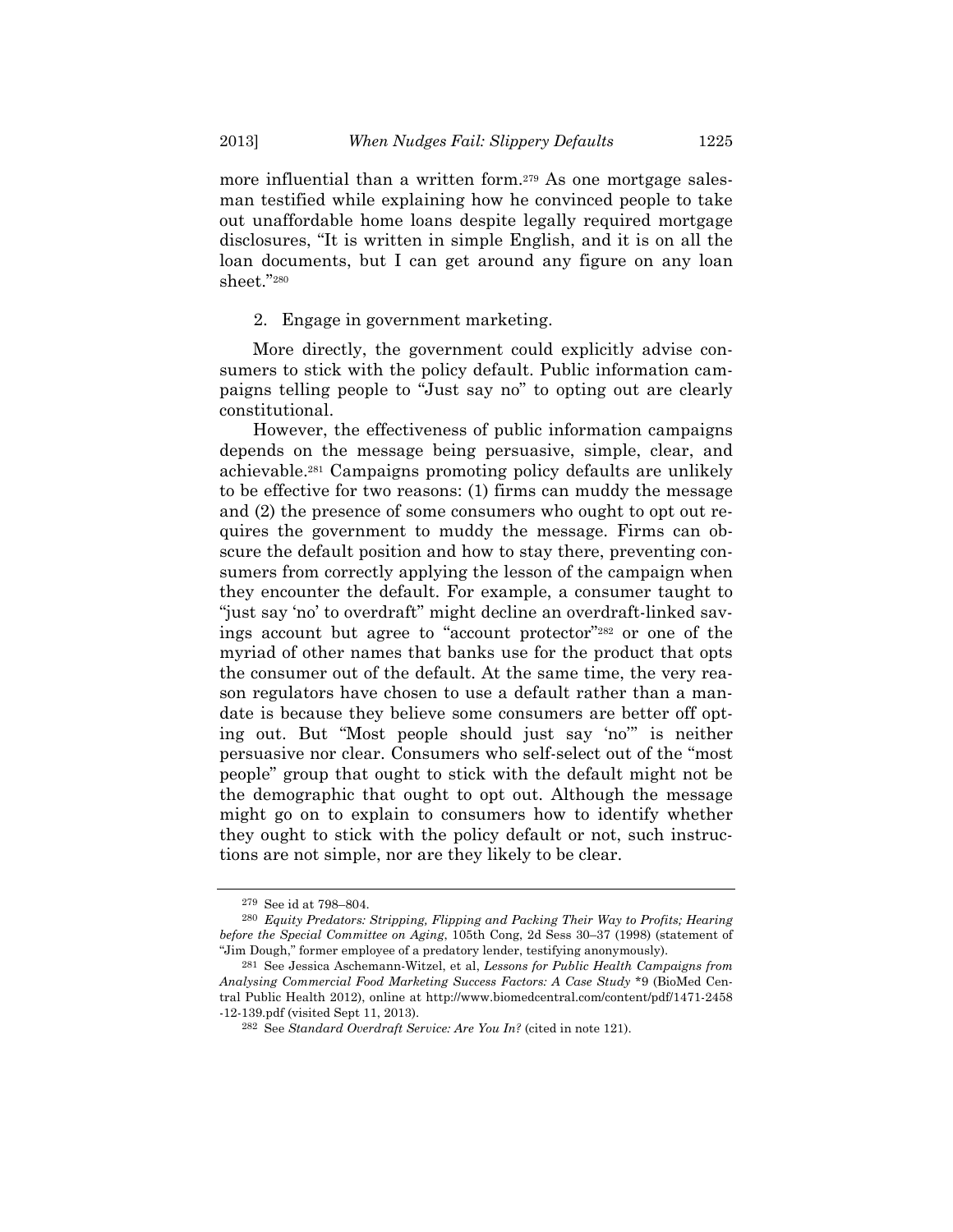more influential than a written form.[279] As one mortgage salesman testified while explaining how he convinced people to take out unaffordable home loans despite legally required mortgage disclosures, "It is written in simple English, and it is on all the loan documents, but I can get around any figure on any loan sheet."[280]

2. Engage in government marketing.

More directly, the government could explicitly advise consumers to stick with the policy default. Public information campaigns telling people to "Just say no" to opting out are clearly constitutional.

However, the effectiveness of public information campaigns depends on the message being persuasive, simple, clear, and achievable.[281] Campaigns promoting policy defaults are unlikely to be effective for two reasons: (1) firms can muddy the message and (2) the presence of some consumers who ought to opt out requires the government to muddy the message. Firms can obscure the default position and how to stay there, preventing consumers from correctly applying the lesson of the campaign when they encounter the default. For example, a consumer taught to "just say 'no' to overdraft" might decline an overdraft-linked savings account but agree to "account protector"[282] or one of the myriad of other names that banks use for the product that opts the consumer out of the default. At the same time, the very reason regulators have chosen to use a default rather than a mandate is because they believe some consumers are better off opting out. But "Most people should just say 'no'" is neither persuasive nor clear. Consumers who self-select out of the "most people" group that ought to stick with the default might not be the demographic that ought to opt out. Although the message might go on to explain to consumers how to identify whether they ought to stick with the policy default or not, such instructions are not simple, nor are they likely to be clear.

---

[279] See id at 798–804.

[280] *Equity Predators: Stripping, Flipping and Packing Their Way to Profits; Hearing before the Special Committee on Aging*, 105th Cong, 2d Sess 30–37 (1998) (statement of "Jim Dough," former employee of a predatory lender, testifying anonymously).

[281] See Jessica Aschemann-Witzel, et al, *Lessons for Public Health Campaigns from Analysing Commercial Food Marketing Success Factors: A Case Study* *9 (BioMed Central Public Health 2012), online at http://www.biomedcentral.com/content/pdf/1471-2458-12-139.pdf (visited Sept 11, 2013).

[282] See *Standard Overdraft Service: Are You In?* (cited in note 121).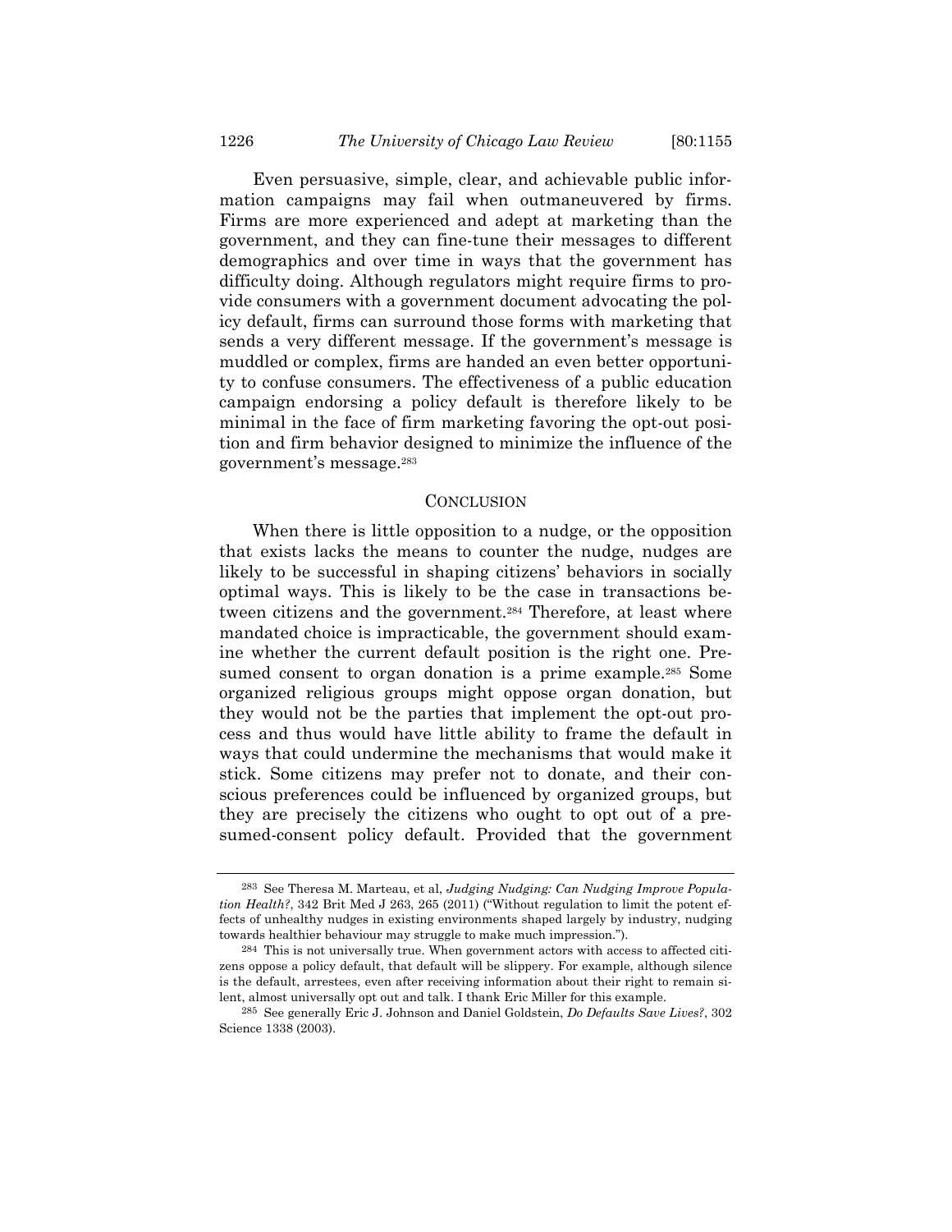Even persuasive, simple, clear, and achievable public information campaigns may fail when outmaneuvered by firms. Firms are more experienced and adept at marketing than the government, and they can fine-tune their messages to different demographics and over time in ways that the government has difficulty doing. Although regulators might require firms to provide consumers with a government document advocating the policy default, firms can surround those forms with marketing that sends a very different message. If the government's message is muddled or complex, firms are handed an even better opportunity to confuse consumers. The effectiveness of a public education campaign endorsing a policy default is therefore likely to be minimal in the face of firm marketing favoring the opt-out position and firm behavior designed to minimize the influence of the government's message.[283]

## CONCLUSION

When there is little opposition to a nudge, or the opposition that exists lacks the means to counter the nudge, nudges are likely to be successful in shaping citizens' behaviors in socially optimal ways. This is likely to be the case in transactions between citizens and the government.[284] Therefore, at least where mandated choice is impracticable, the government should examine whether the current default position is the right one. Presumed consent to organ donation is a prime example.[285] Some organized religious groups might oppose organ donation, but they would not be the parties that implement the opt-out process and thus would have little ability to frame the default in ways that could undermine the mechanisms that would make it stick. Some citizens may prefer not to donate, and their conscious preferences could be influenced by organized groups, but they are precisely the citizens who ought to opt out of a presumed-consent policy default. Provided that the government

---

[283] See Theresa M. Marteau, et al, *Judging Nudging: Can Nudging Improve Population Health?*, 342 Brit Med J 263, 265 (2011) ("Without regulation to limit the potent effects of unhealthy nudges in existing environments shaped largely by industry, nudging towards healthier behaviour may struggle to make much impression.").

[284] This is not universally true. When government actors with access to affected citizens oppose a policy default, that default will be slippery. For example, although silence is the default, arrestees, even after receiving information about their right to remain silent, almost universally opt out and talk. I thank Eric Miller for this example.

[285] See generally Eric J. Johnson and Daniel Goldstein, *Do Defaults Save Lives?*, 302 Science 1338 (2003).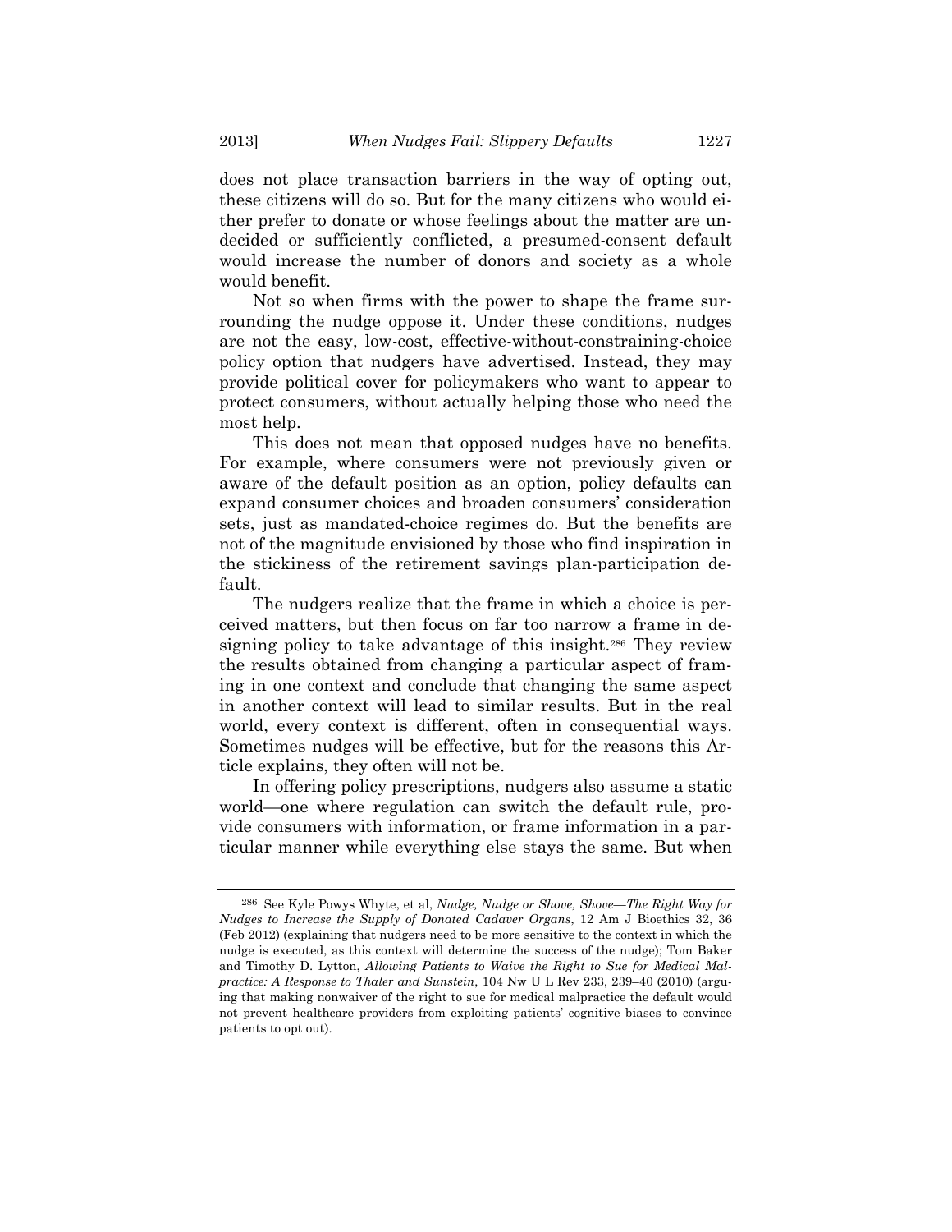does not place transaction barriers in the way of opting out, these citizens will do so. But for the many citizens who would either prefer to donate or whose feelings about the matter are undecided or sufficiently conflicted, a presumed-consent default would increase the number of donors and society as a whole would benefit.

Not so when firms with the power to shape the frame surrounding the nudge oppose it. Under these conditions, nudges are not the easy, low-cost, effective-without-constraining-choice policy option that nudgers have advertised. Instead, they may provide political cover for policymakers who want to appear to protect consumers, without actually helping those who need the most help.

This does not mean that opposed nudges have no benefits. For example, where consumers were not previously given or aware of the default position as an option, policy defaults can expand consumer choices and broaden consumers' consideration sets, just as mandated-choice regimes do. But the benefits are not of the magnitude envisioned by those who find inspiration in the stickiness of the retirement savings plan-participation default.

The nudgers realize that the frame in which a choice is perceived matters, but then focus on far too narrow a frame in designing policy to take advantage of this insight.[286] They review the results obtained from changing a particular aspect of framing in one context and conclude that changing the same aspect in another context will lead to similar results. But in the real world, every context is different, often in consequential ways. Sometimes nudges will be effective, but for the reasons this Article explains, they often will not be.

In offering policy prescriptions, nudgers also assume a static world—one where regulation can switch the default rule, provide consumers with information, or frame information in a particular manner while everything else stays the same. But when

---

[286] See Kyle Powys Whyte, et al, *Nudge, Nudge or Shove, Shove—The Right Way for Nudges to Increase the Supply of Donated Cadaver Organs*, 12 Am J Bioethics 32, 36 (Feb 2012) (explaining that nudgers need to be more sensitive to the context in which the nudge is executed, as this context will determine the success of the nudge); Tom Baker and Timothy D. Lytton, *Allowing Patients to Waive the Right to Sue for Medical Malpractice: A Response to Thaler and Sunstein*, 104 Nw U L Rev 233, 239–40 (2010) (arguing that making nonwaiver of the right to sue for medical malpractice the default would not prevent healthcare providers from exploiting patients' cognitive biases to convince patients to opt out).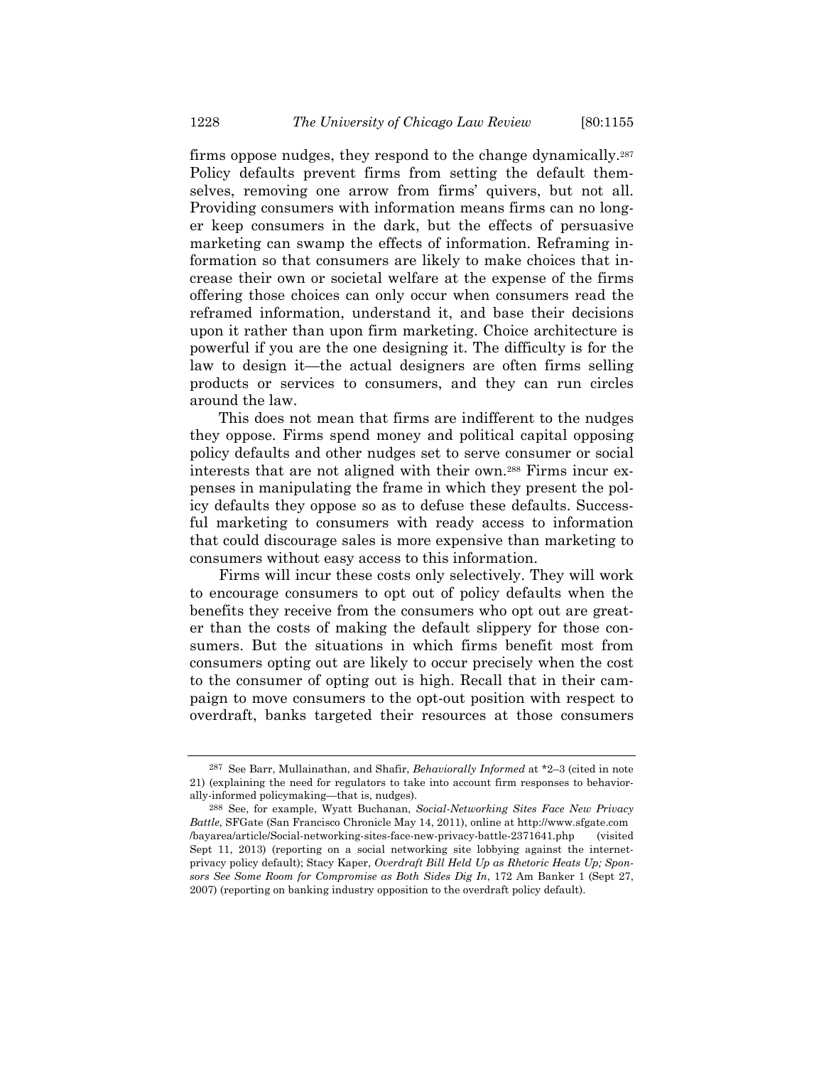firms oppose nudges, they respond to the change dynamically.[287] Policy defaults prevent firms from setting the default themselves, removing one arrow from firms' quivers, but not all. Providing consumers with information means firms can no longer keep consumers in the dark, but the effects of persuasive marketing can swamp the effects of information. Reframing information so that consumers are likely to make choices that increase their own or societal welfare at the expense of the firms offering those choices can only occur when consumers read the reframed information, understand it, and base their decisions upon it rather than upon firm marketing. Choice architecture is powerful if you are the one designing it. The difficulty is for the law to design it—the actual designers are often firms selling products or services to consumers, and they can run circles around the law.

This does not mean that firms are indifferent to the nudges they oppose. Firms spend money and political capital opposing policy defaults and other nudges set to serve consumer or social interests that are not aligned with their own.[288] Firms incur expenses in manipulating the frame in which they present the policy defaults they oppose so as to defuse these defaults. Successful marketing to consumers with ready access to information that could discourage sales is more expensive than marketing to consumers without easy access to this information.

Firms will incur these costs only selectively. They will work to encourage consumers to opt out of policy defaults when the benefits they receive from the consumers who opt out are greater than the costs of making the default slippery for those consumers. But the situations in which firms benefit most from consumers opting out are likely to occur precisely when the cost to the consumer of opting out is high. Recall that in their campaign to move consumers to the opt-out position with respect to overdraft, banks targeted their resources at those consumers

---

[287] See Barr, Mullainathan, and Shafir, *Behaviorally Informed* at *2–3 (cited in note 21) (explaining the need for regulators to take into account firm responses to behaviorally-informed policymaking—that is, nudges).

[288] See, for example, Wyatt Buchanan, *Social-Networking Sites Face New Privacy Battle*, SFGate (San Francisco Chronicle May 14, 2011), online at http://www.sfgate.com/bayarea/article/Social-networking-sites-face-new-privacy-battle-2371641.php (visited Sept 11, 2013) (reporting on a social networking site lobbying against the internet-privacy policy default); Stacy Kaper, *Overdraft Bill Held Up as Rhetoric Heats Up; Sponsors See Some Room for Compromise as Both Sides Dig In*, 172 Am Banker 1 (Sept 27, 2007) (reporting on banking industry opposition to the overdraft policy default).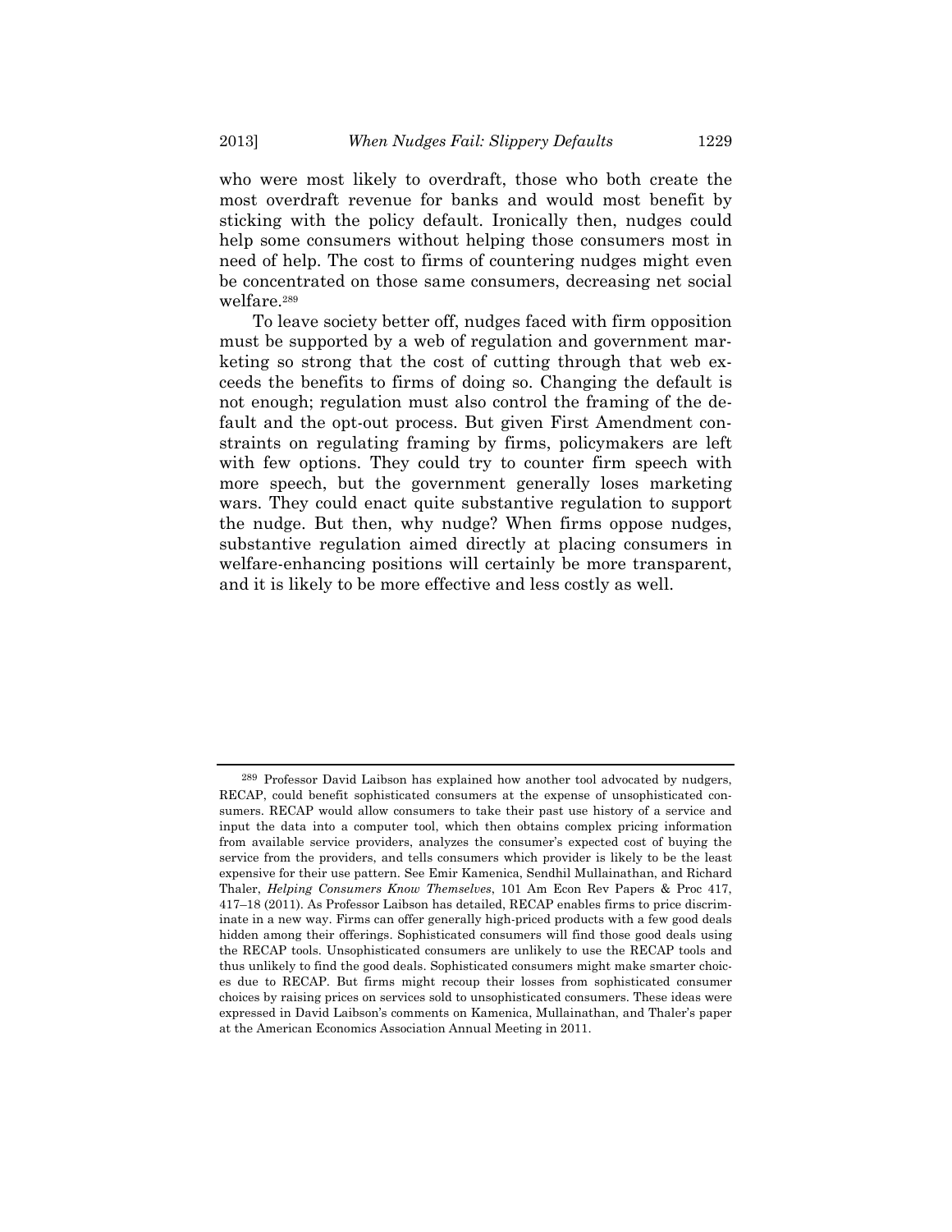who were most likely to overdraft, those who both create the most overdraft revenue for banks and would most benefit by sticking with the policy default. Ironically then, nudges could help some consumers without helping those consumers most in need of help. The cost to firms of countering nudges might even be concentrated on those same consumers, decreasing net social welfare.[289]

To leave society better off, nudges faced with firm opposition must be supported by a web of regulation and government marketing so strong that the cost of cutting through that web exceeds the benefits to firms of doing so. Changing the default is not enough; regulation must also control the framing of the default and the opt-out process. But given First Amendment constraints on regulating framing by firms, policymakers are left with few options. They could try to counter firm speech with more speech, but the government generally loses marketing wars. They could enact quite substantive regulation to support the nudge. But then, why nudge? When firms oppose nudges, substantive regulation aimed directly at placing consumers in welfare-enhancing positions will certainly be more transparent, and it is likely to be more effective and less costly as well.

---

[289] Professor David Laibson has explained how another tool advocated by nudgers, RECAP, could benefit sophisticated consumers at the expense of unsophisticated consumers. RECAP would allow consumers to take their past use history of a service and input the data into a computer tool, which then obtains complex pricing information from available service providers, analyzes the consumer's expected cost of buying the service from the providers, and tells consumers which provider is likely to be the least expensive for their use pattern. See Emir Kamenica, Sendhil Mullainathan, and Richard Thaler, *Helping Consumers Know Themselves*, 101 Am Econ Rev Papers & Proc 417, 417–18 (2011). As Professor Laibson has detailed, RECAP enables firms to price discriminate in a new way. Firms can offer generally high-priced products with a few good deals hidden among their offerings. Sophisticated consumers will find those good deals using the RECAP tools. Unsophisticated consumers are unlikely to use the RECAP tools and thus unlikely to find the good deals. Sophisticated consumers might make smarter choices due to RECAP. But firms might recoup their losses from sophisticated consumer choices by raising prices on services sold to unsophisticated consumers. These ideas were expressed in David Laibson's comments on Kamenica, Mullainathan, and Thaler's paper at the American Economics Association Annual Meeting in 2011.